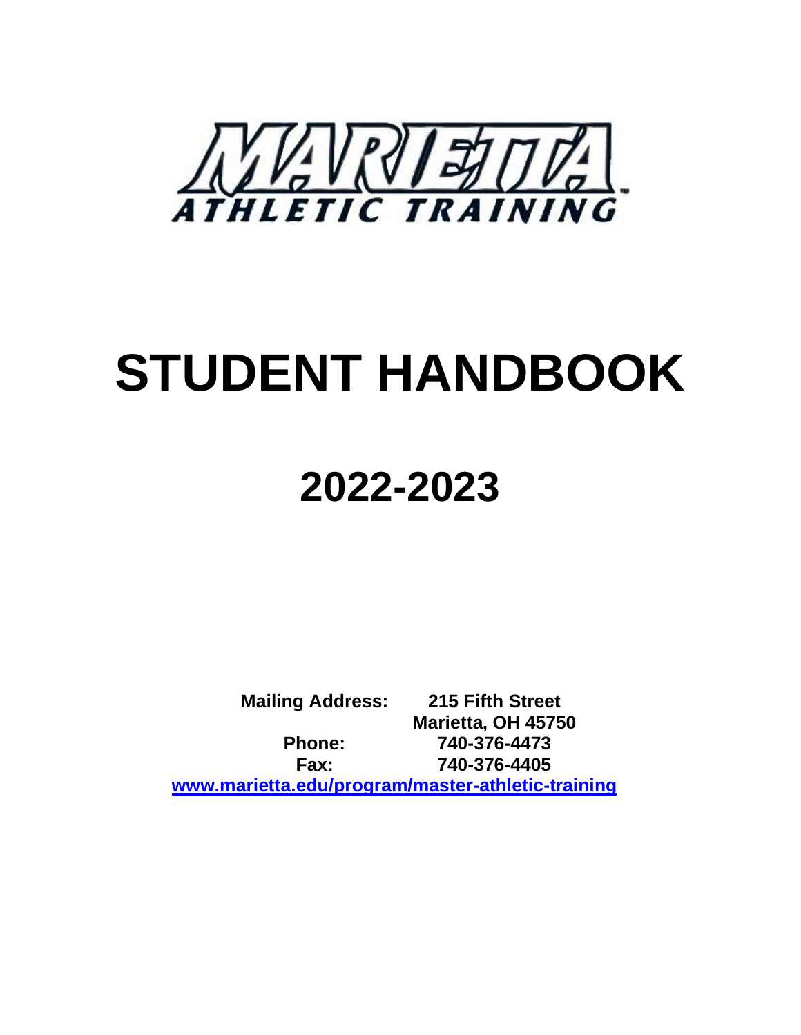MARIETTA

ATHLETIC TRAINING

# STUDENT HANDBOOK

# 2022-2023

**Mailing Address:** **215 Fifth Street**
**Marietta, OH 45750**
**Phone:** **740-376-4473**
**Fax:** **740-376-4405**
**www.marietta.edu/program/master-athletic-training**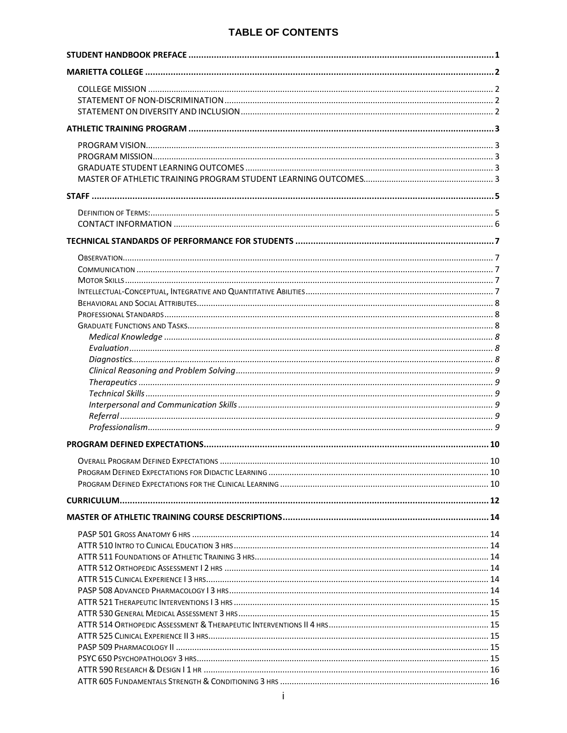# TABLE OF CONTENTS

**STUDENT HANDBOOK PREFACE** .... 1

**MARIETTA COLLEGE** .... 2

- COLLEGE MISSION .... 2
- STATEMENT OF NON-DISCRIMINATION .... 2
- STATEMENT ON DIVERSITY AND INCLUSION .... 2

**ATHLETIC TRAINING PROGRAM** .... 3

- PROGRAM VISION .... 3
- PROGRAM MISSION .... 3
- GRADUATE STUDENT LEARNING OUTCOMES .... 3
- MASTER OF ATHLETIC TRAINING PROGRAM STUDENT LEARNING OUTCOMES .... 3

**STAFF** .... 5

- DEFINITION OF TERMS: .... 5
- CONTACT INFORMATION .... 6

**TECHNICAL STANDARDS OF PERFORMANCE FOR STUDENTS** .... 7

- OBSERVATION .... 7
- COMMUNICATION .... 7
- MOTOR SKILLS .... 7
- INTELLECTUAL-CONCEPTUAL, INTEGRATIVE AND QUANTITATIVE ABILITIES .... 7
- BEHAVIORAL AND SOCIAL ATTRIBUTES .... 8
- PROFESSIONAL STANDARDS .... 8
- GRADUATE FUNCTIONS AND TASKS .... 8
  - *Medical Knowledge* .... 8
  - *Evaluation* .... 8
  - *Diagnostics* .... 8
  - *Clinical Reasoning and Problem Solving* .... 9
  - *Therapeutics* .... 9
  - *Technical Skills* .... 9
  - *Interpersonal and Communication Skills* .... 9
  - *Referral* .... 9
  - *Professionalism* .... 9

**PROGRAM DEFINED EXPECTATIONS** .... 10

- OVERALL PROGRAM DEFINED EXPECTATIONS .... 10
- PROGRAM DEFINED EXPECTATIONS FOR DIDACTIC LEARNING .... 10
- PROGRAM DEFINED EXPECTATIONS FOR THE CLINICAL LEARNING .... 10

**CURRICULUM** .... 12

**MASTER OF ATHLETIC TRAINING COURSE DESCRIPTIONS** .... 14

- PASP 501 GROSS ANATOMY 6 HRS .... 14
- ATTR 510 INTRO TO CLINICAL EDUCATION 3 HRS .... 14
- ATTR 511 FOUNDATIONS OF ATHLETIC TRAINING 3 HRS .... 14
- ATTR 512 ORTHOPEDIC ASSESSMENT I 2 HRS .... 14
- ATTR 515 CLINICAL EXPERIENCE I 3 HRS .... 14
- PASP 508 ADVANCED PHARMACOLOGY I 3 HRS .... 14
- ATTR 521 THERAPEUTIC INTERVENTIONS I 3 HRS .... 15
- ATTR 530 GENERAL MEDICAL ASSESSMENT 3 HRS .... 15
- ATTR 514 ORTHOPEDIC ASSESSMENT & THERAPEUTIC INTERVENTIONS II 4 HRS .... 15
- ATTR 525 CLINICAL EXPERIENCE II 3 HRS .... 15
- PASP 509 PHARMACOLOGY II .... 15
- PSYC 650 PSYCHOPATHOLOGY 3 HRS .... 15
- ATTR 590 RESEARCH & DESIGN I 1 HR .... 16
- ATTR 605 FUNDAMENTALS STRENGTH & CONDITIONING 3 HRS .... 16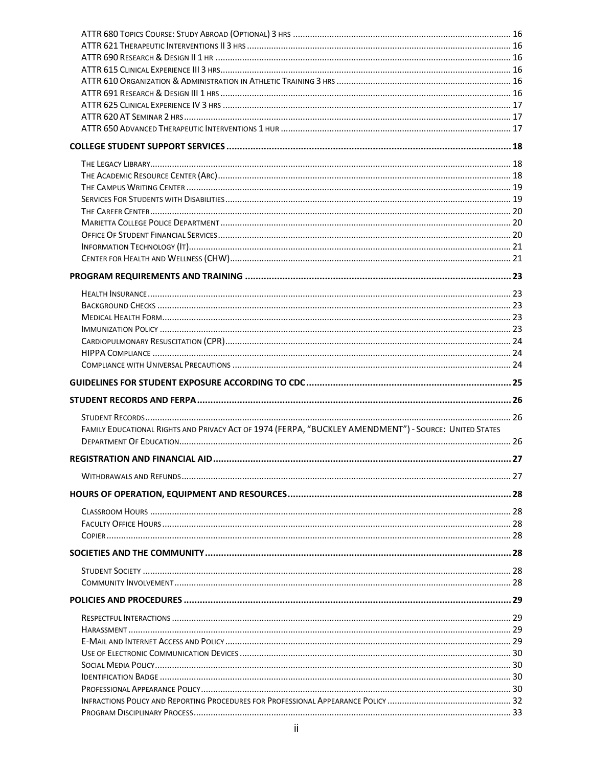ATTR 680 Topics Course: Study Abroad (Optional) 3 hrs ..... 16
ATTR 621 Therapeutic Interventions II 3 hrs ..... 16
ATTR 690 Research & Design II 1 hr ..... 16
ATTR 615 Clinical Experience III 3 hrs ..... 16
ATTR 610 Organization & Administration in Athletic Training 3 hrs ..... 16
ATTR 691 Research & Design III 1 hrs ..... 16
ATTR 625 Clinical Experience IV 3 hrs ..... 17
ATTR 620 AT Seminar 2 hrs ..... 17
ATTR 650 Advanced Therapeutic Interventions 1 hur ..... 17

**COLLEGE STUDENT SUPPORT SERVICES ..... 18**

The Legacy Library ..... 18
The Academic Resource Center (Arc) ..... 18
The Campus Writing Center ..... 19
Services For Students with Disabilities ..... 19
The Career Center ..... 20
Marietta College Police Department ..... 20
Office Of Student Financial Services ..... 20
Information Technology (It) ..... 21
Center for Health and Wellness (CHW) ..... 21

**PROGRAM REQUIREMENTS AND TRAINING ..... 23**

Health Insurance ..... 23
Background Checks ..... 23
Medical Health Form ..... 23
Immunization Policy ..... 23
Cardiopulmonary Resuscitation (CPR) ..... 24
HIPPA Compliance ..... 24
Compliance with Universal Precautions ..... 24

**GUIDELINES FOR STUDENT EXPOSURE ACCORDING TO CDC ..... 25**

**STUDENT RECORDS AND FERPA ..... 26**

Student Records ..... 26
Family Educational Rights and Privacy Act of 1974 (FERPA, "BUCKLEY AMENDMENT") - Source: United States Department Of Education ..... 26

**REGISTRATION AND FINANCIAL AID ..... 27**

Withdrawals and Refunds ..... 27

**HOURS OF OPERATION, EQUIPMENT AND RESOURCES ..... 28**

Classroom Hours ..... 28
Faculty Office Hours ..... 28
Copier ..... 28

**SOCIETIES AND THE COMMUNITY ..... 28**

Student Society ..... 28
Community Involvement ..... 28

**POLICIES AND PROCEDURES ..... 29**

Respectful Interactions ..... 29
Harassment ..... 29
E-Mail and Internet Access and Policy ..... 29
Use of Electronic Communication Devices ..... 30
Social Media Policy ..... 30
Identification Badge ..... 30
Professional Appearance Policy ..... 30
Infractions Policy and Reporting Procedures for Professional Appearance Policy ..... 32
Program Disciplinary Process ..... 33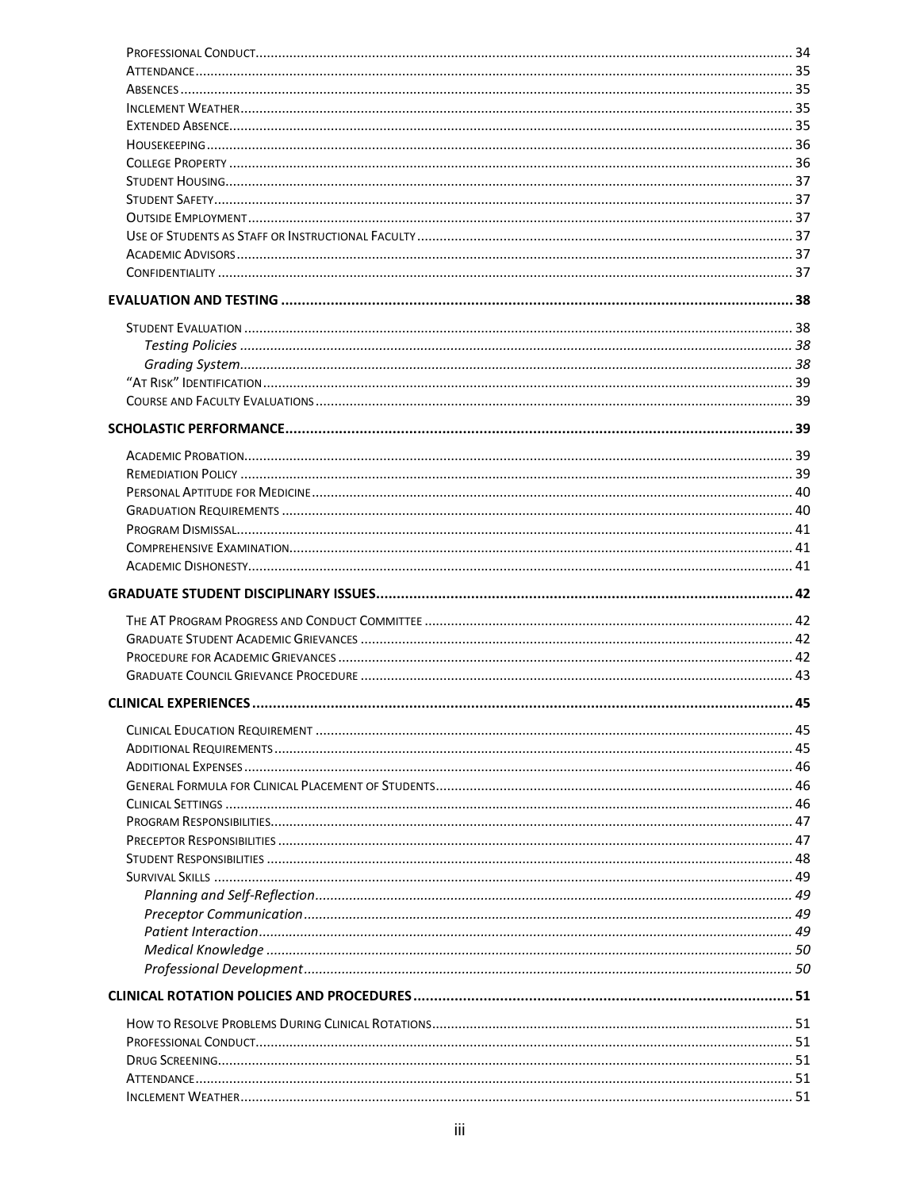Professional Conduct .......... 34
Attendance .......... 35
Absences .......... 35
Inclement Weather .......... 35
Extended Absence .......... 35
Housekeeping .......... 36
College Property .......... 36
Student Housing .......... 37
Student Safety .......... 37
Outside Employment .......... 37
Use of Students as Staff or Instructional Faculty .......... 37
Academic Advisors .......... 37
Confidentiality .......... 37

**EVALUATION AND TESTING .......... 38**

Student Evaluation .......... 38
*Testing Policies .......... 38*
*Grading System .......... 38*
"At Risk" Identification .......... 39
Course and Faculty Evaluations .......... 39

**SCHOLASTIC PERFORMANCE .......... 39**

Academic Probation .......... 39
Remediation Policy .......... 39
Personal Aptitude for Medicine .......... 40
Graduation Requirements .......... 40
Program Dismissal .......... 41
Comprehensive Examination .......... 41
Academic Dishonesty .......... 41

**GRADUATE STUDENT DISCIPLINARY ISSUES .......... 42**

The AT Program Progress and Conduct Committee .......... 42
Graduate Student Academic Grievances .......... 42
Procedure for Academic Grievances .......... 42
Graduate Council Grievance Procedure .......... 43

**CLINICAL EXPERIENCES .......... 45**

Clinical Education Requirement .......... 45
Additional Requirements .......... 45
Additional Expenses .......... 46
General Formula for Clinical Placement of Students .......... 46
Clinical Settings .......... 46
Program Responsibilities .......... 47
Preceptor Responsibilities .......... 47
Student Responsibilities .......... 48
Survival Skills .......... 49
*Planning and Self-Reflection .......... 49*
*Preceptor Communication .......... 49*
*Patient Interaction .......... 49*
*Medical Knowledge .......... 50*
*Professional Development .......... 50*

**CLINICAL ROTATION POLICIES AND PROCEDURES .......... 51**

How to Resolve Problems During Clinical Rotations .......... 51
Professional Conduct .......... 51
Drug Screening .......... 51
Attendance .......... 51
Inclement Weather .......... 51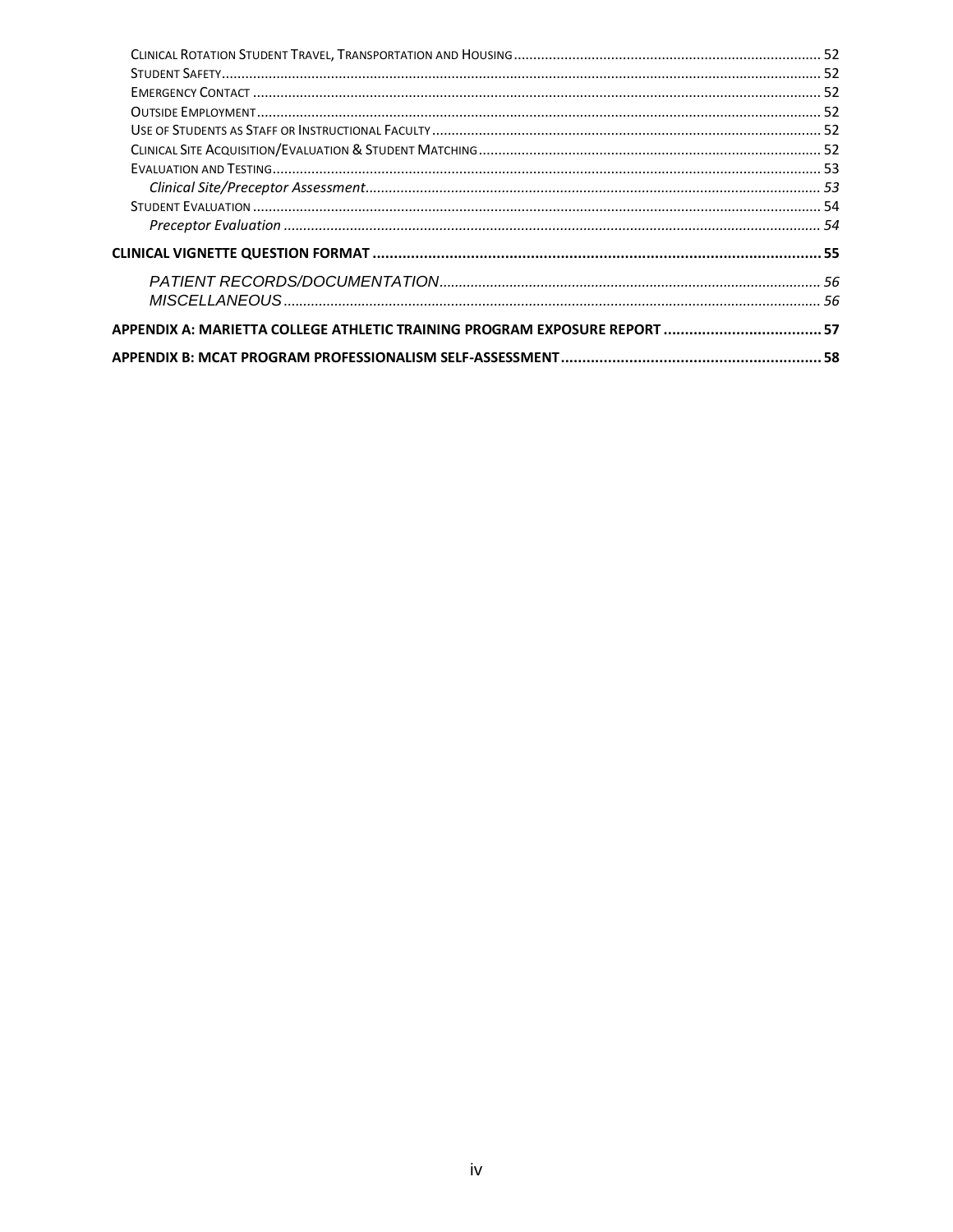Clinical Rotation Student Travel, Transportation and Housing ........ 52
Student Safety ........ 52
Emergency Contact ........ 52
Outside Employment ........ 52
Use of Students as Staff or Instructional Faculty ........ 52
Clinical Site Acquisition/Evaluation & Student Matching ........ 52
Evaluation and Testing ........ 53
*Clinical Site/Preceptor Assessment* ........ *53*
Student Evaluation ........ 54
*Preceptor Evaluation* ........ *54*

**CLINICAL VIGNETTE QUESTION FORMAT ........ 55**

*PATIENT RECORDS/DOCUMENTATION* ........ *56*
*MISCELLANEOUS* ........ *56*

**APPENDIX A: MARIETTA COLLEGE ATHLETIC TRAINING PROGRAM EXPOSURE REPORT ........ 57**

**APPENDIX B: MCAT PROGRAM PROFESSIONALISM SELF-ASSESSMENT ........ 58**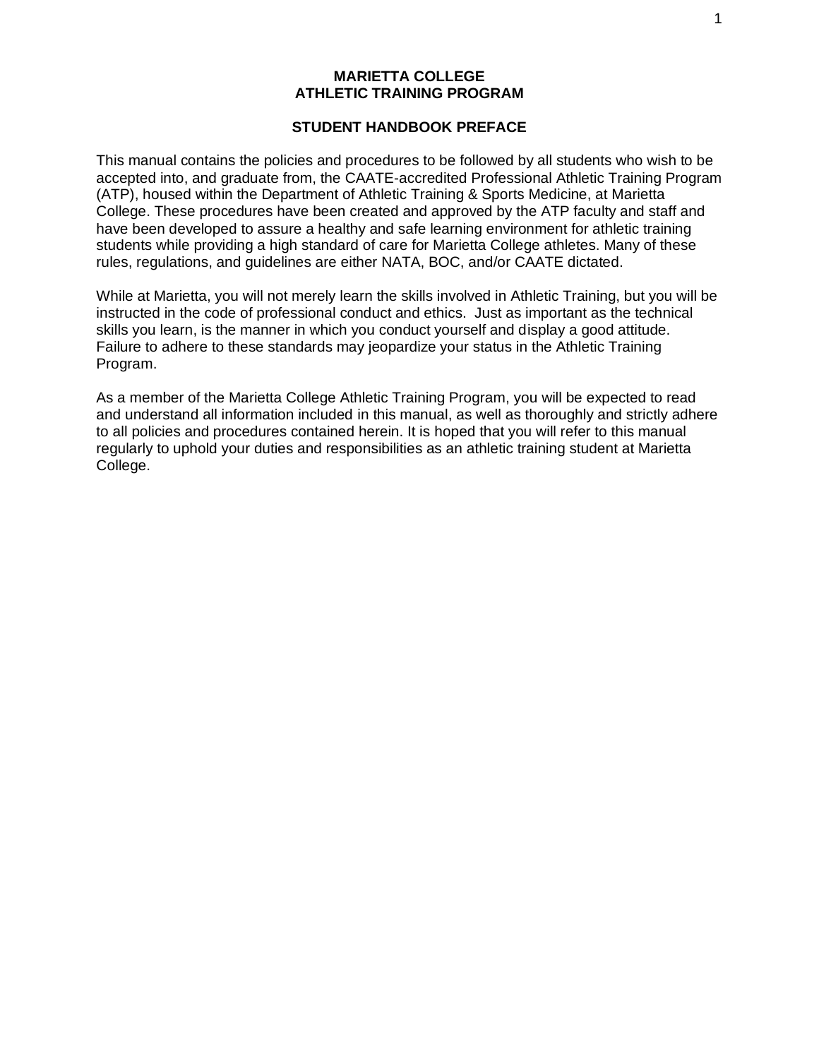# MARIETTA COLLEGE
# ATHLETIC TRAINING PROGRAM

## STUDENT HANDBOOK PREFACE

This manual contains the policies and procedures to be followed by all students who wish to be accepted into, and graduate from, the CAATE-accredited Professional Athletic Training Program (ATP), housed within the Department of Athletic Training & Sports Medicine, at Marietta College. These procedures have been created and approved by the ATP faculty and staff and have been developed to assure a healthy and safe learning environment for athletic training students while providing a high standard of care for Marietta College athletes. Many of these rules, regulations, and guidelines are either NATA, BOC, and/or CAATE dictated.

While at Marietta, you will not merely learn the skills involved in Athletic Training, but you will be instructed in the code of professional conduct and ethics. Just as important as the technical skills you learn, is the manner in which you conduct yourself and display a good attitude. Failure to adhere to these standards may jeopardize your status in the Athletic Training Program.

As a member of the Marietta College Athletic Training Program, you will be expected to read and understand all information included in this manual, as well as thoroughly and strictly adhere to all policies and procedures contained herein. It is hoped that you will refer to this manual regularly to uphold your duties and responsibilities as an athletic training student at Marietta College.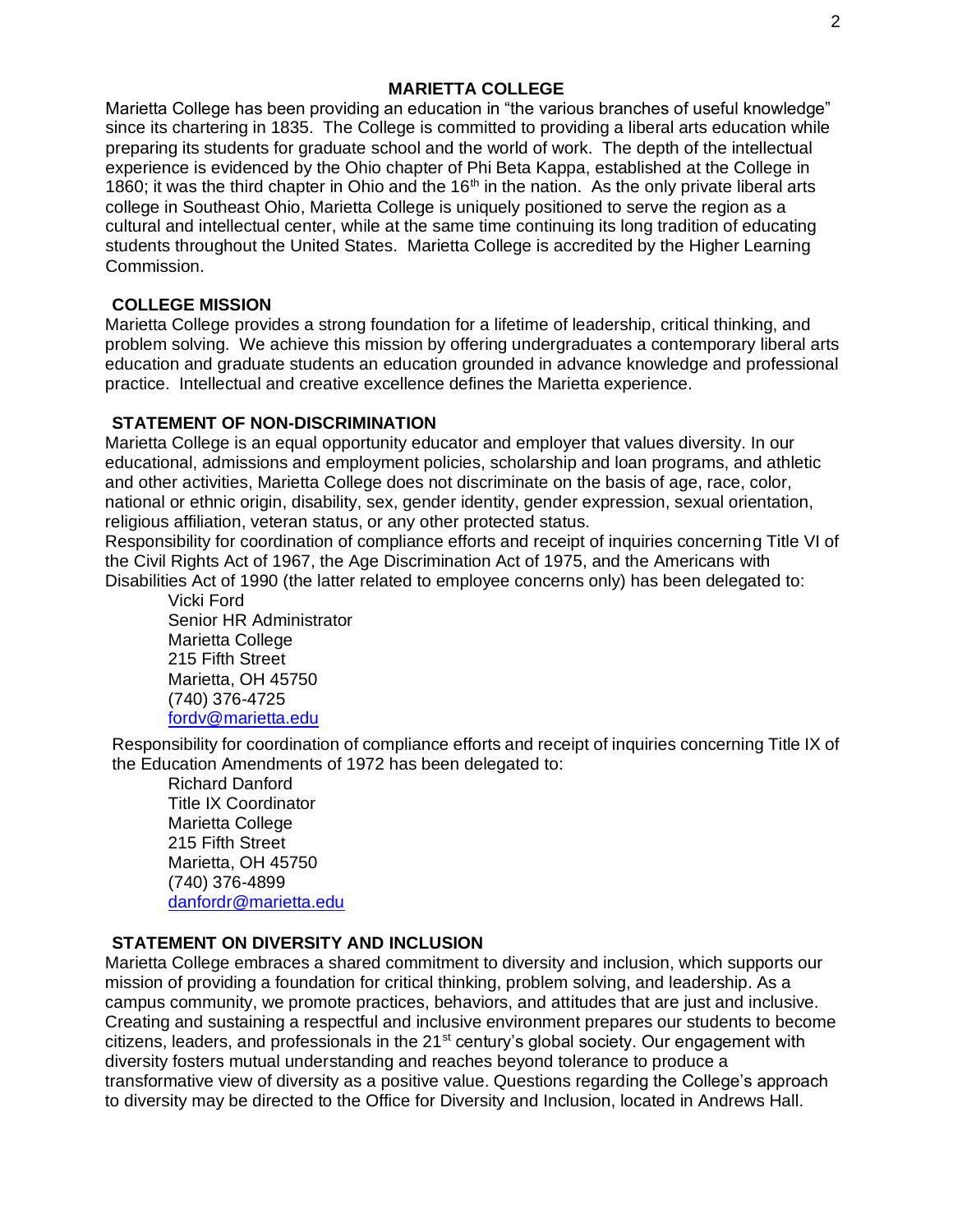## MARIETTA COLLEGE

Marietta College has been providing an education in "the various branches of useful knowledge" since its chartering in 1835. The College is committed to providing a liberal arts education while preparing its students for graduate school and the world of work. The depth of the intellectual experience is evidenced by the Ohio chapter of Phi Beta Kappa, established at the College in 1860; it was the third chapter in Ohio and the 16th in the nation. As the only private liberal arts college in Southeast Ohio, Marietta College is uniquely positioned to serve the region as a cultural and intellectual center, while at the same time continuing its long tradition of educating students throughout the United States. Marietta College is accredited by the Higher Learning Commission.

### COLLEGE MISSION

Marietta College provides a strong foundation for a lifetime of leadership, critical thinking, and problem solving. We achieve this mission by offering undergraduates a contemporary liberal arts education and graduate students an education grounded in advance knowledge and professional practice. Intellectual and creative excellence defines the Marietta experience.

### STATEMENT OF NON-DISCRIMINATION

Marietta College is an equal opportunity educator and employer that values diversity. In our educational, admissions and employment policies, scholarship and loan programs, and athletic and other activities, Marietta College does not discriminate on the basis of age, race, color, national or ethnic origin, disability, sex, gender identity, gender expression, sexual orientation, religious affiliation, veteran status, or any other protected status.

Responsibility for coordination of compliance efforts and receipt of inquiries concerning Title VI of the Civil Rights Act of 1967, the Age Discrimination Act of 1975, and the Americans with Disabilities Act of 1990 (the latter related to employee concerns only) has been delegated to:

Vicki Ford
Senior HR Administrator
Marietta College
215 Fifth Street
Marietta, OH 45750
(740) 376-4725
fordv@marietta.edu

Responsibility for coordination of compliance efforts and receipt of inquiries concerning Title IX of the Education Amendments of 1972 has been delegated to:

Richard Danford
Title IX Coordinator
Marietta College
215 Fifth Street
Marietta, OH 45750
(740) 376-4899
danfordr@marietta.edu

### STATEMENT ON DIVERSITY AND INCLUSION

Marietta College embraces a shared commitment to diversity and inclusion, which supports our mission of providing a foundation for critical thinking, problem solving, and leadership. As a campus community, we promote practices, behaviors, and attitudes that are just and inclusive. Creating and sustaining a respectful and inclusive environment prepares our students to become citizens, leaders, and professionals in the 21st century's global society. Our engagement with diversity fosters mutual understanding and reaches beyond tolerance to produce a transformative view of diversity as a positive value. Questions regarding the College's approach to diversity may be directed to the Office for Diversity and Inclusion, located in Andrews Hall.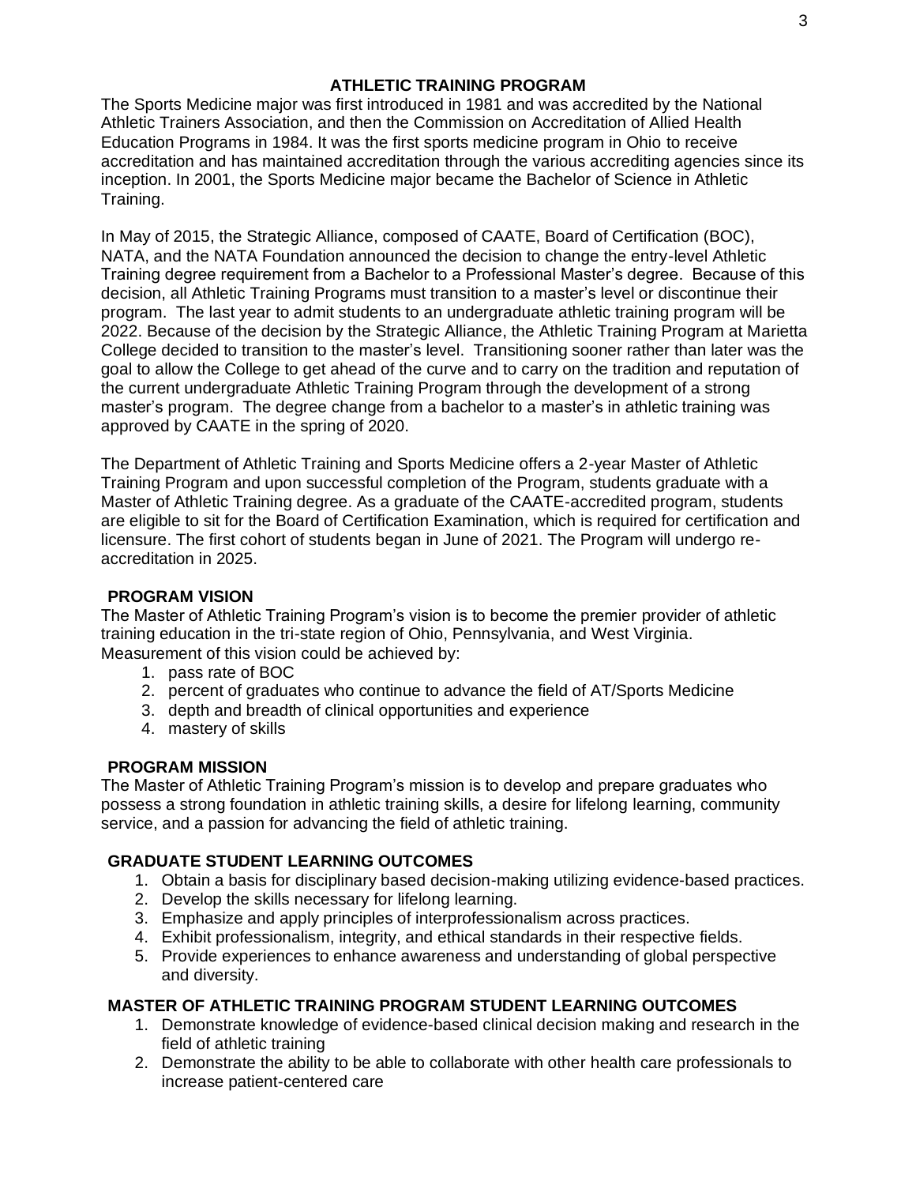## ATHLETIC TRAINING PROGRAM

The Sports Medicine major was first introduced in 1981 and was accredited by the National Athletic Trainers Association, and then the Commission on Accreditation of Allied Health Education Programs in 1984. It was the first sports medicine program in Ohio to receive accreditation and has maintained accreditation through the various accrediting agencies since its inception. In 2001, the Sports Medicine major became the Bachelor of Science in Athletic Training.

In May of 2015, the Strategic Alliance, composed of CAATE, Board of Certification (BOC), NATA, and the NATA Foundation announced the decision to change the entry-level Athletic Training degree requirement from a Bachelor to a Professional Master's degree. Because of this decision, all Athletic Training Programs must transition to a master's level or discontinue their program. The last year to admit students to an undergraduate athletic training program will be 2022. Because of the decision by the Strategic Alliance, the Athletic Training Program at Marietta College decided to transition to the master's level. Transitioning sooner rather than later was the goal to allow the College to get ahead of the curve and to carry on the tradition and reputation of the current undergraduate Athletic Training Program through the development of a strong master's program. The degree change from a bachelor to a master's in athletic training was approved by CAATE in the spring of 2020.

The Department of Athletic Training and Sports Medicine offers a 2-year Master of Athletic Training Program and upon successful completion of the Program, students graduate with a Master of Athletic Training degree. As a graduate of the CAATE-accredited program, students are eligible to sit for the Board of Certification Examination, which is required for certification and licensure. The first cohort of students began in June of 2021. The Program will undergo re-accreditation in 2025.

### PROGRAM VISION

The Master of Athletic Training Program's vision is to become the premier provider of athletic training education in the tri-state region of Ohio, Pennsylvania, and West Virginia. Measurement of this vision could be achieved by:

1. pass rate of BOC
2. percent of graduates who continue to advance the field of AT/Sports Medicine
3. depth and breadth of clinical opportunities and experience
4. mastery of skills

### PROGRAM MISSION

The Master of Athletic Training Program's mission is to develop and prepare graduates who possess a strong foundation in athletic training skills, a desire for lifelong learning, community service, and a passion for advancing the field of athletic training.

### GRADUATE STUDENT LEARNING OUTCOMES

1. Obtain a basis for disciplinary based decision-making utilizing evidence-based practices.
2. Develop the skills necessary for lifelong learning.
3. Emphasize and apply principles of interprofessionalism across practices.
4. Exhibit professionalism, integrity, and ethical standards in their respective fields.
5. Provide experiences to enhance awareness and understanding of global perspective and diversity.

### MASTER OF ATHLETIC TRAINING PROGRAM STUDENT LEARNING OUTCOMES

1. Demonstrate knowledge of evidence-based clinical decision making and research in the field of athletic training
2. Demonstrate the ability to be able to collaborate with other health care professionals to increase patient-centered care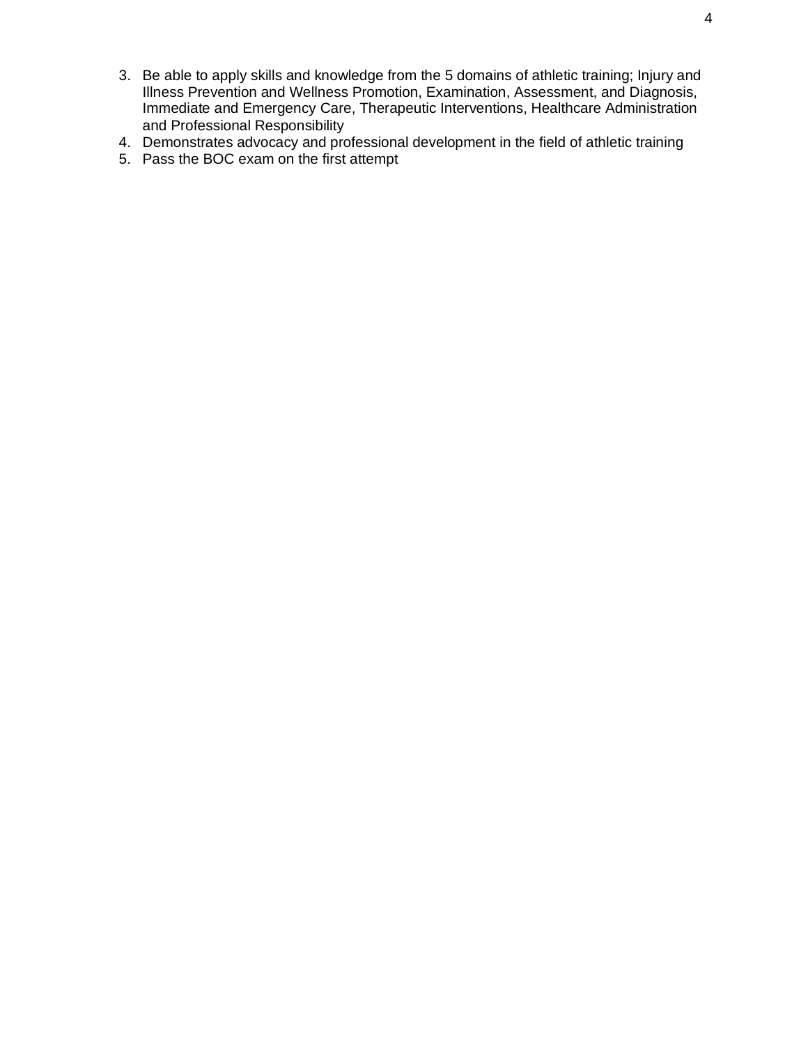3. Be able to apply skills and knowledge from the 5 domains of athletic training; Injury and Illness Prevention and Wellness Promotion, Examination, Assessment, and Diagnosis, Immediate and Emergency Care, Therapeutic Interventions, Healthcare Administration and Professional Responsibility
4. Demonstrates advocacy and professional development in the field of athletic training
5. Pass the BOC exam on the first attempt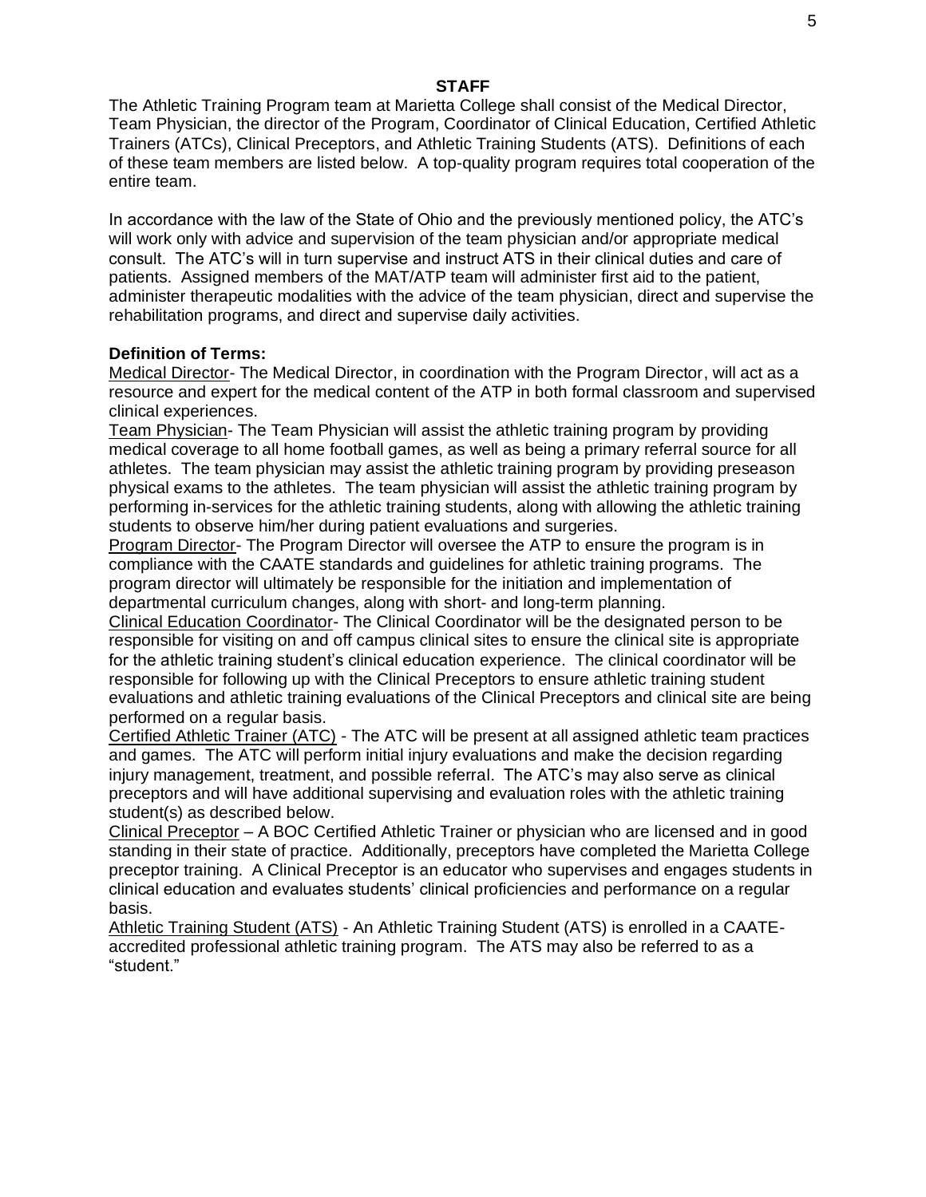## STAFF

The Athletic Training Program team at Marietta College shall consist of the Medical Director, Team Physician, the director of the Program, Coordinator of Clinical Education, Certified Athletic Trainers (ATCs), Clinical Preceptors, and Athletic Training Students (ATS). Definitions of each of these team members are listed below. A top-quality program requires total cooperation of the entire team.

In accordance with the law of the State of Ohio and the previously mentioned policy, the ATC's will work only with advice and supervision of the team physician and/or appropriate medical consult. The ATC's will in turn supervise and instruct ATS in their clinical duties and care of patients. Assigned members of the MAT/ATP team will administer first aid to the patient, administer therapeutic modalities with the advice of the team physician, direct and supervise the rehabilitation programs, and direct and supervise daily activities.

**Definition of Terms:**

<u>Medical Director</u>- The Medical Director, in coordination with the Program Director, will act as a resource and expert for the medical content of the ATP in both formal classroom and supervised clinical experiences.

<u>Team Physician</u>- The Team Physician will assist the athletic training program by providing medical coverage to all home football games, as well as being a primary referral source for all athletes. The team physician may assist the athletic training program by providing preseason physical exams to the athletes. The team physician will assist the athletic training program by performing in-services for the athletic training students, along with allowing the athletic training students to observe him/her during patient evaluations and surgeries.

<u>Program Director</u>- The Program Director will oversee the ATP to ensure the program is in compliance with the CAATE standards and guidelines for athletic training programs. The program director will ultimately be responsible for the initiation and implementation of departmental curriculum changes, along with short- and long-term planning.

<u>Clinical Education Coordinator</u>- The Clinical Coordinator will be the designated person to be responsible for visiting on and off campus clinical sites to ensure the clinical site is appropriate for the athletic training student's clinical education experience. The clinical coordinator will be responsible for following up with the Clinical Preceptors to ensure athletic training student evaluations and athletic training evaluations of the Clinical Preceptors and clinical site are being performed on a regular basis.

<u>Certified Athletic Trainer (ATC)</u> - The ATC will be present at all assigned athletic team practices and games. The ATC will perform initial injury evaluations and make the decision regarding injury management, treatment, and possible referral. The ATC's may also serve as clinical preceptors and will have additional supervising and evaluation roles with the athletic training student(s) as described below.

<u>Clinical Preceptor</u> – A BOC Certified Athletic Trainer or physician who are licensed and in good standing in their state of practice. Additionally, preceptors have completed the Marietta College preceptor training. A Clinical Preceptor is an educator who supervises and engages students in clinical education and evaluates students' clinical proficiencies and performance on a regular basis.

<u>Athletic Training Student (ATS)</u> - An Athletic Training Student (ATS) is enrolled in a CAATE-accredited professional athletic training program. The ATS may also be referred to as a "student."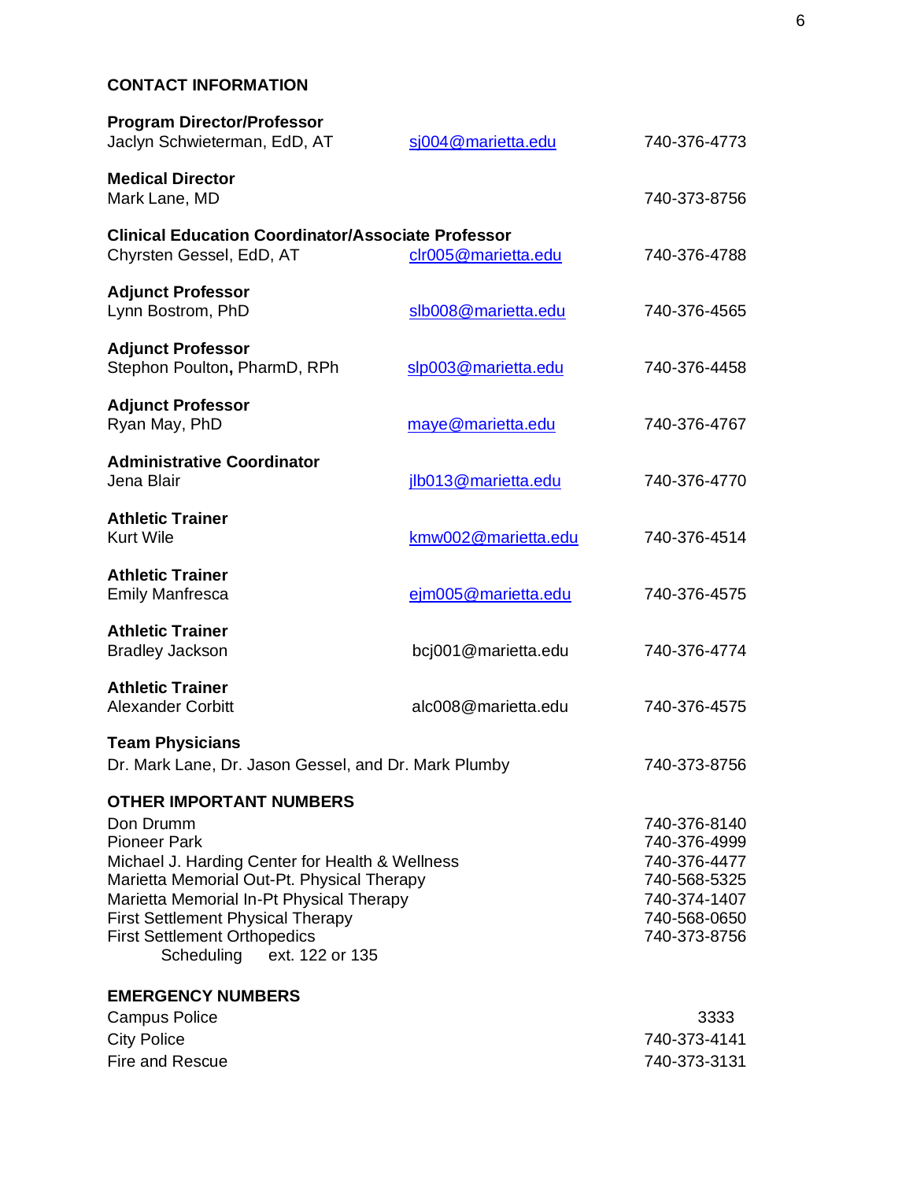## CONTACT INFORMATION

**Program Director/Professor**
Jaclyn Schwieterman, EdD, AT — sj004@marietta.edu — 740-376-4773

**Medical Director**
Mark Lane, MD — 740-373-8756

**Clinical Education Coordinator/Associate Professor**
Chyrsten Gessel, EdD, AT — clr005@marietta.edu — 740-376-4788

**Adjunct Professor**
Lynn Bostrom, PhD — slb008@marietta.edu — 740-376-4565

**Adjunct Professor**
Stephon Poulton**,** PharmD, RPh — slp003@marietta.edu — 740-376-4458

**Adjunct Professor**
Ryan May, PhD — maye@marietta.edu — 740-376-4767

**Administrative Coordinator**
Jena Blair — jlb013@marietta.edu — 740-376-4770

**Athletic Trainer**
Kurt Wile — kmw002@marietta.edu — 740-376-4514

**Athletic Trainer**
Emily Manfresca — ejm005@marietta.edu — 740-376-4575

**Athletic Trainer**
Bradley Jackson — bcj001@marietta.edu — 740-376-4774

**Athletic Trainer**
Alexander Corbitt — alc008@marietta.edu — 740-376-4575

**Team Physicians**
Dr. Mark Lane, Dr. Jason Gessel, and Dr. Mark Plumby — 740-373-8756

## OTHER IMPORTANT NUMBERS

| | |
|---|---|
| Don Drumm | 740-376-8140 |
| Pioneer Park | 740-376-4999 |
| Michael J. Harding Center for Health & Wellness | 740-376-4477 |
| Marietta Memorial Out-Pt. Physical Therapy | 740-568-5325 |
| Marietta Memorial In-Pt Physical Therapy | 740-374-1407 |
| First Settlement Physical Therapy | 740-568-0650 |
| First Settlement Orthopedics | 740-373-8756 |
| Scheduling ext. 122 or 135 | |

## EMERGENCY NUMBERS

| | |
|---|---|
| Campus Police | 3333 |
| City Police | 740-373-4141 |
| Fire and Rescue | 740-373-3131 |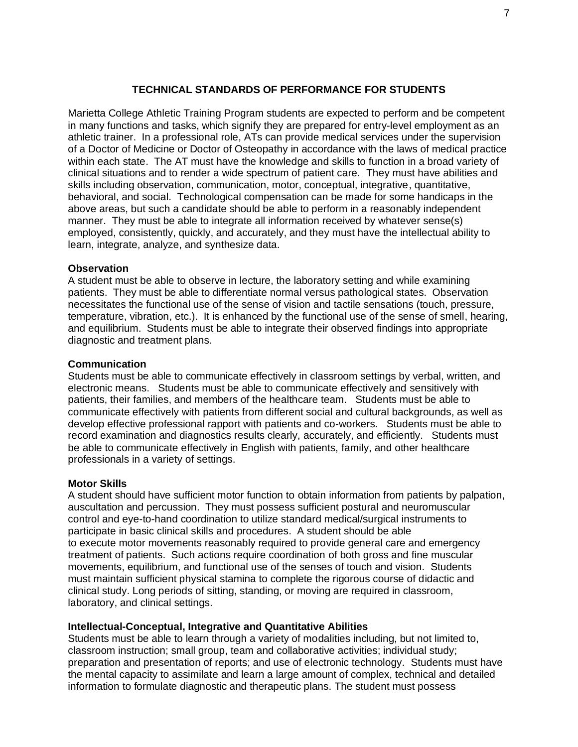## TECHNICAL STANDARDS OF PERFORMANCE FOR STUDENTS

Marietta College Athletic Training Program students are expected to perform and be competent in many functions and tasks, which signify they are prepared for entry-level employment as an athletic trainer. In a professional role, ATs can provide medical services under the supervision of a Doctor of Medicine or Doctor of Osteopathy in accordance with the laws of medical practice within each state. The AT must have the knowledge and skills to function in a broad variety of clinical situations and to render a wide spectrum of patient care. They must have abilities and skills including observation, communication, motor, conceptual, integrative, quantitative, behavioral, and social. Technological compensation can be made for some handicaps in the above areas, but such a candidate should be able to perform in a reasonably independent manner. They must be able to integrate all information received by whatever sense(s) employed, consistently, quickly, and accurately, and they must have the intellectual ability to learn, integrate, analyze, and synthesize data.

**Observation**
A student must be able to observe in lecture, the laboratory setting and while examining patients. They must be able to differentiate normal versus pathological states. Observation necessitates the functional use of the sense of vision and tactile sensations (touch, pressure, temperature, vibration, etc.). It is enhanced by the functional use of the sense of smell, hearing, and equilibrium. Students must be able to integrate their observed findings into appropriate diagnostic and treatment plans.

**Communication**
Students must be able to communicate effectively in classroom settings by verbal, written, and electronic means. Students must be able to communicate effectively and sensitively with patients, their families, and members of the healthcare team. Students must be able to communicate effectively with patients from different social and cultural backgrounds, as well as develop effective professional rapport with patients and co-workers. Students must be able to record examination and diagnostics results clearly, accurately, and efficiently. Students must be able to communicate effectively in English with patients, family, and other healthcare professionals in a variety of settings.

**Motor Skills**
A student should have sufficient motor function to obtain information from patients by palpation, auscultation and percussion. They must possess sufficient postural and neuromuscular control and eye-to-hand coordination to utilize standard medical/surgical instruments to participate in basic clinical skills and procedures. A student should be able to execute motor movements reasonably required to provide general care and emergency treatment of patients. Such actions require coordination of both gross and fine muscular movements, equilibrium, and functional use of the senses of touch and vision. Students must maintain sufficient physical stamina to complete the rigorous course of didactic and clinical study. Long periods of sitting, standing, or moving are required in classroom, laboratory, and clinical settings.

**Intellectual-Conceptual, Integrative and Quantitative Abilities**
Students must be able to learn through a variety of modalities including, but not limited to, classroom instruction; small group, team and collaborative activities; individual study; preparation and presentation of reports; and use of electronic technology. Students must have the mental capacity to assimilate and learn a large amount of complex, technical and detailed information to formulate diagnostic and therapeutic plans. The student must possess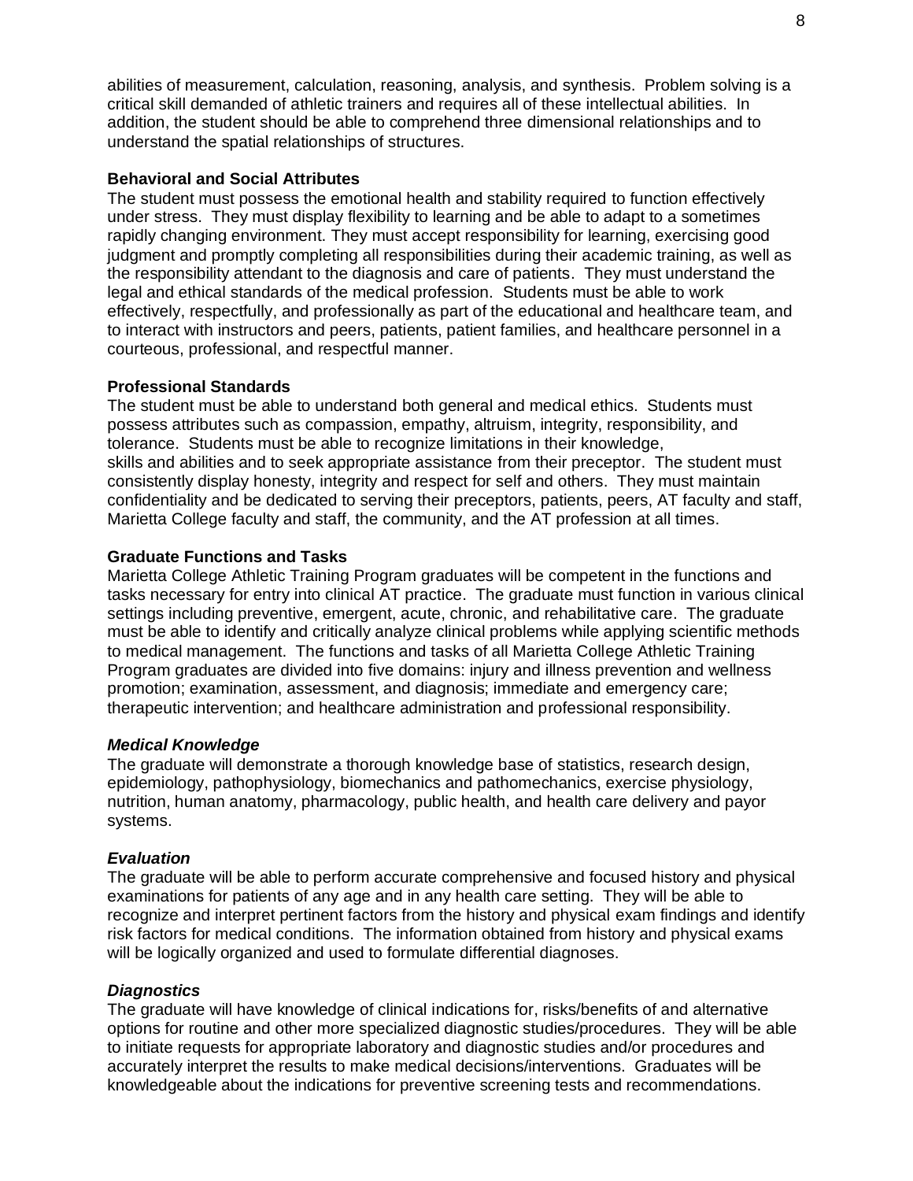abilities of measurement, calculation, reasoning, analysis, and synthesis. Problem solving is a critical skill demanded of athletic trainers and requires all of these intellectual abilities. In addition, the student should be able to comprehend three dimensional relationships and to understand the spatial relationships of structures.

**Behavioral and Social Attributes**

The student must possess the emotional health and stability required to function effectively under stress. They must display flexibility to learning and be able to adapt to a sometimes rapidly changing environment. They must accept responsibility for learning, exercising good judgment and promptly completing all responsibilities during their academic training, as well as the responsibility attendant to the diagnosis and care of patients. They must understand the legal and ethical standards of the medical profession. Students must be able to work effectively, respectfully, and professionally as part of the educational and healthcare team, and to interact with instructors and peers, patients, patient families, and healthcare personnel in a courteous, professional, and respectful manner.

**Professional Standards**

The student must be able to understand both general and medical ethics. Students must possess attributes such as compassion, empathy, altruism, integrity, responsibility, and tolerance. Students must be able to recognize limitations in their knowledge, skills and abilities and to seek appropriate assistance from their preceptor. The student must consistently display honesty, integrity and respect for self and others. They must maintain confidentiality and be dedicated to serving their preceptors, patients, peers, AT faculty and staff, Marietta College faculty and staff, the community, and the AT profession at all times.

**Graduate Functions and Tasks**

Marietta College Athletic Training Program graduates will be competent in the functions and tasks necessary for entry into clinical AT practice. The graduate must function in various clinical settings including preventive, emergent, acute, chronic, and rehabilitative care. The graduate must be able to identify and critically analyze clinical problems while applying scientific methods to medical management. The functions and tasks of all Marietta College Athletic Training Program graduates are divided into five domains: injury and illness prevention and wellness promotion; examination, assessment, and diagnosis; immediate and emergency care; therapeutic intervention; and healthcare administration and professional responsibility.

***Medical Knowledge***

The graduate will demonstrate a thorough knowledge base of statistics, research design, epidemiology, pathophysiology, biomechanics and pathomechanics, exercise physiology, nutrition, human anatomy, pharmacology, public health, and health care delivery and payor systems.

***Evaluation***

The graduate will be able to perform accurate comprehensive and focused history and physical examinations for patients of any age and in any health care setting. They will be able to recognize and interpret pertinent factors from the history and physical exam findings and identify risk factors for medical conditions. The information obtained from history and physical exams will be logically organized and used to formulate differential diagnoses.

***Diagnostics***

The graduate will have knowledge of clinical indications for, risks/benefits of and alternative options for routine and other more specialized diagnostic studies/procedures. They will be able to initiate requests for appropriate laboratory and diagnostic studies and/or procedures and accurately interpret the results to make medical decisions/interventions. Graduates will be knowledgeable about the indications for preventive screening tests and recommendations.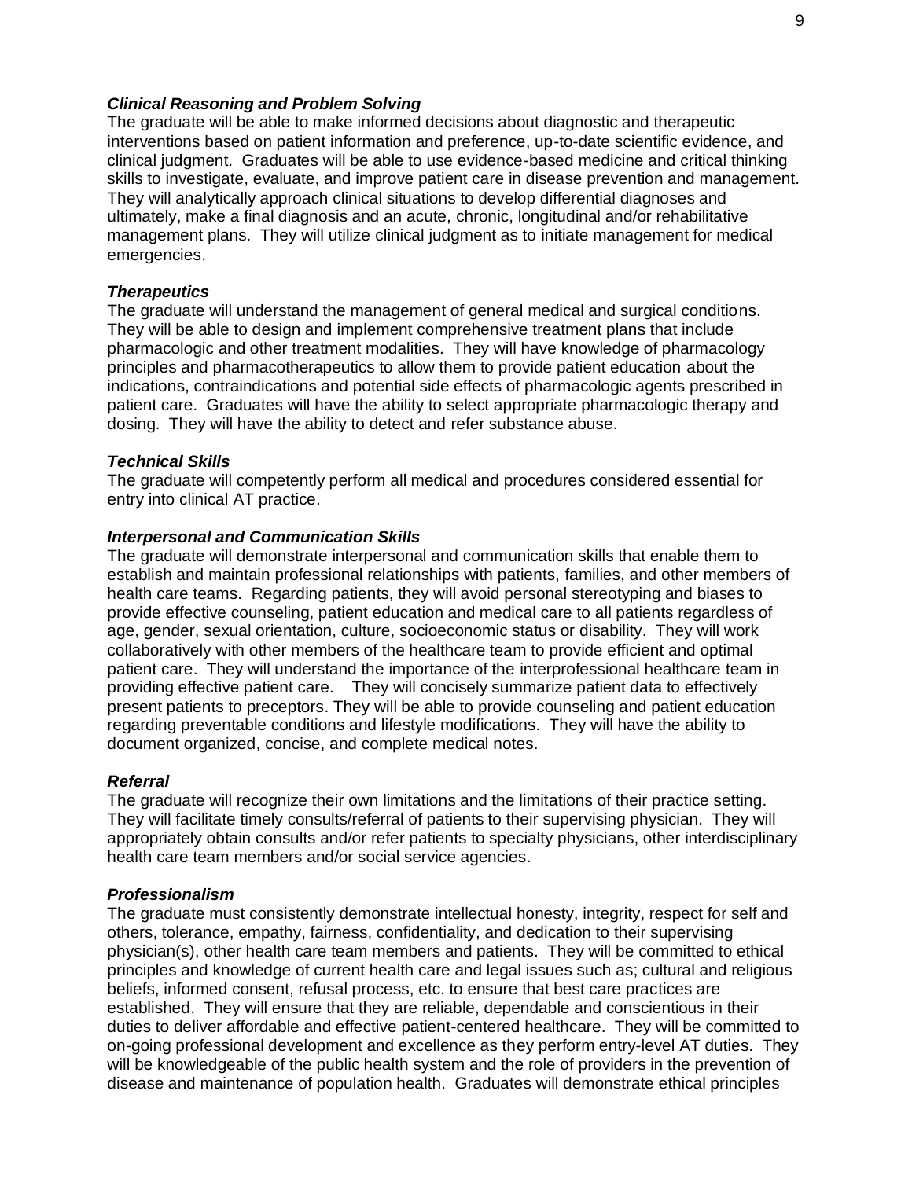***Clinical Reasoning and Problem Solving***

The graduate will be able to make informed decisions about diagnostic and therapeutic interventions based on patient information and preference, up-to-date scientific evidence, and clinical judgment. Graduates will be able to use evidence-based medicine and critical thinking skills to investigate, evaluate, and improve patient care in disease prevention and management. They will analytically approach clinical situations to develop differential diagnoses and ultimately, make a final diagnosis and an acute, chronic, longitudinal and/or rehabilitative management plans. They will utilize clinical judgment as to initiate management for medical emergencies.

***Therapeutics***

The graduate will understand the management of general medical and surgical conditions. They will be able to design and implement comprehensive treatment plans that include pharmacologic and other treatment modalities. They will have knowledge of pharmacology principles and pharmacotherapeutics to allow them to provide patient education about the indications, contraindications and potential side effects of pharmacologic agents prescribed in patient care. Graduates will have the ability to select appropriate pharmacologic therapy and dosing. They will have the ability to detect and refer substance abuse.

***Technical Skills***

The graduate will competently perform all medical and procedures considered essential for entry into clinical AT practice.

***Interpersonal and Communication Skills***

The graduate will demonstrate interpersonal and communication skills that enable them to establish and maintain professional relationships with patients, families, and other members of health care teams. Regarding patients, they will avoid personal stereotyping and biases to provide effective counseling, patient education and medical care to all patients regardless of age, gender, sexual orientation, culture, socioeconomic status or disability. They will work collaboratively with other members of the healthcare team to provide efficient and optimal patient care. They will understand the importance of the interprofessional healthcare team in providing effective patient care. They will concisely summarize patient data to effectively present patients to preceptors. They will be able to provide counseling and patient education regarding preventable conditions and lifestyle modifications. They will have the ability to document organized, concise, and complete medical notes.

***Referral***

The graduate will recognize their own limitations and the limitations of their practice setting. They will facilitate timely consults/referral of patients to their supervising physician. They will appropriately obtain consults and/or refer patients to specialty physicians, other interdisciplinary health care team members and/or social service agencies.

***Professionalism***

The graduate must consistently demonstrate intellectual honesty, integrity, respect for self and others, tolerance, empathy, fairness, confidentiality, and dedication to their supervising physician(s), other health care team members and patients. They will be committed to ethical principles and knowledge of current health care and legal issues such as; cultural and religious beliefs, informed consent, refusal process, etc. to ensure that best care practices are established. They will ensure that they are reliable, dependable and conscientious in their duties to deliver affordable and effective patient-centered healthcare. They will be committed to on-going professional development and excellence as they perform entry-level AT duties. They will be knowledgeable of the public health system and the role of providers in the prevention of disease and maintenance of population health. Graduates will demonstrate ethical principles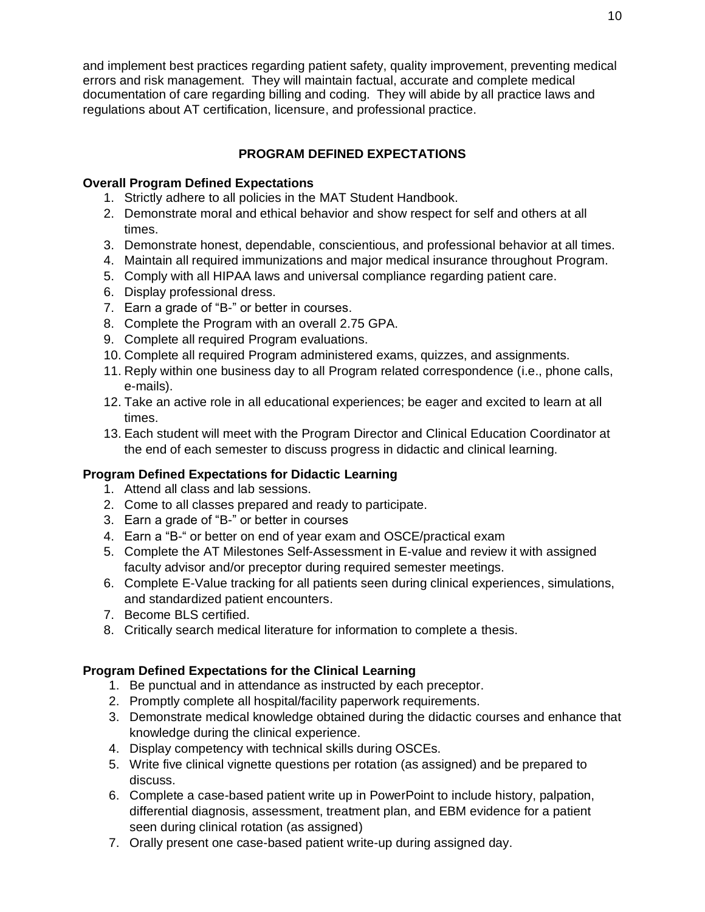and implement best practices regarding patient safety, quality improvement, preventing medical errors and risk management. They will maintain factual, accurate and complete medical documentation of care regarding billing and coding. They will abide by all practice laws and regulations about AT certification, licensure, and professional practice.

## PROGRAM DEFINED EXPECTATIONS

### Overall Program Defined Expectations

1. Strictly adhere to all policies in the MAT Student Handbook.
2. Demonstrate moral and ethical behavior and show respect for self and others at all times.
3. Demonstrate honest, dependable, conscientious, and professional behavior at all times.
4. Maintain all required immunizations and major medical insurance throughout Program.
5. Comply with all HIPAA laws and universal compliance regarding patient care.
6. Display professional dress.
7. Earn a grade of "B-" or better in courses.
8. Complete the Program with an overall 2.75 GPA.
9. Complete all required Program evaluations.
10. Complete all required Program administered exams, quizzes, and assignments.
11. Reply within one business day to all Program related correspondence (i.e., phone calls, e-mails).
12. Take an active role in all educational experiences; be eager and excited to learn at all times.
13. Each student will meet with the Program Director and Clinical Education Coordinator at the end of each semester to discuss progress in didactic and clinical learning.

### Program Defined Expectations for Didactic Learning

1. Attend all class and lab sessions.
2. Come to all classes prepared and ready to participate.
3. Earn a grade of "B-" or better in courses
4. Earn a "B-" or better on end of year exam and OSCE/practical exam
5. Complete the AT Milestones Self-Assessment in E-value and review it with assigned faculty advisor and/or preceptor during required semester meetings.
6. Complete E-Value tracking for all patients seen during clinical experiences, simulations, and standardized patient encounters.
7. Become BLS certified.
8. Critically search medical literature for information to complete a thesis.

### Program Defined Expectations for the Clinical Learning

1. Be punctual and in attendance as instructed by each preceptor.
2. Promptly complete all hospital/facility paperwork requirements.
3. Demonstrate medical knowledge obtained during the didactic courses and enhance that knowledge during the clinical experience.
4. Display competency with technical skills during OSCEs.
5. Write five clinical vignette questions per rotation (as assigned) and be prepared to discuss.
6. Complete a case-based patient write up in PowerPoint to include history, palpation, differential diagnosis, assessment, treatment plan, and EBM evidence for a patient seen during clinical rotation (as assigned)
7. Orally present one case-based patient write-up during assigned day.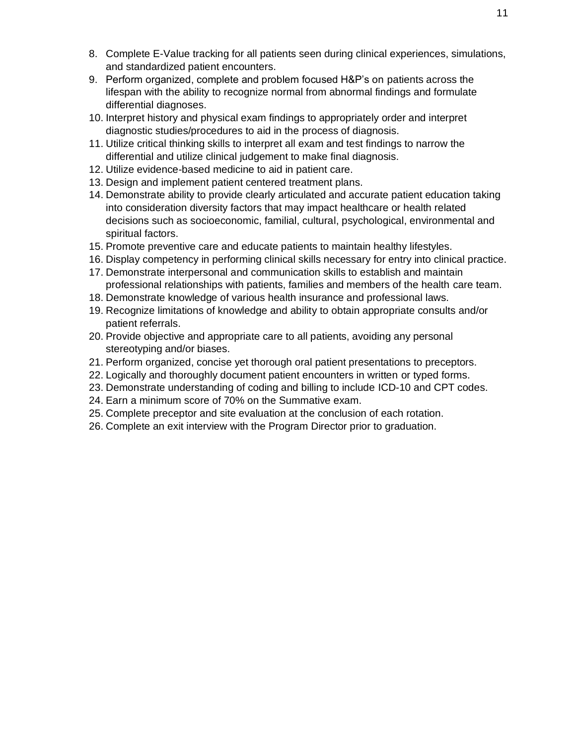8. Complete E-Value tracking for all patients seen during clinical experiences, simulations, and standardized patient encounters.
9. Perform organized, complete and problem focused H&P's on patients across the lifespan with the ability to recognize normal from abnormal findings and formulate differential diagnoses.
10. Interpret history and physical exam findings to appropriately order and interpret diagnostic studies/procedures to aid in the process of diagnosis.
11. Utilize critical thinking skills to interpret all exam and test findings to narrow the differential and utilize clinical judgement to make final diagnosis.
12. Utilize evidence-based medicine to aid in patient care.
13. Design and implement patient centered treatment plans.
14. Demonstrate ability to provide clearly articulated and accurate patient education taking into consideration diversity factors that may impact healthcare or health related decisions such as socioeconomic, familial, cultural, psychological, environmental and spiritual factors.
15. Promote preventive care and educate patients to maintain healthy lifestyles.
16. Display competency in performing clinical skills necessary for entry into clinical practice.
17. Demonstrate interpersonal and communication skills to establish and maintain professional relationships with patients, families and members of the health care team.
18. Demonstrate knowledge of various health insurance and professional laws.
19. Recognize limitations of knowledge and ability to obtain appropriate consults and/or patient referrals.
20. Provide objective and appropriate care to all patients, avoiding any personal stereotyping and/or biases.
21. Perform organized, concise yet thorough oral patient presentations to preceptors.
22. Logically and thoroughly document patient encounters in written or typed forms.
23. Demonstrate understanding of coding and billing to include ICD-10 and CPT codes.
24. Earn a minimum score of 70% on the Summative exam.
25. Complete preceptor and site evaluation at the conclusion of each rotation.
26. Complete an exit interview with the Program Director prior to graduation.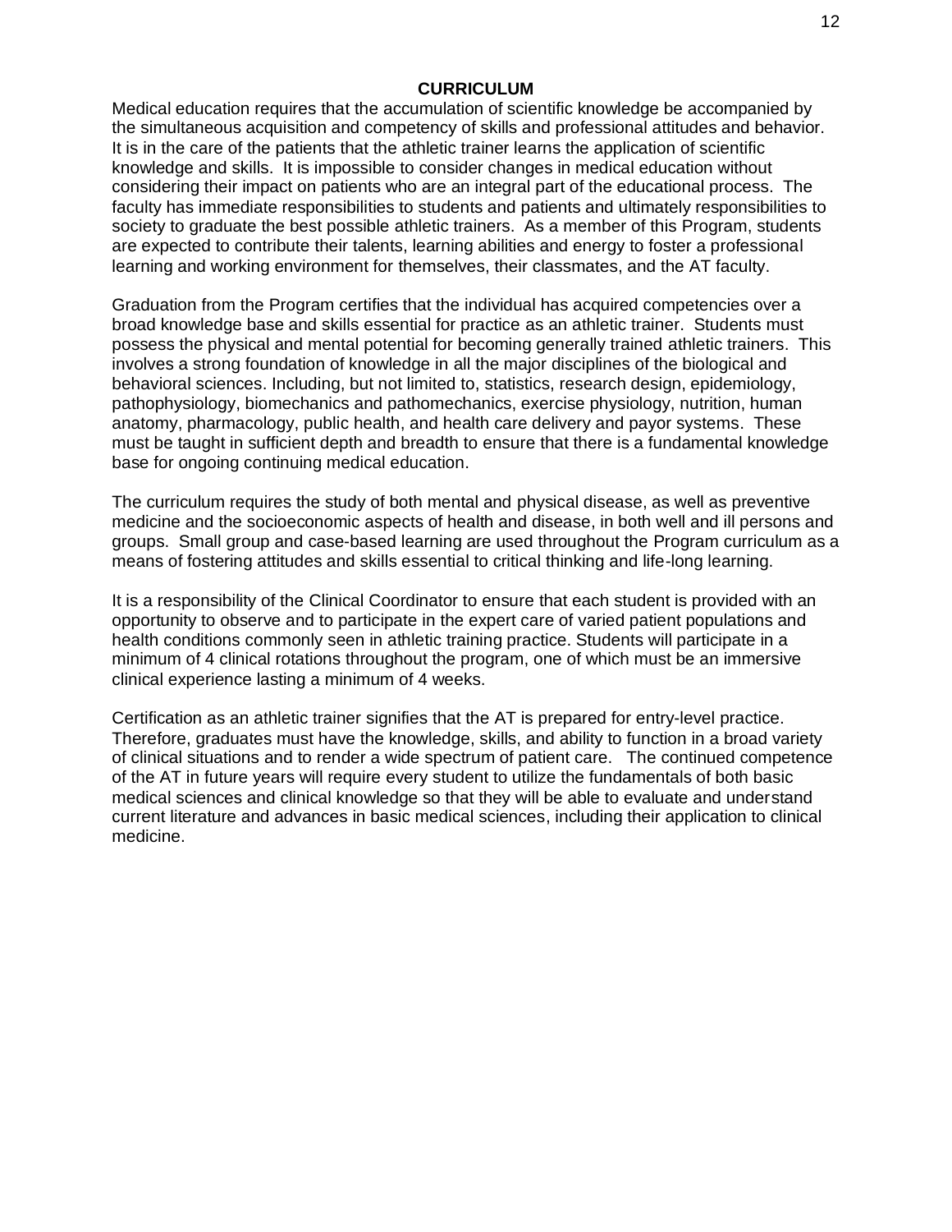# CURRICULUM

Medical education requires that the accumulation of scientific knowledge be accompanied by the simultaneous acquisition and competency of skills and professional attitudes and behavior. It is in the care of the patients that the athletic trainer learns the application of scientific knowledge and skills. It is impossible to consider changes in medical education without considering their impact on patients who are an integral part of the educational process. The faculty has immediate responsibilities to students and patients and ultimately responsibilities to society to graduate the best possible athletic trainers. As a member of this Program, students are expected to contribute their talents, learning abilities and energy to foster a professional learning and working environment for themselves, their classmates, and the AT faculty.

Graduation from the Program certifies that the individual has acquired competencies over a broad knowledge base and skills essential for practice as an athletic trainer. Students must possess the physical and mental potential for becoming generally trained athletic trainers. This involves a strong foundation of knowledge in all the major disciplines of the biological and behavioral sciences. Including, but not limited to, statistics, research design, epidemiology, pathophysiology, biomechanics and pathomechanics, exercise physiology, nutrition, human anatomy, pharmacology, public health, and health care delivery and payor systems. These must be taught in sufficient depth and breadth to ensure that there is a fundamental knowledge base for ongoing continuing medical education.

The curriculum requires the study of both mental and physical disease, as well as preventive medicine and the socioeconomic aspects of health and disease, in both well and ill persons and groups. Small group and case-based learning are used throughout the Program curriculum as a means of fostering attitudes and skills essential to critical thinking and life-long learning.

It is a responsibility of the Clinical Coordinator to ensure that each student is provided with an opportunity to observe and to participate in the expert care of varied patient populations and health conditions commonly seen in athletic training practice. Students will participate in a minimum of 4 clinical rotations throughout the program, one of which must be an immersive clinical experience lasting a minimum of 4 weeks.

Certification as an athletic trainer signifies that the AT is prepared for entry-level practice. Therefore, graduates must have the knowledge, skills, and ability to function in a broad variety of clinical situations and to render a wide spectrum of patient care. The continued competence of the AT in future years will require every student to utilize the fundamentals of both basic medical sciences and clinical knowledge so that they will be able to evaluate and understand current literature and advances in basic medical sciences, including their application to clinical medicine.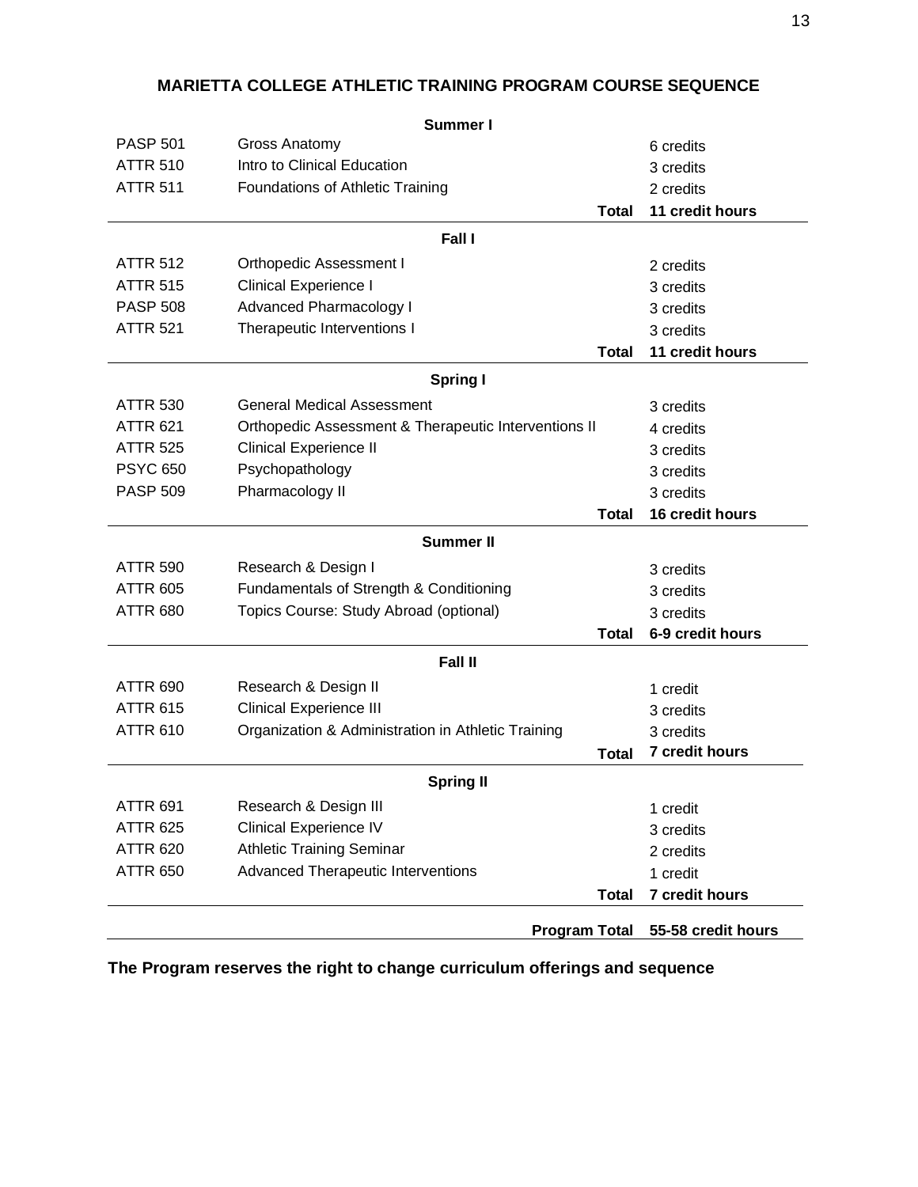## MARIETTA COLLEGE ATHLETIC TRAINING PROGRAM COURSE SEQUENCE

| | **Summer I** | |
|---|---|---|
| PASP 501 | Gross Anatomy | 6 credits |
| ATTR 510 | Intro to Clinical Education | 3 credits |
| ATTR 511 | Foundations of Athletic Training | 2 credits |
| | **Total** | **11 credit hours** |
| | **Fall I** | |
| ATTR 512 | Orthopedic Assessment I | 2 credits |
| ATTR 515 | Clinical Experience I | 3 credits |
| PASP 508 | Advanced Pharmacology I | 3 credits |
| ATTR 521 | Therapeutic Interventions I | 3 credits |
| | **Total** | **11 credit hours** |
| | **Spring I** | |
| ATTR 530 | General Medical Assessment | 3 credits |
| ATTR 621 | Orthopedic Assessment & Therapeutic Interventions II | 4 credits |
| ATTR 525 | Clinical Experience II | 3 credits |
| PSYC 650 | Psychopathology | 3 credits |
| PASP 509 | Pharmacology II | 3 credits |
| | **Total** | **16 credit hours** |
| | **Summer II** | |
| ATTR 590 | Research & Design I | 3 credits |
| ATTR 605 | Fundamentals of Strength & Conditioning | 3 credits |
| ATTR 680 | Topics Course: Study Abroad (optional) | 3 credits |
| | **Total** | **6-9 credit hours** |
| | **Fall II** | |
| ATTR 690 | Research & Design II | 1 credit |
| ATTR 615 | Clinical Experience III | 3 credits |
| ATTR 610 | Organization & Administration in Athletic Training | 3 credits |
| | **Total** | **7 credit hours** |
| | **Spring II** | |
| ATTR 691 | Research & Design III | 1 credit |
| ATTR 625 | Clinical Experience IV | 3 credits |
| ATTR 620 | Athletic Training Seminar | 2 credits |
| ATTR 650 | Advanced Therapeutic Interventions | 1 credit |
| | **Total** | **7 credit hours** |
| | **Program Total** | **55-58 credit hours** |

**The Program reserves the right to change curriculum offerings and sequence**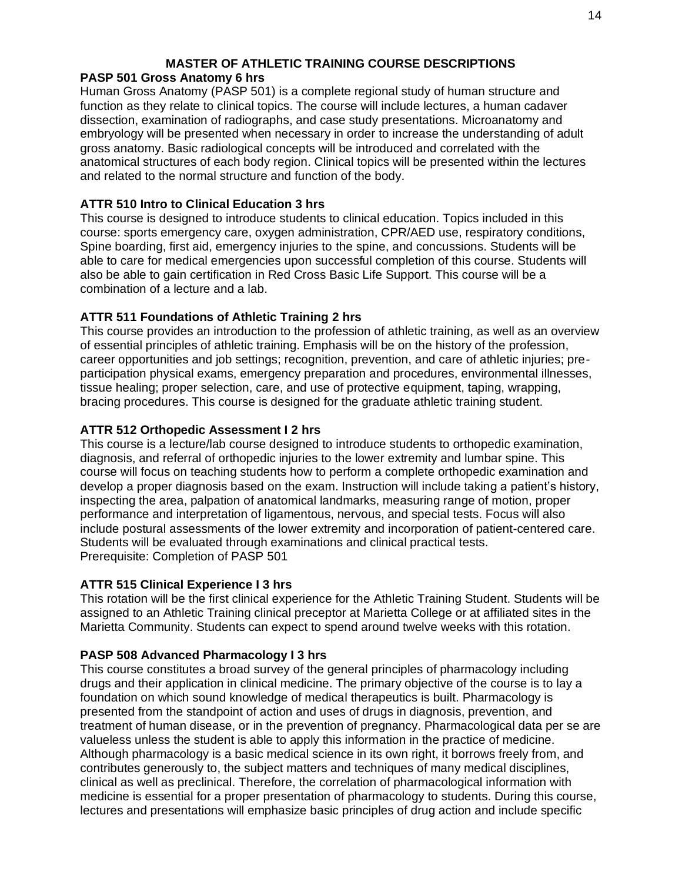## MASTER OF ATHLETIC TRAINING COURSE DESCRIPTIONS

### PASP 501 Gross Anatomy 6 hrs

Human Gross Anatomy (PASP 501) is a complete regional study of human structure and function as they relate to clinical topics. The course will include lectures, a human cadaver dissection, examination of radiographs, and case study presentations. Microanatomy and embryology will be presented when necessary in order to increase the understanding of adult gross anatomy. Basic radiological concepts will be introduced and correlated with the anatomical structures of each body region. Clinical topics will be presented within the lectures and related to the normal structure and function of the body.

### ATTR 510 Intro to Clinical Education 3 hrs

This course is designed to introduce students to clinical education. Topics included in this course: sports emergency care, oxygen administration, CPR/AED use, respiratory conditions, Spine boarding, first aid, emergency injuries to the spine, and concussions. Students will be able to care for medical emergencies upon successful completion of this course. Students will also be able to gain certification in Red Cross Basic Life Support. This course will be a combination of a lecture and a lab.

### ATTR 511 Foundations of Athletic Training 2 hrs

This course provides an introduction to the profession of athletic training, as well as an overview of essential principles of athletic training. Emphasis will be on the history of the profession, career opportunities and job settings; recognition, prevention, and care of athletic injuries; pre-participation physical exams, emergency preparation and procedures, environmental illnesses, tissue healing; proper selection, care, and use of protective equipment, taping, wrapping, bracing procedures. This course is designed for the graduate athletic training student.

### ATTR 512 Orthopedic Assessment I 2 hrs

This course is a lecture/lab course designed to introduce students to orthopedic examination, diagnosis, and referral of orthopedic injuries to the lower extremity and lumbar spine. This course will focus on teaching students how to perform a complete orthopedic examination and develop a proper diagnosis based on the exam. Instruction will include taking a patient's history, inspecting the area, palpation of anatomical landmarks, measuring range of motion, proper performance and interpretation of ligamentous, nervous, and special tests. Focus will also include postural assessments of the lower extremity and incorporation of patient-centered care. Students will be evaluated through examinations and clinical practical tests.
Prerequisite: Completion of PASP 501

### ATTR 515 Clinical Experience I 3 hrs

This rotation will be the first clinical experience for the Athletic Training Student. Students will be assigned to an Athletic Training clinical preceptor at Marietta College or at affiliated sites in the Marietta Community. Students can expect to spend around twelve weeks with this rotation.

### PASP 508 Advanced Pharmacology I 3 hrs

This course constitutes a broad survey of the general principles of pharmacology including drugs and their application in clinical medicine. The primary objective of the course is to lay a foundation on which sound knowledge of medical therapeutics is built. Pharmacology is presented from the standpoint of action and uses of drugs in diagnosis, prevention, and treatment of human disease, or in the prevention of pregnancy. Pharmacological data per se are valueless unless the student is able to apply this information in the practice of medicine. Although pharmacology is a basic medical science in its own right, it borrows freely from, and contributes generously to, the subject matters and techniques of many medical disciplines, clinical as well as preclinical. Therefore, the correlation of pharmacological information with medicine is essential for a proper presentation of pharmacology to students. During this course, lectures and presentations will emphasize basic principles of drug action and include specific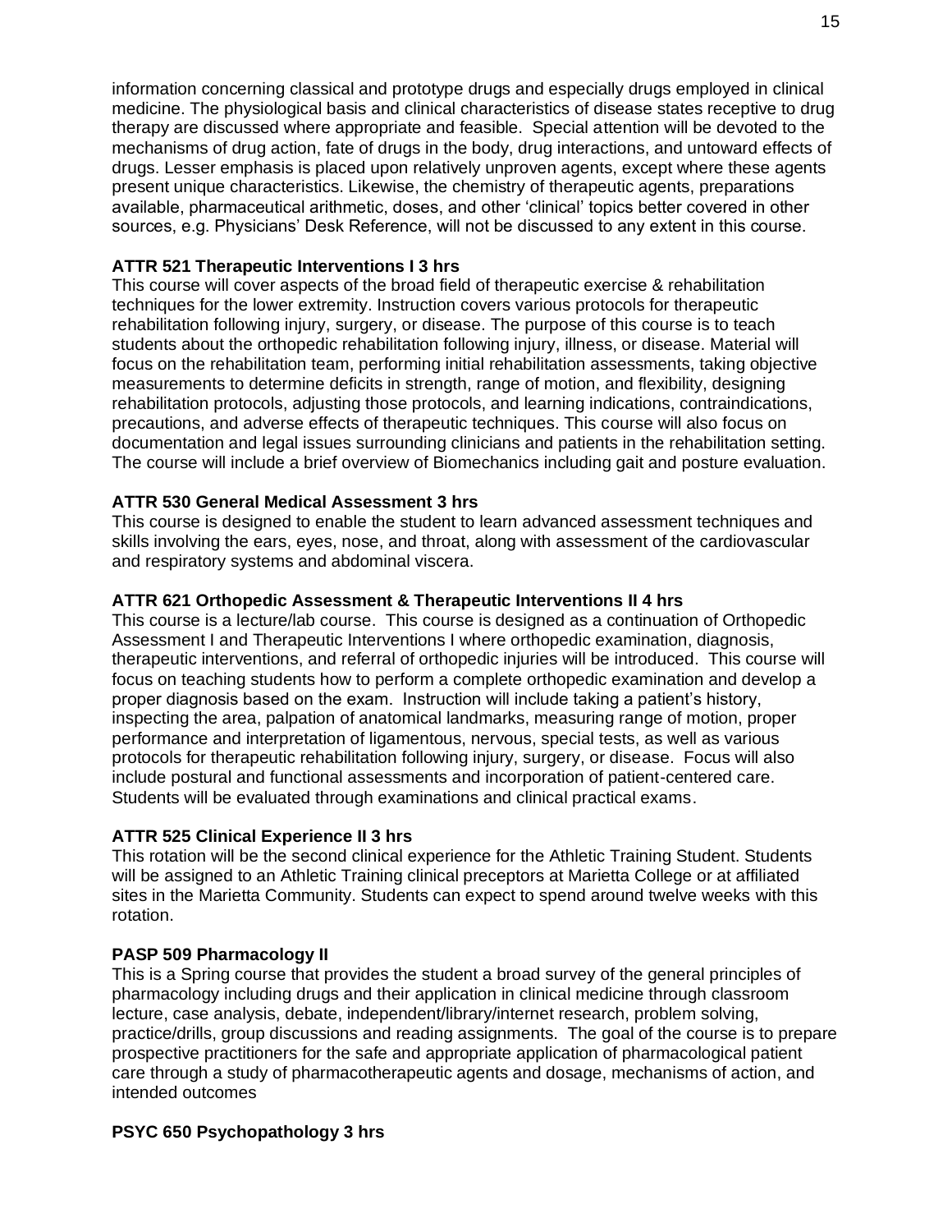information concerning classical and prototype drugs and especially drugs employed in clinical medicine. The physiological basis and clinical characteristics of disease states receptive to drug therapy are discussed where appropriate and feasible. Special attention will be devoted to the mechanisms of drug action, fate of drugs in the body, drug interactions, and untoward effects of drugs. Lesser emphasis is placed upon relatively unproven agents, except where these agents present unique characteristics. Likewise, the chemistry of therapeutic agents, preparations available, pharmaceutical arithmetic, doses, and other 'clinical' topics better covered in other sources, e.g. Physicians' Desk Reference, will not be discussed to any extent in this course.

**ATTR 521 Therapeutic Interventions I 3 hrs**
This course will cover aspects of the broad field of therapeutic exercise & rehabilitation techniques for the lower extremity. Instruction covers various protocols for therapeutic rehabilitation following injury, surgery, or disease. The purpose of this course is to teach students about the orthopedic rehabilitation following injury, illness, or disease. Material will focus on the rehabilitation team, performing initial rehabilitation assessments, taking objective measurements to determine deficits in strength, range of motion, and flexibility, designing rehabilitation protocols, adjusting those protocols, and learning indications, contraindications, precautions, and adverse effects of therapeutic techniques. This course will also focus on documentation and legal issues surrounding clinicians and patients in the rehabilitation setting. The course will include a brief overview of Biomechanics including gait and posture evaluation.

**ATTR 530 General Medical Assessment 3 hrs**
This course is designed to enable the student to learn advanced assessment techniques and skills involving the ears, eyes, nose, and throat, along with assessment of the cardiovascular and respiratory systems and abdominal viscera.

**ATTR 621 Orthopedic Assessment & Therapeutic Interventions II 4 hrs**
This course is a lecture/lab course. This course is designed as a continuation of Orthopedic Assessment I and Therapeutic Interventions I where orthopedic examination, diagnosis, therapeutic interventions, and referral of orthopedic injuries will be introduced. This course will focus on teaching students how to perform a complete orthopedic examination and develop a proper diagnosis based on the exam. Instruction will include taking a patient's history, inspecting the area, palpation of anatomical landmarks, measuring range of motion, proper performance and interpretation of ligamentous, nervous, special tests, as well as various protocols for therapeutic rehabilitation following injury, surgery, or disease. Focus will also include postural and functional assessments and incorporation of patient-centered care. Students will be evaluated through examinations and clinical practical exams.

**ATTR 525 Clinical Experience II 3 hrs**
This rotation will be the second clinical experience for the Athletic Training Student. Students will be assigned to an Athletic Training clinical preceptors at Marietta College or at affiliated sites in the Marietta Community. Students can expect to spend around twelve weeks with this rotation.

**PASP 509 Pharmacology II**
This is a Spring course that provides the student a broad survey of the general principles of pharmacology including drugs and their application in clinical medicine through classroom lecture, case analysis, debate, independent/library/internet research, problem solving, practice/drills, group discussions and reading assignments. The goal of the course is to prepare prospective practitioners for the safe and appropriate application of pharmacological patient care through a study of pharmacotherapeutic agents and dosage, mechanisms of action, and intended outcomes

**PSYC 650 Psychopathology 3 hrs**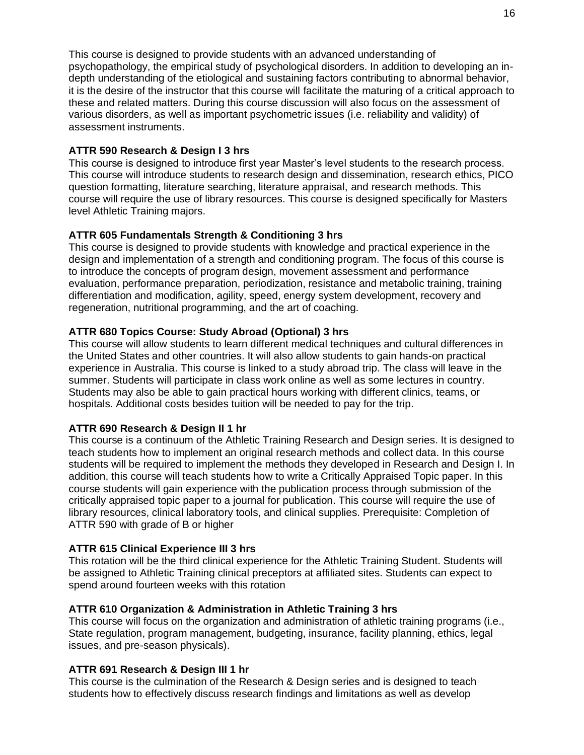This course is designed to provide students with an advanced understanding of psychopathology, the empirical study of psychological disorders. In addition to developing an in-depth understanding of the etiological and sustaining factors contributing to abnormal behavior, it is the desire of the instructor that this course will facilitate the maturing of a critical approach to these and related matters. During this course discussion will also focus on the assessment of various disorders, as well as important psychometric issues (i.e. reliability and validity) of assessment instruments.

**ATTR 590 Research & Design I 3 hrs**
This course is designed to introduce first year Master's level students to the research process. This course will introduce students to research design and dissemination, research ethics, PICO question formatting, literature searching, literature appraisal, and research methods. This course will require the use of library resources. This course is designed specifically for Masters level Athletic Training majors.

**ATTR 605 Fundamentals Strength & Conditioning 3 hrs**
This course is designed to provide students with knowledge and practical experience in the design and implementation of a strength and conditioning program. The focus of this course is to introduce the concepts of program design, movement assessment and performance evaluation, performance preparation, periodization, resistance and metabolic training, training differentiation and modification, agility, speed, energy system development, recovery and regeneration, nutritional programming, and the art of coaching.

**ATTR 680 Topics Course: Study Abroad (Optional) 3 hrs**
This course will allow students to learn different medical techniques and cultural differences in the United States and other countries. It will also allow students to gain hands-on practical experience in Australia. This course is linked to a study abroad trip. The class will leave in the summer. Students will participate in class work online as well as some lectures in country. Students may also be able to gain practical hours working with different clinics, teams, or hospitals. Additional costs besides tuition will be needed to pay for the trip.

**ATTR 690 Research & Design II 1 hr**
This course is a continuum of the Athletic Training Research and Design series. It is designed to teach students how to implement an original research methods and collect data. In this course students will be required to implement the methods they developed in Research and Design I. In addition, this course will teach students how to write a Critically Appraised Topic paper. In this course students will gain experience with the publication process through submission of the critically appraised topic paper to a journal for publication. This course will require the use of library resources, clinical laboratory tools, and clinical supplies. Prerequisite: Completion of ATTR 590 with grade of B or higher

**ATTR 615 Clinical Experience III 3 hrs**
This rotation will be the third clinical experience for the Athletic Training Student. Students will be assigned to Athletic Training clinical preceptors at affiliated sites. Students can expect to spend around fourteen weeks with this rotation

**ATTR 610 Organization & Administration in Athletic Training 3 hrs**
This course will focus on the organization and administration of athletic training programs (i.e., State regulation, program management, budgeting, insurance, facility planning, ethics, legal issues, and pre-season physicals).

**ATTR 691 Research & Design III 1 hr**
This course is the culmination of the Research & Design series and is designed to teach students how to effectively discuss research findings and limitations as well as develop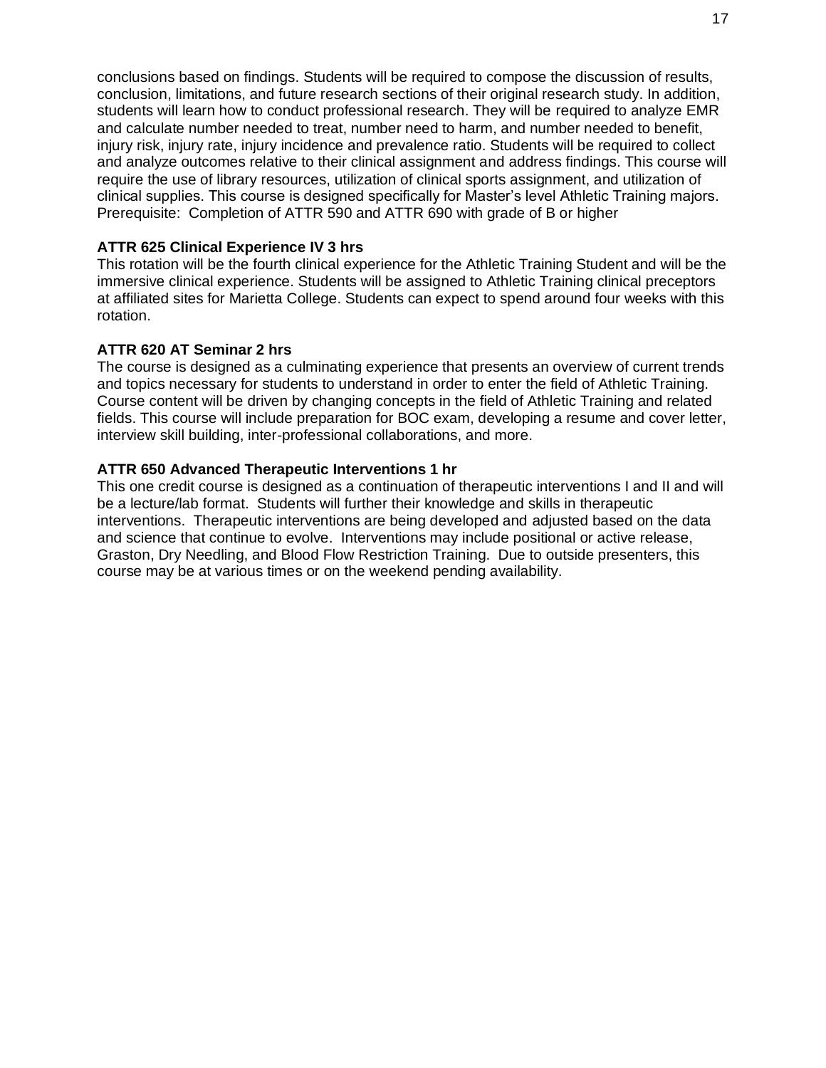conclusions based on findings. Students will be required to compose the discussion of results, conclusion, limitations, and future research sections of their original research study. In addition, students will learn how to conduct professional research. They will be required to analyze EMR and calculate number needed to treat, number need to harm, and number needed to benefit, injury risk, injury rate, injury incidence and prevalence ratio. Students will be required to collect and analyze outcomes relative to their clinical assignment and address findings. This course will require the use of library resources, utilization of clinical sports assignment, and utilization of clinical supplies. This course is designed specifically for Master's level Athletic Training majors. Prerequisite: Completion of ATTR 590 and ATTR 690 with grade of B or higher

**ATTR 625 Clinical Experience IV 3 hrs**
This rotation will be the fourth clinical experience for the Athletic Training Student and will be the immersive clinical experience. Students will be assigned to Athletic Training clinical preceptors at affiliated sites for Marietta College. Students can expect to spend around four weeks with this rotation.

**ATTR 620 AT Seminar 2 hrs**
The course is designed as a culminating experience that presents an overview of current trends and topics necessary for students to understand in order to enter the field of Athletic Training. Course content will be driven by changing concepts in the field of Athletic Training and related fields. This course will include preparation for BOC exam, developing a resume and cover letter, interview skill building, inter-professional collaborations, and more.

**ATTR 650 Advanced Therapeutic Interventions 1 hr**
This one credit course is designed as a continuation of therapeutic interventions I and II and will be a lecture/lab format. Students will further their knowledge and skills in therapeutic interventions. Therapeutic interventions are being developed and adjusted based on the data and science that continue to evolve. Interventions may include positional or active release, Graston, Dry Needling, and Blood Flow Restriction Training. Due to outside presenters, this course may be at various times or on the weekend pending availability.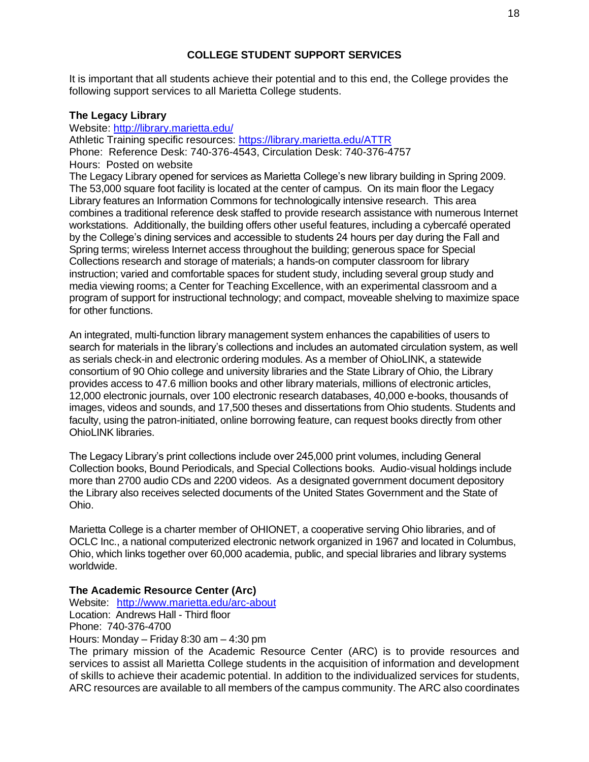## COLLEGE STUDENT SUPPORT SERVICES

It is important that all students achieve their potential and to this end, the College provides the following support services to all Marietta College students.

### The Legacy Library

Website: http://library.marietta.edu/
Athletic Training specific resources: https://library.marietta.edu/ATTR
Phone: Reference Desk: 740-376-4543, Circulation Desk: 740-376-4757
Hours: Posted on website
The Legacy Library opened for services as Marietta College's new library building in Spring 2009. The 53,000 square foot facility is located at the center of campus. On its main floor the Legacy Library features an Information Commons for technologically intensive research. This area combines a traditional reference desk staffed to provide research assistance with numerous Internet workstations. Additionally, the building offers other useful features, including a cybercafé operated by the College's dining services and accessible to students 24 hours per day during the Fall and Spring terms; wireless Internet access throughout the building; generous space for Special Collections research and storage of materials; a hands-on computer classroom for library instruction; varied and comfortable spaces for student study, including several group study and media viewing rooms; a Center for Teaching Excellence, with an experimental classroom and a program of support for instructional technology; and compact, moveable shelving to maximize space for other functions.

An integrated, multi-function library management system enhances the capabilities of users to search for materials in the library's collections and includes an automated circulation system, as well as serials check-in and electronic ordering modules. As a member of OhioLINK, a statewide consortium of 90 Ohio college and university libraries and the State Library of Ohio, the Library provides access to 47.6 million books and other library materials, millions of electronic articles, 12,000 electronic journals, over 100 electronic research databases, 40,000 e-books, thousands of images, videos and sounds, and 17,500 theses and dissertations from Ohio students. Students and faculty, using the patron-initiated, online borrowing feature, can request books directly from other OhioLINK libraries.

The Legacy Library's print collections include over 245,000 print volumes, including General Collection books, Bound Periodicals, and Special Collections books. Audio-visual holdings include more than 2700 audio CDs and 2200 videos. As a designated government document depository the Library also receives selected documents of the United States Government and the State of Ohio.

Marietta College is a charter member of OHIONET, a cooperative serving Ohio libraries, and of OCLC Inc., a national computerized electronic network organized in 1967 and located in Columbus, Ohio, which links together over 60,000 academia, public, and special libraries and library systems worldwide.

### The Academic Resource Center (Arc)

Website: http://www.marietta.edu/arc-about
Location: Andrews Hall - Third floor
Phone: 740-376-4700
Hours: Monday – Friday 8:30 am – 4:30 pm
The primary mission of the Academic Resource Center (ARC) is to provide resources and services to assist all Marietta College students in the acquisition of information and development of skills to achieve their academic potential. In addition to the individualized services for students, ARC resources are available to all members of the campus community. The ARC also coordinates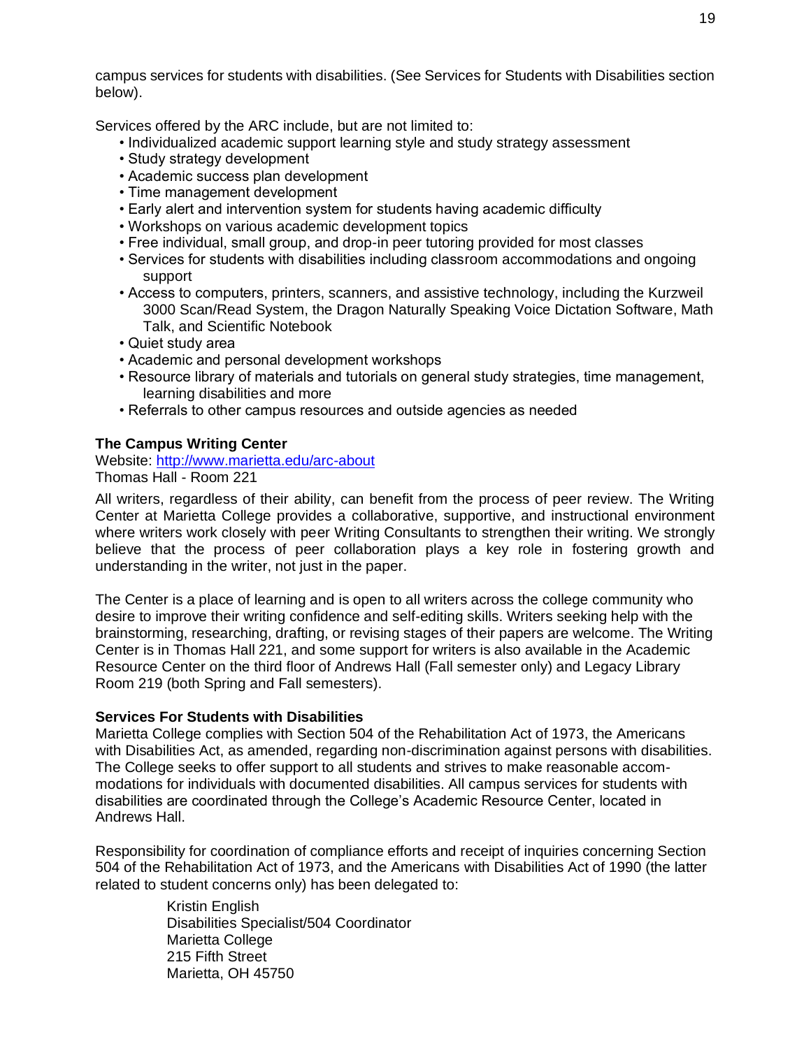campus services for students with disabilities. (See Services for Students with Disabilities section below).

Services offered by the ARC include, but are not limited to:

- Individualized academic support learning style and study strategy assessment
- Study strategy development
- Academic success plan development
- Time management development
- Early alert and intervention system for students having academic difficulty
- Workshops on various academic development topics
- Free individual, small group, and drop-in peer tutoring provided for most classes
- Services for students with disabilities including classroom accommodations and ongoing support
- Access to computers, printers, scanners, and assistive technology, including the Kurzweil 3000 Scan/Read System, the Dragon Naturally Speaking Voice Dictation Software, Math Talk, and Scientific Notebook
- Quiet study area
- Academic and personal development workshops
- Resource library of materials and tutorials on general study strategies, time management, learning disabilities and more
- Referrals to other campus resources and outside agencies as needed

**The Campus Writing Center**

Website: http://www.marietta.edu/arc-about
Thomas Hall - Room 221

All writers, regardless of their ability, can benefit from the process of peer review. The Writing Center at Marietta College provides a collaborative, supportive, and instructional environment where writers work closely with peer Writing Consultants to strengthen their writing. We strongly believe that the process of peer collaboration plays a key role in fostering growth and understanding in the writer, not just in the paper.

The Center is a place of learning and is open to all writers across the college community who desire to improve their writing confidence and self-editing skills. Writers seeking help with the brainstorming, researching, drafting, or revising stages of their papers are welcome. The Writing Center is in Thomas Hall 221, and some support for writers is also available in the Academic Resource Center on the third floor of Andrews Hall (Fall semester only) and Legacy Library Room 219 (both Spring and Fall semesters).

**Services For Students with Disabilities**

Marietta College complies with Section 504 of the Rehabilitation Act of 1973, the Americans with Disabilities Act, as amended, regarding non-discrimination against persons with disabilities. The College seeks to offer support to all students and strives to make reasonable accommodations for individuals with documented disabilities. All campus services for students with disabilities are coordinated through the College's Academic Resource Center, located in Andrews Hall.

Responsibility for coordination of compliance efforts and receipt of inquiries concerning Section 504 of the Rehabilitation Act of 1973, and the Americans with Disabilities Act of 1990 (the latter related to student concerns only) has been delegated to:

Kristin English
Disabilities Specialist/504 Coordinator
Marietta College
215 Fifth Street
Marietta, OH 45750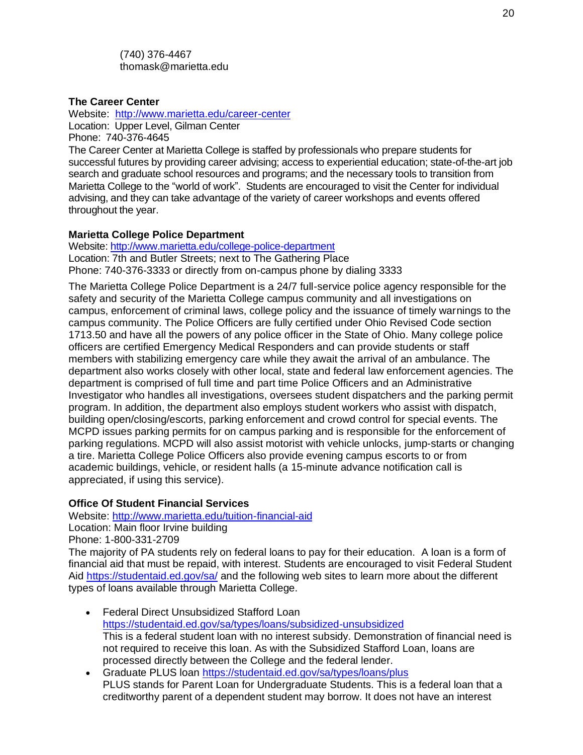(740) 376-4467
thomask@marietta.edu

**The Career Center**
Website: http://www.marietta.edu/career-center
Location: Upper Level, Gilman Center
Phone: 740-376-4645
The Career Center at Marietta College is staffed by professionals who prepare students for successful futures by providing career advising; access to experiential education; state-of-the-art job search and graduate school resources and programs; and the necessary tools to transition from Marietta College to the "world of work". Students are encouraged to visit the Center for individual advising, and they can take advantage of the variety of career workshops and events offered throughout the year.

**Marietta College Police Department**
Website: http://www.marietta.edu/college-police-department
Location: 7th and Butler Streets; next to The Gathering Place
Phone: 740-376-3333 or directly from on-campus phone by dialing 3333

The Marietta College Police Department is a 24/7 full-service police agency responsible for the safety and security of the Marietta College campus community and all investigations on campus, enforcement of criminal laws, college policy and the issuance of timely warnings to the campus community. The Police Officers are fully certified under Ohio Revised Code section 1713.50 and have all the powers of any police officer in the State of Ohio. Many college police officers are certified Emergency Medical Responders and can provide students or staff members with stabilizing emergency care while they await the arrival of an ambulance. The department also works closely with other local, state and federal law enforcement agencies. The department is comprised of full time and part time Police Officers and an Administrative Investigator who handles all investigations, oversees student dispatchers and the parking permit program. In addition, the department also employs student workers who assist with dispatch, building open/closing/escorts, parking enforcement and crowd control for special events. The MCPD issues parking permits for on campus parking and is responsible for the enforcement of parking regulations. MCPD will also assist motorist with vehicle unlocks, jump-starts or changing a tire. Marietta College Police Officers also provide evening campus escorts to or from academic buildings, vehicle, or resident halls (a 15-minute advance notification call is appreciated, if using this service).

**Office Of Student Financial Services**
Website: http://www.marietta.edu/tuition-financial-aid
Location: Main floor Irvine building
Phone: 1-800-331-2709
The majority of PA students rely on federal loans to pay for their education. A loan is a form of financial aid that must be repaid, with interest. Students are encouraged to visit Federal Student Aid https://studentaid.ed.gov/sa/ and the following web sites to learn more about the different types of loans available through Marietta College.

- Federal Direct Unsubsidized Stafford Loan https://studentaid.ed.gov/sa/types/loans/subsidized-unsubsidized
  This is a federal student loan with no interest subsidy. Demonstration of financial need is not required to receive this loan. As with the Subsidized Stafford Loan, loans are processed directly between the College and the federal lender.
- Graduate PLUS loan https://studentaid.ed.gov/sa/types/loans/plus
  PLUS stands for Parent Loan for Undergraduate Students. This is a federal loan that a creditworthy parent of a dependent student may borrow. It does not have an interest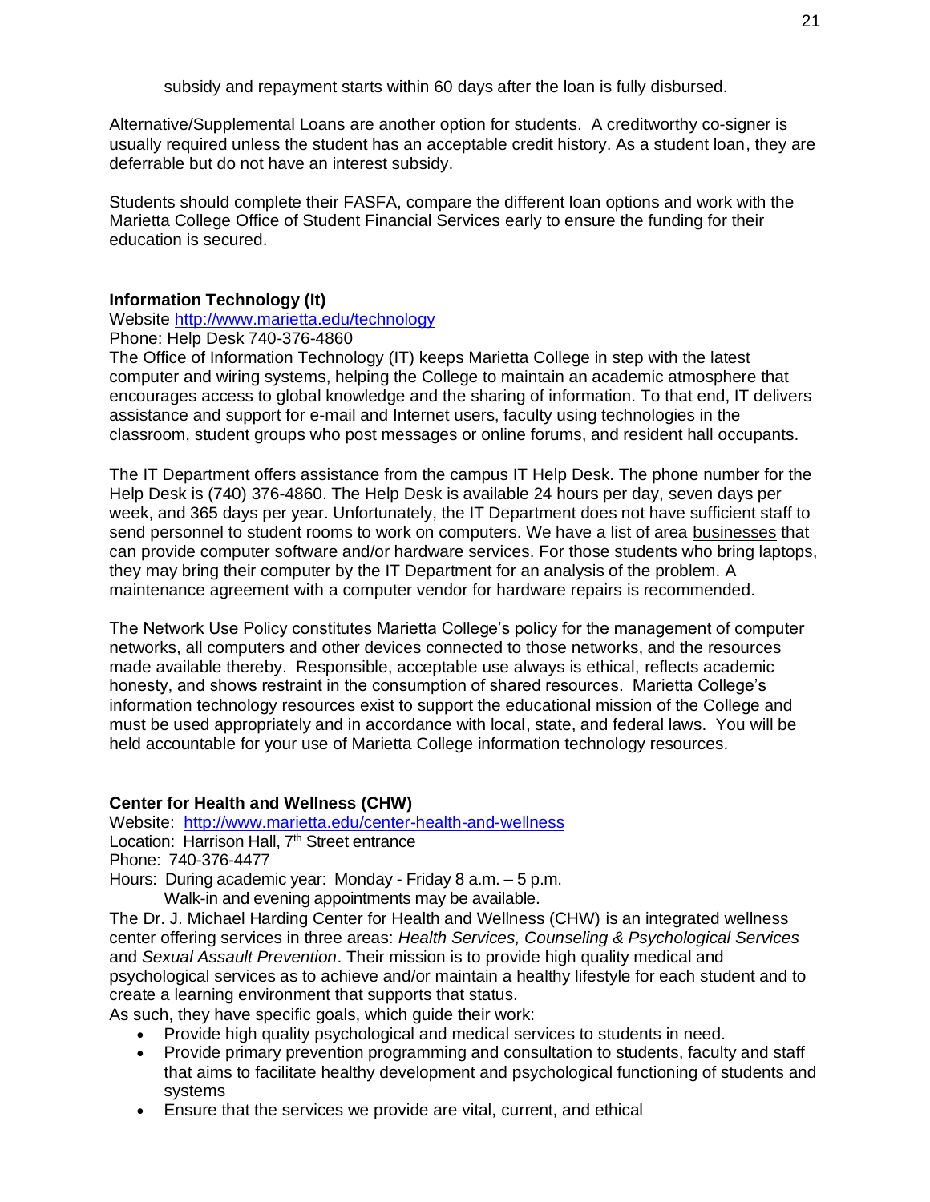subsidy and repayment starts within 60 days after the loan is fully disbursed.

Alternative/Supplemental Loans are another option for students. A creditworthy co-signer is usually required unless the student has an acceptable credit history. As a student loan, they are deferrable but do not have an interest subsidy.

Students should complete their FASFA, compare the different loan options and work with the Marietta College Office of Student Financial Services early to ensure the funding for their education is secured.

**Information Technology (It)**

Website [http://www.marietta.edu/technology](http://www.marietta.edu/technology)
Phone: Help Desk 740-376-4860
The Office of Information Technology (IT) keeps Marietta College in step with the latest computer and wiring systems, helping the College to maintain an academic atmosphere that encourages access to global knowledge and the sharing of information. To that end, IT delivers assistance and support for e-mail and Internet users, faculty using technologies in the classroom, student groups who post messages or online forums, and resident hall occupants.

The IT Department offers assistance from the campus IT Help Desk. The phone number for the Help Desk is (740) 376-4860. The Help Desk is available 24 hours per day, seven days per week, and 365 days per year. Unfortunately, the IT Department does not have sufficient staff to send personnel to student rooms to work on computers. We have a list of area businesses that can provide computer software and/or hardware services. For those students who bring laptops, they may bring their computer by the IT Department for an analysis of the problem. A maintenance agreement with a computer vendor for hardware repairs is recommended.

The Network Use Policy constitutes Marietta College's policy for the management of computer networks, all computers and other devices connected to those networks, and the resources made available thereby. Responsible, acceptable use always is ethical, reflects academic honesty, and shows restraint in the consumption of shared resources. Marietta College's information technology resources exist to support the educational mission of the College and must be used appropriately and in accordance with local, state, and federal laws. You will be held accountable for your use of Marietta College information technology resources.

**Center for Health and Wellness (CHW)**

Website: [http://www.marietta.edu/center-health-and-wellness](http://www.marietta.edu/center-health-and-wellness)
Location: Harrison Hall, 7th Street entrance
Phone: 740-376-4477
Hours: During academic year: Monday - Friday 8 a.m. – 5 p.m.
Walk-in and evening appointments may be available.
The Dr. J. Michael Harding Center for Health and Wellness (CHW) is an integrated wellness center offering services in three areas: *Health Services, Counseling & Psychological Services* and *Sexual Assault Prevention*. Their mission is to provide high quality medical and psychological services as to achieve and/or maintain a healthy lifestyle for each student and to create a learning environment that supports that status.
As such, they have specific goals, which guide their work:

- Provide high quality psychological and medical services to students in need.
- Provide primary prevention programming and consultation to students, faculty and staff that aims to facilitate healthy development and psychological functioning of students and systems
- Ensure that the services we provide are vital, current, and ethical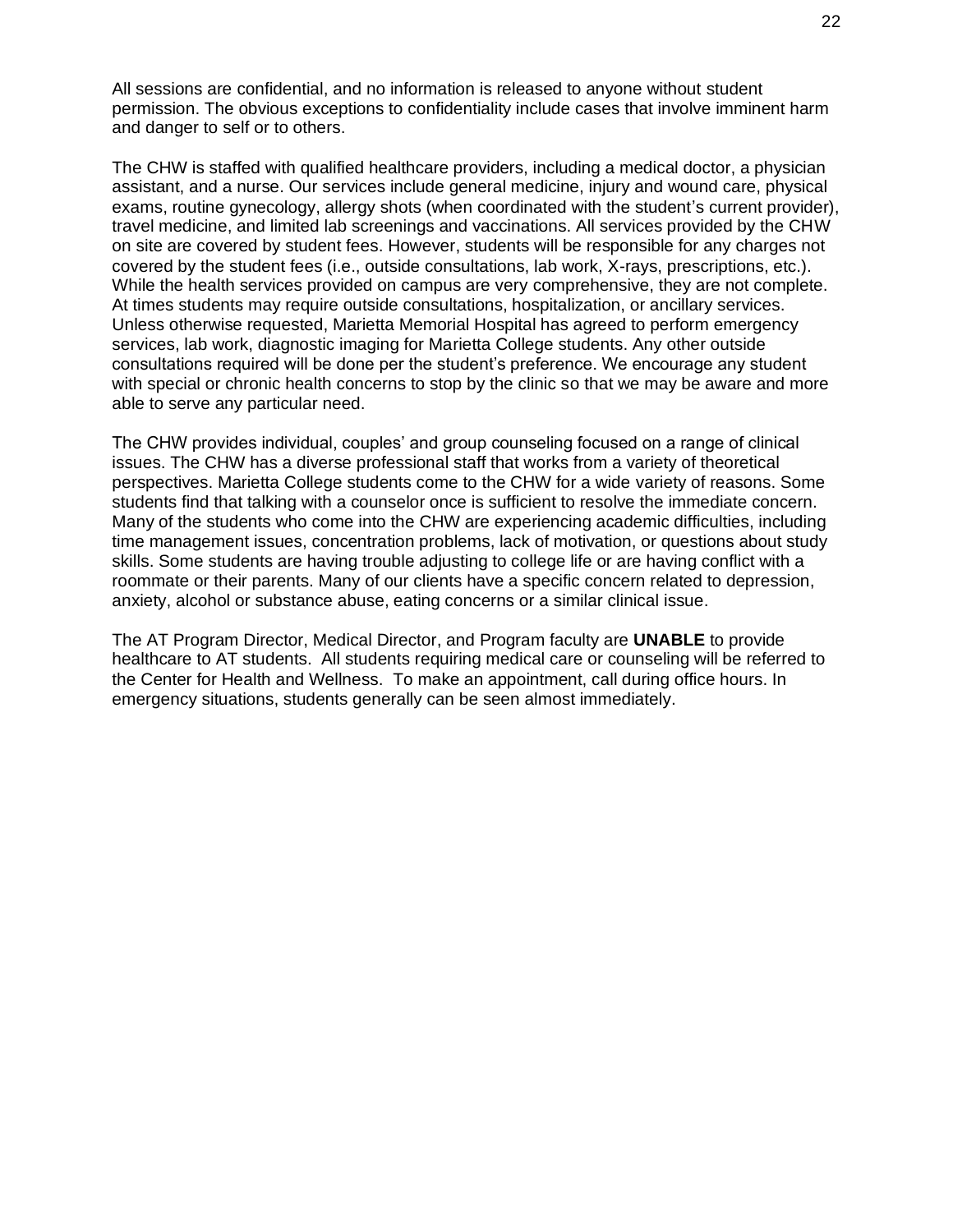All sessions are confidential, and no information is released to anyone without student permission. The obvious exceptions to confidentiality include cases that involve imminent harm and danger to self or to others.

The CHW is staffed with qualified healthcare providers, including a medical doctor, a physician assistant, and a nurse. Our services include general medicine, injury and wound care, physical exams, routine gynecology, allergy shots (when coordinated with the student's current provider), travel medicine, and limited lab screenings and vaccinations. All services provided by the CHW on site are covered by student fees. However, students will be responsible for any charges not covered by the student fees (i.e., outside consultations, lab work, X-rays, prescriptions, etc.). While the health services provided on campus are very comprehensive, they are not complete. At times students may require outside consultations, hospitalization, or ancillary services. Unless otherwise requested, Marietta Memorial Hospital has agreed to perform emergency services, lab work, diagnostic imaging for Marietta College students. Any other outside consultations required will be done per the student's preference. We encourage any student with special or chronic health concerns to stop by the clinic so that we may be aware and more able to serve any particular need.

The CHW provides individual, couples' and group counseling focused on a range of clinical issues. The CHW has a diverse professional staff that works from a variety of theoretical perspectives. Marietta College students come to the CHW for a wide variety of reasons. Some students find that talking with a counselor once is sufficient to resolve the immediate concern. Many of the students who come into the CHW are experiencing academic difficulties, including time management issues, concentration problems, lack of motivation, or questions about study skills. Some students are having trouble adjusting to college life or are having conflict with a roommate or their parents. Many of our clients have a specific concern related to depression, anxiety, alcohol or substance abuse, eating concerns or a similar clinical issue.

The AT Program Director, Medical Director, and Program faculty are **UNABLE** to provide healthcare to AT students. All students requiring medical care or counseling will be referred to the Center for Health and Wellness. To make an appointment, call during office hours. In emergency situations, students generally can be seen almost immediately.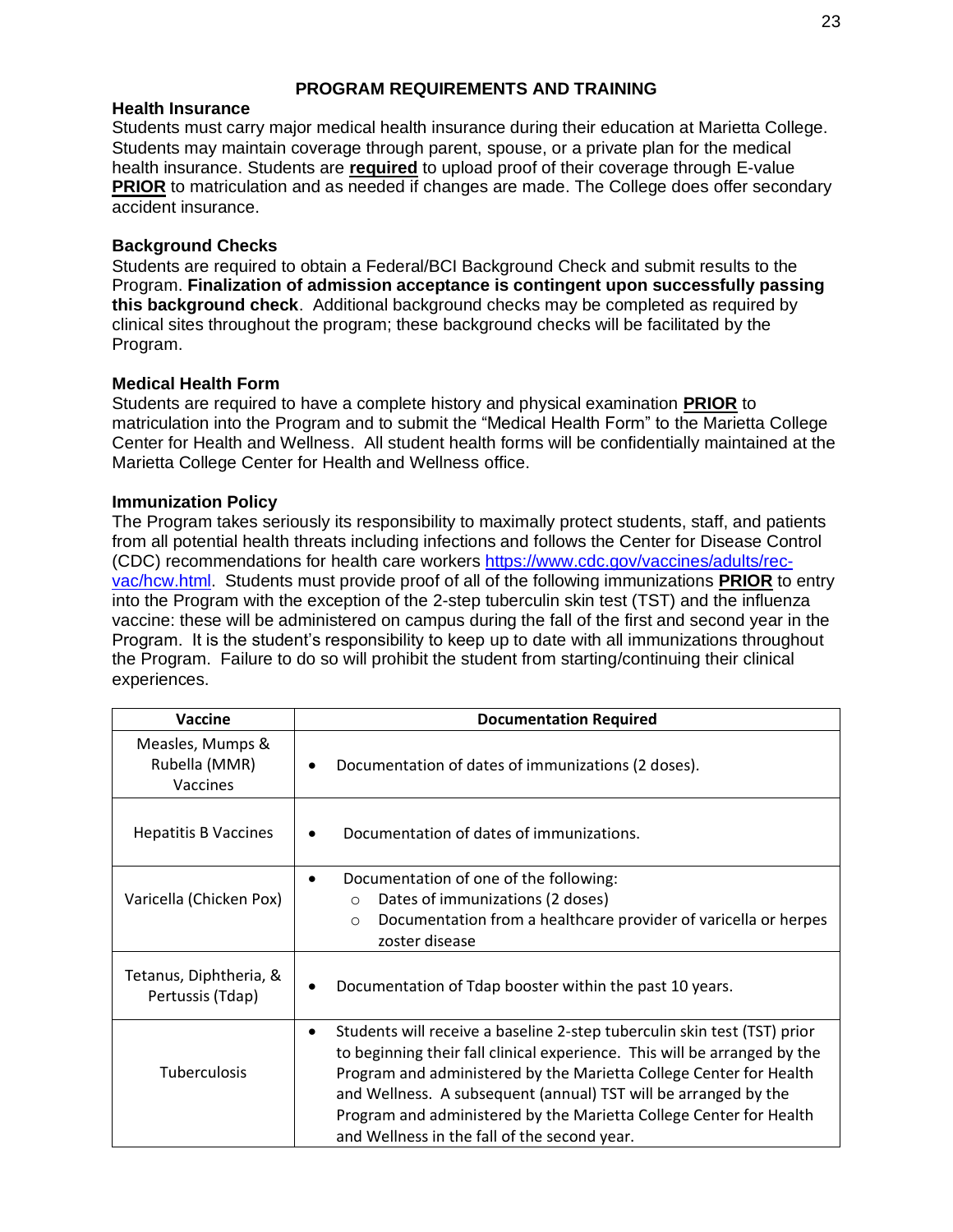## PROGRAM REQUIREMENTS AND TRAINING

### Health Insurance

Students must carry major medical health insurance during their education at Marietta College. Students may maintain coverage through parent, spouse, or a private plan for the medical health insurance. Students are **required** to upload proof of their coverage through E-value **PRIOR** to matriculation and as needed if changes are made. The College does offer secondary accident insurance.

### Background Checks

Students are required to obtain a Federal/BCI Background Check and submit results to the Program. **Finalization of admission acceptance is contingent upon successfully passing this background check**. Additional background checks may be completed as required by clinical sites throughout the program; these background checks will be facilitated by the Program.

### Medical Health Form

Students are required to have a complete history and physical examination **PRIOR** to matriculation into the Program and to submit the "Medical Health Form" to the Marietta College Center for Health and Wellness. All student health forms will be confidentially maintained at the Marietta College Center for Health and Wellness office.

### Immunization Policy

The Program takes seriously its responsibility to maximally protect students, staff, and patients from all potential health threats including infections and follows the Center for Disease Control (CDC) recommendations for health care workers https://www.cdc.gov/vaccines/adults/rec-vac/hcw.html. Students must provide proof of all of the following immunizations **PRIOR** to entry into the Program with the exception of the 2-step tuberculin skin test (TST) and the influenza vaccine: these will be administered on campus during the fall of the first and second year in the Program. It is the student's responsibility to keep up to date with all immunizations throughout the Program. Failure to do so will prohibit the student from starting/continuing their clinical experiences.

| Vaccine | Documentation Required |
|---|---|
| Measles, Mumps & Rubella (MMR) Vaccines | • Documentation of dates of immunizations (2 doses). |
| Hepatitis B Vaccines | • Documentation of dates of immunizations. |
| Varicella (Chicken Pox) | • Documentation of one of the following:<br>○ Dates of immunizations (2 doses)<br>○ Documentation from a healthcare provider of varicella or herpes zoster disease |
| Tetanus, Diphtheria, & Pertussis (Tdap) | • Documentation of Tdap booster within the past 10 years. |
| Tuberculosis | • Students will receive a baseline 2-step tuberculin skin test (TST) prior to beginning their fall clinical experience. This will be arranged by the Program and administered by the Marietta College Center for Health and Wellness. A subsequent (annual) TST will be arranged by the Program and administered by the Marietta College Center for Health and Wellness in the fall of the second year. |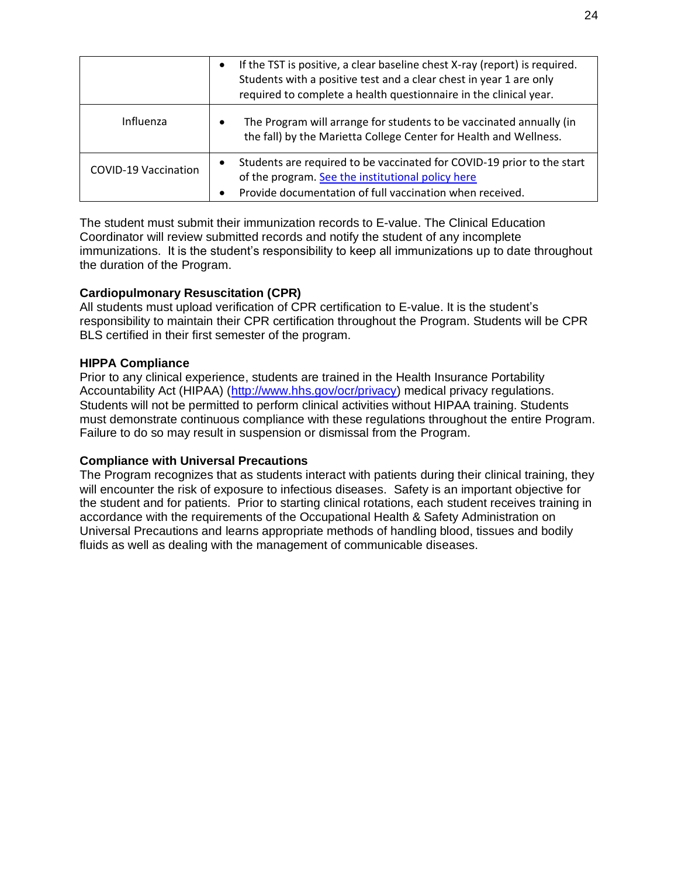| | |
|---|---|
| | • If the TST is positive, a clear baseline chest X-ray (report) is required. Students with a positive test and a clear chest in year 1 are only required to complete a health questionnaire in the clinical year. |
| Influenza | • The Program will arrange for students to be vaccinated annually (in the fall) by the Marietta College Center for Health and Wellness. |
| COVID-19 Vaccination | • Students are required to be vaccinated for COVID-19 prior to the start of the program. See the institutional policy here<br>• Provide documentation of full vaccination when received. |

The student must submit their immunization records to E-value. The Clinical Education Coordinator will review submitted records and notify the student of any incomplete immunizations. It is the student's responsibility to keep all immunizations up to date throughout the duration of the Program.

**Cardiopulmonary Resuscitation (CPR)**
All students must upload verification of CPR certification to E-value. It is the student's responsibility to maintain their CPR certification throughout the Program. Students will be CPR BLS certified in their first semester of the program.

**HIPPA Compliance**
Prior to any clinical experience, students are trained in the Health Insurance Portability Accountability Act (HIPAA) (http://www.hhs.gov/ocr/privacy) medical privacy regulations. Students will not be permitted to perform clinical activities without HIPAA training. Students must demonstrate continuous compliance with these regulations throughout the entire Program. Failure to do so may result in suspension or dismissal from the Program.

**Compliance with Universal Precautions**
The Program recognizes that as students interact with patients during their clinical training, they will encounter the risk of exposure to infectious diseases. Safety is an important objective for the student and for patients. Prior to starting clinical rotations, each student receives training in accordance with the requirements of the Occupational Health & Safety Administration on Universal Precautions and learns appropriate methods of handling blood, tissues and bodily fluids as well as dealing with the management of communicable diseases.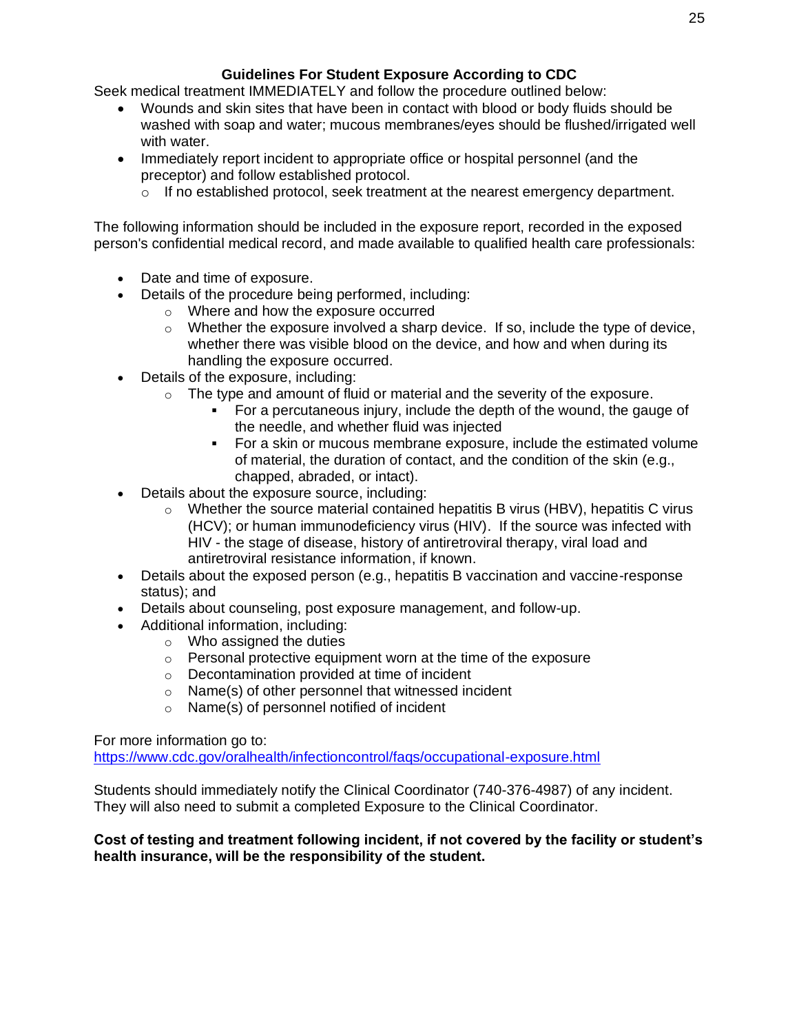## Guidelines For Student Exposure According to CDC

Seek medical treatment IMMEDIATELY and follow the procedure outlined below:

- Wounds and skin sites that have been in contact with blood or body fluids should be washed with soap and water; mucous membranes/eyes should be flushed/irrigated well with water.
- Immediately report incident to appropriate office or hospital personnel (and the preceptor) and follow established protocol.
  - If no established protocol, seek treatment at the nearest emergency department.

The following information should be included in the exposure report, recorded in the exposed person's confidential medical record, and made available to qualified health care professionals:

- Date and time of exposure.
- Details of the procedure being performed, including:
  - Where and how the exposure occurred
  - Whether the exposure involved a sharp device. If so, include the type of device, whether there was visible blood on the device, and how and when during its handling the exposure occurred.
- Details of the exposure, including:
  - The type and amount of fluid or material and the severity of the exposure.
    - For a percutaneous injury, include the depth of the wound, the gauge of the needle, and whether fluid was injected
    - For a skin or mucous membrane exposure, include the estimated volume of material, the duration of contact, and the condition of the skin (e.g., chapped, abraded, or intact).
- Details about the exposure source, including:
  - Whether the source material contained hepatitis B virus (HBV), hepatitis C virus (HCV); or human immunodeficiency virus (HIV). If the source was infected with HIV - the stage of disease, history of antiretroviral therapy, viral load and antiretroviral resistance information, if known.
- Details about the exposed person (e.g., hepatitis B vaccination and vaccine-response status); and
- Details about counseling, post exposure management, and follow-up.
- Additional information, including:
  - Who assigned the duties
  - Personal protective equipment worn at the time of the exposure
  - Decontamination provided at time of incident
  - Name(s) of other personnel that witnessed incident
  - Name(s) of personnel notified of incident

For more information go to:
https://www.cdc.gov/oralhealth/infectioncontrol/faqs/occupational-exposure.html

Students should immediately notify the Clinical Coordinator (740-376-4987) of any incident. They will also need to submit a completed Exposure to the Clinical Coordinator.

**Cost of testing and treatment following incident, if not covered by the facility or student's health insurance, will be the responsibility of the student.**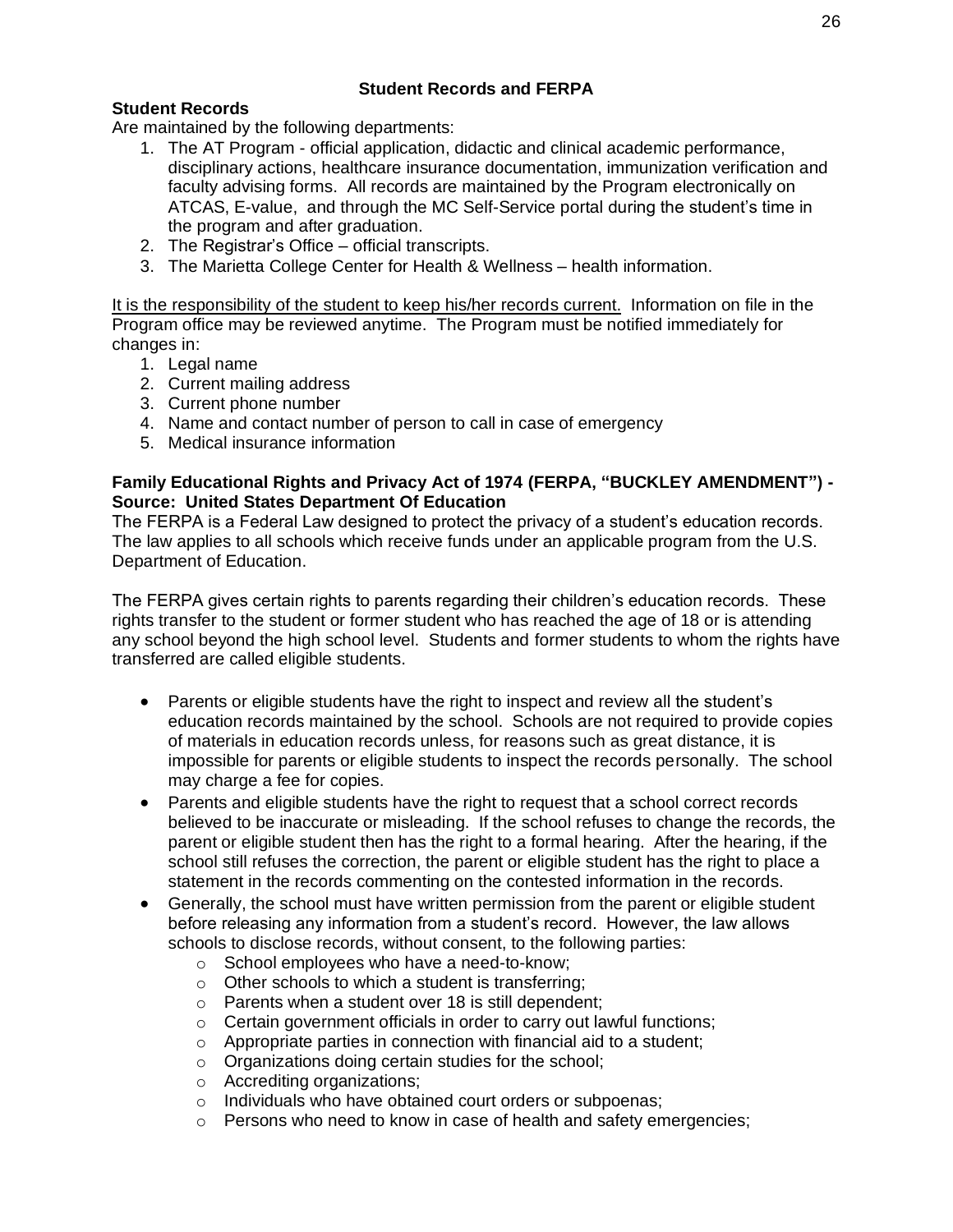## Student Records and FERPA

### Student Records

Are maintained by the following departments:

1. The AT Program - official application, didactic and clinical academic performance, disciplinary actions, healthcare insurance documentation, immunization verification and faculty advising forms. All records are maintained by the Program electronically on ATCAS, E-value, and through the MC Self-Service portal during the student's time in the program and after graduation.
2. The Registrar's Office – official transcripts.
3. The Marietta College Center for Health & Wellness – health information.

<u>It is the responsibility of the student to keep his/her records current.</u> Information on file in the Program office may be reviewed anytime. The Program must be notified immediately for changes in:

1. Legal name
2. Current mailing address
3. Current phone number
4. Name and contact number of person to call in case of emergency
5. Medical insurance information

### Family Educational Rights and Privacy Act of 1974 (FERPA, "BUCKLEY AMENDMENT") - Source: United States Department Of Education

The FERPA is a Federal Law designed to protect the privacy of a student's education records. The law applies to all schools which receive funds under an applicable program from the U.S. Department of Education.

The FERPA gives certain rights to parents regarding their children's education records. These rights transfer to the student or former student who has reached the age of 18 or is attending any school beyond the high school level. Students and former students to whom the rights have transferred are called eligible students.

- Parents or eligible students have the right to inspect and review all the student's education records maintained by the school. Schools are not required to provide copies of materials in education records unless, for reasons such as great distance, it is impossible for parents or eligible students to inspect the records personally. The school may charge a fee for copies.
- Parents and eligible students have the right to request that a school correct records believed to be inaccurate or misleading. If the school refuses to change the records, the parent or eligible student then has the right to a formal hearing. After the hearing, if the school still refuses the correction, the parent or eligible student has the right to place a statement in the records commenting on the contested information in the records.
- Generally, the school must have written permission from the parent or eligible student before releasing any information from a student's record. However, the law allows schools to disclose records, without consent, to the following parties:
    - School employees who have a need-to-know;
    - Other schools to which a student is transferring;
    - Parents when a student over 18 is still dependent;
    - Certain government officials in order to carry out lawful functions;
    - Appropriate parties in connection with financial aid to a student;
    - Organizations doing certain studies for the school;
    - Accrediting organizations;
    - Individuals who have obtained court orders or subpoenas;
    - Persons who need to know in case of health and safety emergencies;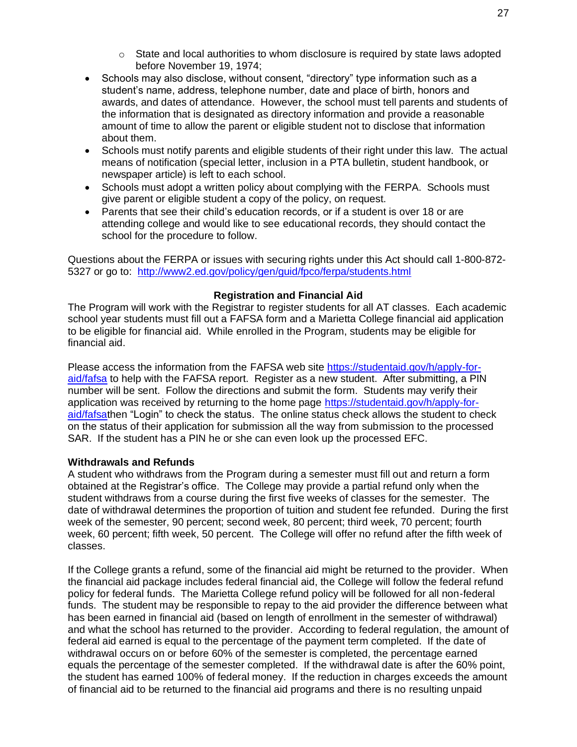- State and local authorities to whom disclosure is required by state laws adopted before November 19, 1974;

- Schools may also disclose, without consent, "directory" type information such as a student's name, address, telephone number, date and place of birth, honors and awards, and dates of attendance. However, the school must tell parents and students of the information that is designated as directory information and provide a reasonable amount of time to allow the parent or eligible student not to disclose that information about them.
- Schools must notify parents and eligible students of their right under this law. The actual means of notification (special letter, inclusion in a PTA bulletin, student handbook, or newspaper article) is left to each school.
- Schools must adopt a written policy about complying with the FERPA. Schools must give parent or eligible student a copy of the policy, on request.
- Parents that see their child's education records, or if a student is over 18 or are attending college and would like to see educational records, they should contact the school for the procedure to follow.

Questions about the FERPA or issues with securing rights under this Act should call 1-800-872-5327 or go to: http://www2.ed.gov/policy/gen/guid/fpco/ferpa/students.html

**Registration and Financial Aid**

The Program will work with the Registrar to register students for all AT classes. Each academic school year students must fill out a FAFSA form and a Marietta College financial aid application to be eligible for financial aid. While enrolled in the Program, students may be eligible for financial aid.

Please access the information from the FAFSA web site https://studentaid.gov/h/apply-for-aid/fafsa to help with the FAFSA report. Register as a new student. After submitting, a PIN number will be sent. Follow the directions and submit the form. Students may verify their application was received by returning to the home page https://studentaid.gov/h/apply-for-aid/fafsathen "Login" to check the status. The online status check allows the student to check on the status of their application for submission all the way from submission to the processed SAR. If the student has a PIN he or she can even look up the processed EFC.

**Withdrawals and Refunds**

A student who withdraws from the Program during a semester must fill out and return a form obtained at the Registrar's office. The College may provide a partial refund only when the student withdraws from a course during the first five weeks of classes for the semester. The date of withdrawal determines the proportion of tuition and student fee refunded. During the first week of the semester, 90 percent; second week, 80 percent; third week, 70 percent; fourth week, 60 percent; fifth week, 50 percent. The College will offer no refund after the fifth week of classes.

If the College grants a refund, some of the financial aid might be returned to the provider. When the financial aid package includes federal financial aid, the College will follow the federal refund policy for federal funds. The Marietta College refund policy will be followed for all non-federal funds. The student may be responsible to repay to the aid provider the difference between what has been earned in financial aid (based on length of enrollment in the semester of withdrawal) and what the school has returned to the provider. According to federal regulation, the amount of federal aid earned is equal to the percentage of the payment term completed. If the date of withdrawal occurs on or before 60% of the semester is completed, the percentage earned equals the percentage of the semester completed. If the withdrawal date is after the 60% point, the student has earned 100% of federal money. If the reduction in charges exceeds the amount of financial aid to be returned to the financial aid programs and there is no resulting unpaid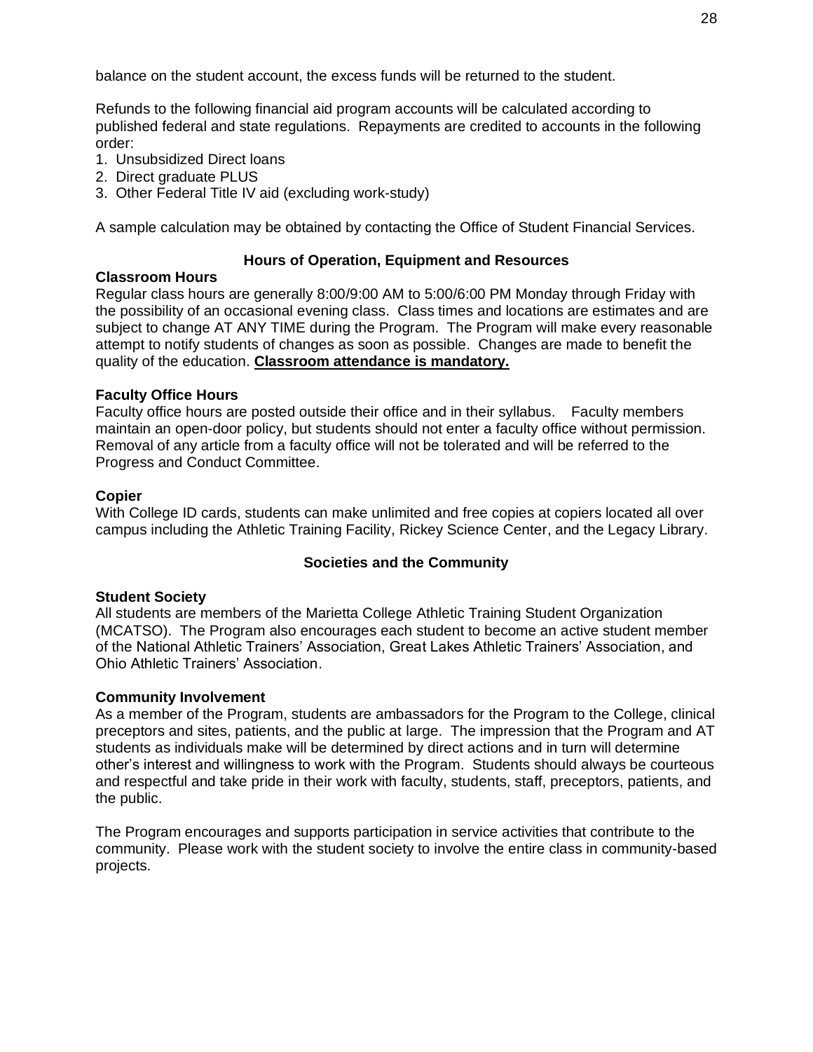balance on the student account, the excess funds will be returned to the student.

Refunds to the following financial aid program accounts will be calculated according to published federal and state regulations. Repayments are credited to accounts in the following order:

1. Unsubsidized Direct loans
2. Direct graduate PLUS
3. Other Federal Title IV aid (excluding work-study)

A sample calculation may be obtained by contacting the Office of Student Financial Services.

## Hours of Operation, Equipment and Resources

### Classroom Hours

Regular class hours are generally 8:00/9:00 AM to 5:00/6:00 PM Monday through Friday with the possibility of an occasional evening class. Class times and locations are estimates and are subject to change AT ANY TIME during the Program. The Program will make every reasonable attempt to notify students of changes as soon as possible. Changes are made to benefit the quality of the education. **Classroom attendance is mandatory.**

### Faculty Office Hours

Faculty office hours are posted outside their office and in their syllabus. Faculty members maintain an open-door policy, but students should not enter a faculty office without permission. Removal of any article from a faculty office will not be tolerated and will be referred to the Progress and Conduct Committee.

### Copier

With College ID cards, students can make unlimited and free copies at copiers located all over campus including the Athletic Training Facility, Rickey Science Center, and the Legacy Library.

## Societies and the Community

### Student Society

All students are members of the Marietta College Athletic Training Student Organization (MCATSO). The Program also encourages each student to become an active student member of the National Athletic Trainers' Association, Great Lakes Athletic Trainers' Association, and Ohio Athletic Trainers' Association.

### Community Involvement

As a member of the Program, students are ambassadors for the Program to the College, clinical preceptors and sites, patients, and the public at large. The impression that the Program and AT students as individuals make will be determined by direct actions and in turn will determine other's interest and willingness to work with the Program. Students should always be courteous and respectful and take pride in their work with faculty, students, staff, preceptors, patients, and the public.

The Program encourages and supports participation in service activities that contribute to the community. Please work with the student society to involve the entire class in community-based projects.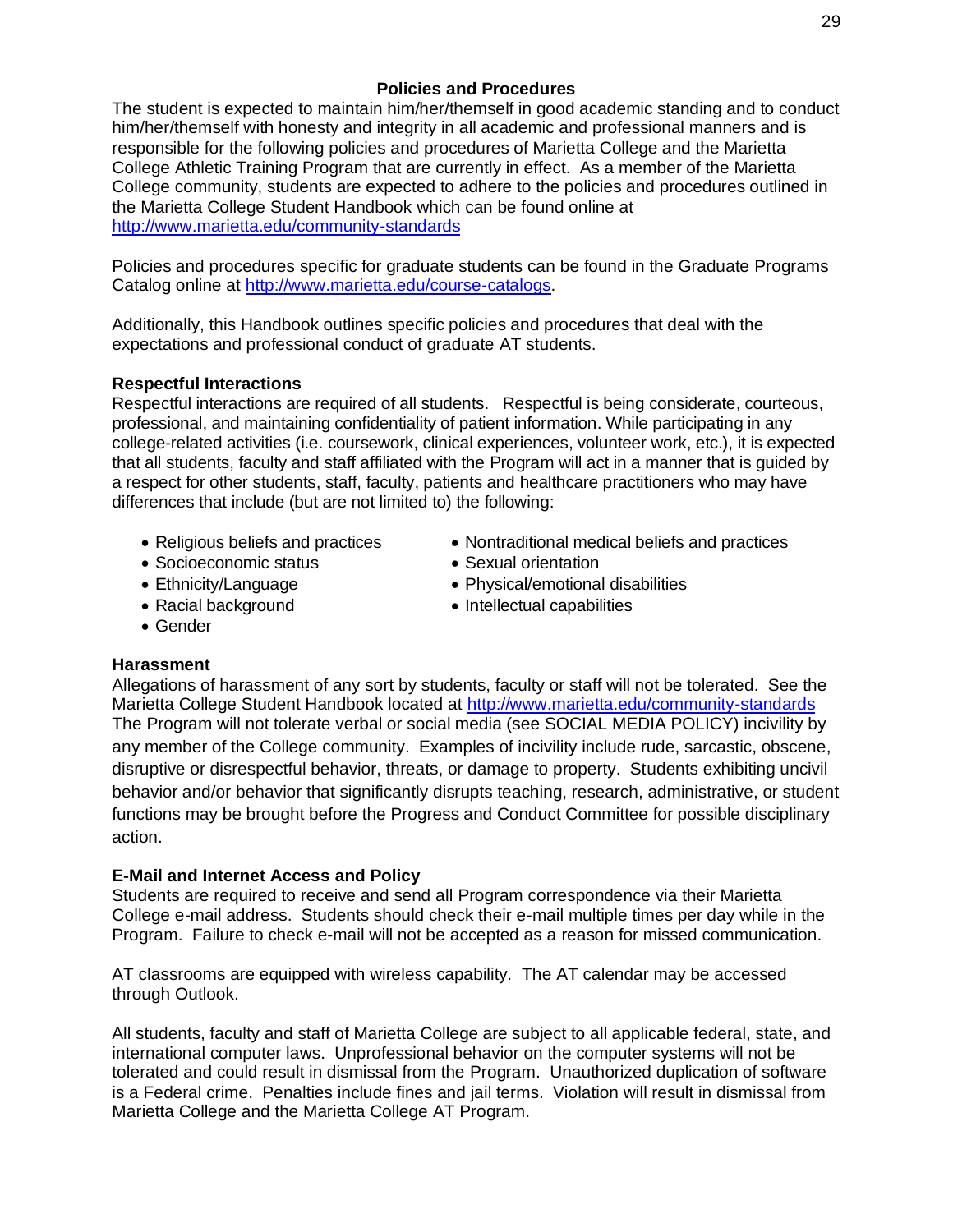## Policies and Procedures

The student is expected to maintain him/her/themself in good academic standing and to conduct him/her/themself with honesty and integrity in all academic and professional manners and is responsible for the following policies and procedures of Marietta College and the Marietta College Athletic Training Program that are currently in effect. As a member of the Marietta College community, students are expected to adhere to the policies and procedures outlined in the Marietta College Student Handbook which can be found online at http://www.marietta.edu/community-standards

Policies and procedures specific for graduate students can be found in the Graduate Programs Catalog online at http://www.marietta.edu/course-catalogs.

Additionally, this Handbook outlines specific policies and procedures that deal with the expectations and professional conduct of graduate AT students.

**Respectful Interactions**

Respectful interactions are required of all students. Respectful is being considerate, courteous, professional, and maintaining confidentiality of patient information. While participating in any college-related activities (i.e. coursework, clinical experiences, volunteer work, etc.), it is expected that all students, faculty and staff affiliated with the Program will act in a manner that is guided by a respect for other students, staff, faculty, patients and healthcare practitioners who may have differences that include (but are not limited to) the following:

- Religious beliefs and practices
- Socioeconomic status
- Ethnicity/Language
- Racial background
- Gender
- Nontraditional medical beliefs and practices
- Sexual orientation
- Physical/emotional disabilities
- Intellectual capabilities

**Harassment**

Allegations of harassment of any sort by students, faculty or staff will not be tolerated. See the Marietta College Student Handbook located at http://www.marietta.edu/community-standards The Program will not tolerate verbal or social media (see SOCIAL MEDIA POLICY) incivility by any member of the College community. Examples of incivility include rude, sarcastic, obscene, disruptive or disrespectful behavior, threats, or damage to property. Students exhibiting uncivil behavior and/or behavior that significantly disrupts teaching, research, administrative, or student functions may be brought before the Progress and Conduct Committee for possible disciplinary action.

**E-Mail and Internet Access and Policy**

Students are required to receive and send all Program correspondence via their Marietta College e-mail address. Students should check their e-mail multiple times per day while in the Program. Failure to check e-mail will not be accepted as a reason for missed communication.

AT classrooms are equipped with wireless capability. The AT calendar may be accessed through Outlook.

All students, faculty and staff of Marietta College are subject to all applicable federal, state, and international computer laws. Unprofessional behavior on the computer systems will not be tolerated and could result in dismissal from the Program. Unauthorized duplication of software is a Federal crime. Penalties include fines and jail terms. Violation will result in dismissal from Marietta College and the Marietta College AT Program.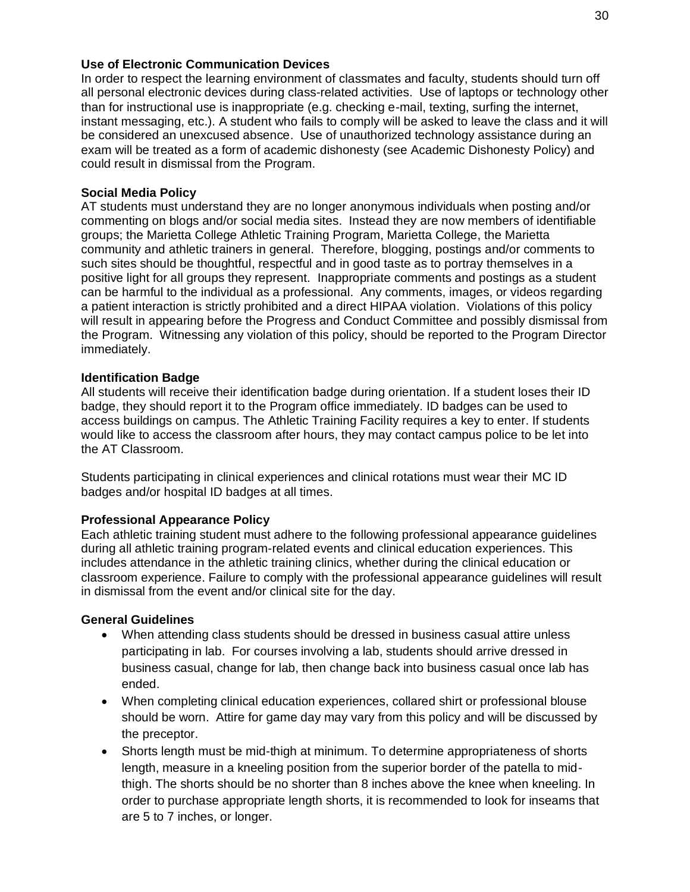### Use of Electronic Communication Devices

In order to respect the learning environment of classmates and faculty, students should turn off all personal electronic devices during class-related activities. Use of laptops or technology other than for instructional use is inappropriate (e.g. checking e-mail, texting, surfing the internet, instant messaging, etc.). A student who fails to comply will be asked to leave the class and it will be considered an unexcused absence. Use of unauthorized technology assistance during an exam will be treated as a form of academic dishonesty (see Academic Dishonesty Policy) and could result in dismissal from the Program.

### Social Media Policy

AT students must understand they are no longer anonymous individuals when posting and/or commenting on blogs and/or social media sites. Instead they are now members of identifiable groups; the Marietta College Athletic Training Program, Marietta College, the Marietta community and athletic trainers in general. Therefore, blogging, postings and/or comments to such sites should be thoughtful, respectful and in good taste as to portray themselves in a positive light for all groups they represent. Inappropriate comments and postings as a student can be harmful to the individual as a professional. Any comments, images, or videos regarding a patient interaction is strictly prohibited and a direct HIPAA violation. Violations of this policy will result in appearing before the Progress and Conduct Committee and possibly dismissal from the Program. Witnessing any violation of this policy, should be reported to the Program Director immediately.

### Identification Badge

All students will receive their identification badge during orientation. If a student loses their ID badge, they should report it to the Program office immediately. ID badges can be used to access buildings on campus. The Athletic Training Facility requires a key to enter. If students would like to access the classroom after hours, they may contact campus police to be let into the AT Classroom.

Students participating in clinical experiences and clinical rotations must wear their MC ID badges and/or hospital ID badges at all times.

### Professional Appearance Policy

Each athletic training student must adhere to the following professional appearance guidelines during all athletic training program-related events and clinical education experiences. This includes attendance in the athletic training clinics, whether during the clinical education or classroom experience. Failure to comply with the professional appearance guidelines will result in dismissal from the event and/or clinical site for the day.

### General Guidelines

- When attending class students should be dressed in business casual attire unless participating in lab. For courses involving a lab, students should arrive dressed in business casual, change for lab, then change back into business casual once lab has ended.
- When completing clinical education experiences, collared shirt or professional blouse should be worn. Attire for game day may vary from this policy and will be discussed by the preceptor.
- Shorts length must be mid-thigh at minimum. To determine appropriateness of shorts length, measure in a kneeling position from the superior border of the patella to mid-thigh. The shorts should be no shorter than 8 inches above the knee when kneeling. In order to purchase appropriate length shorts, it is recommended to look for inseams that are 5 to 7 inches, or longer.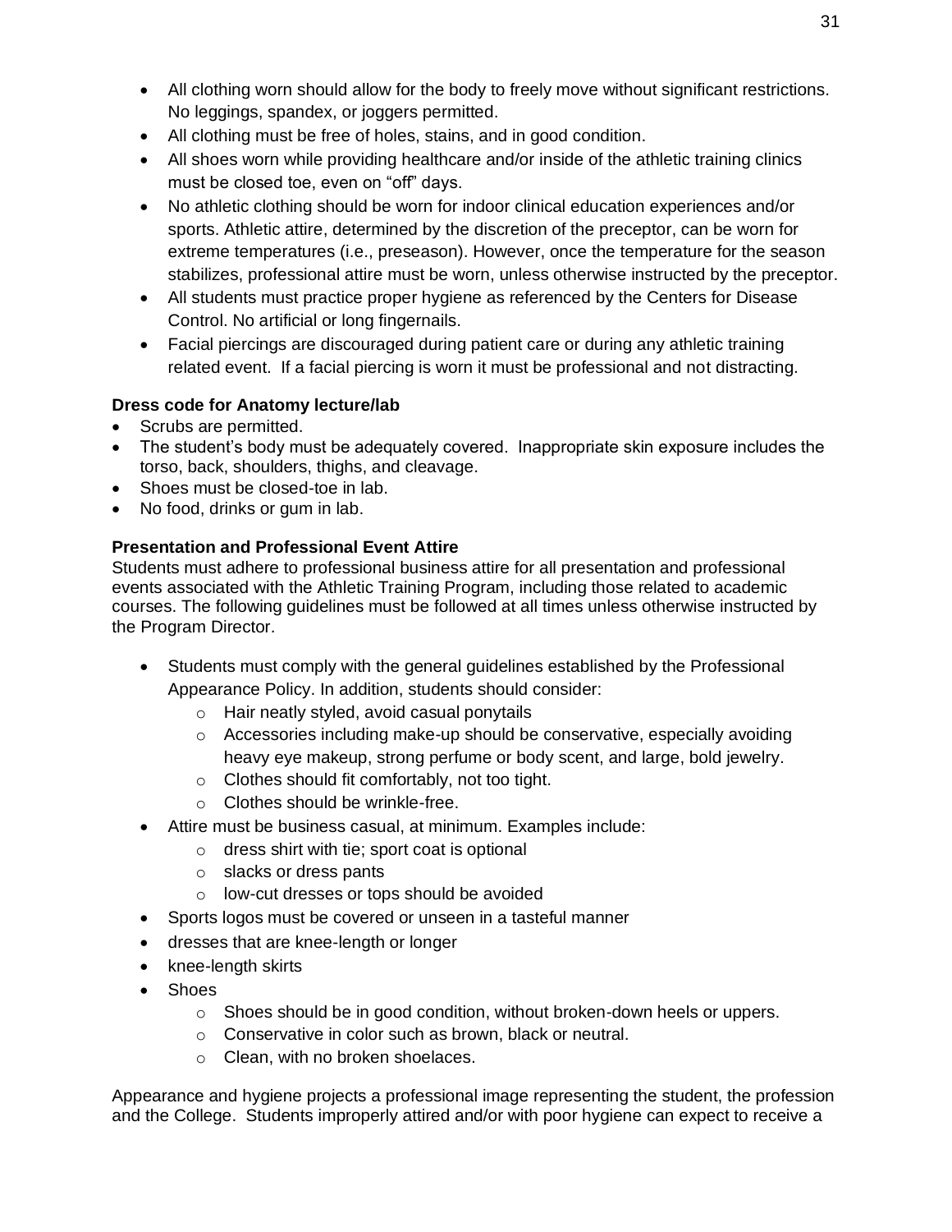- All clothing worn should allow for the body to freely move without significant restrictions. No leggings, spandex, or joggers permitted.
- All clothing must be free of holes, stains, and in good condition.
- All shoes worn while providing healthcare and/or inside of the athletic training clinics must be closed toe, even on "off" days.
- No athletic clothing should be worn for indoor clinical education experiences and/or sports. Athletic attire, determined by the discretion of the preceptor, can be worn for extreme temperatures (i.e., preseason). However, once the temperature for the season stabilizes, professional attire must be worn, unless otherwise instructed by the preceptor.
- All students must practice proper hygiene as referenced by the Centers for Disease Control. No artificial or long fingernails.
- Facial piercings are discouraged during patient care or during any athletic training related event. If a facial piercing is worn it must be professional and not distracting.

**Dress code for Anatomy lecture/lab**

- Scrubs are permitted.
- The student's body must be adequately covered. Inappropriate skin exposure includes the torso, back, shoulders, thighs, and cleavage.
- Shoes must be closed-toe in lab.
- No food, drinks or gum in lab.

**Presentation and Professional Event Attire**

Students must adhere to professional business attire for all presentation and professional events associated with the Athletic Training Program, including those related to academic courses. The following guidelines must be followed at all times unless otherwise instructed by the Program Director.

- Students must comply with the general guidelines established by the Professional Appearance Policy. In addition, students should consider:
    - Hair neatly styled, avoid casual ponytails
    - Accessories including make-up should be conservative, especially avoiding heavy eye makeup, strong perfume or body scent, and large, bold jewelry.
    - Clothes should fit comfortably, not too tight.
    - Clothes should be wrinkle-free.
- Attire must be business casual, at minimum. Examples include:
    - dress shirt with tie; sport coat is optional
    - slacks or dress pants
    - low-cut dresses or tops should be avoided
- Sports logos must be covered or unseen in a tasteful manner
- dresses that are knee-length or longer
- knee-length skirts
- Shoes
    - Shoes should be in good condition, without broken-down heels or uppers.
    - Conservative in color such as brown, black or neutral.
    - Clean, with no broken shoelaces.

Appearance and hygiene projects a professional image representing the student, the profession and the College. Students improperly attired and/or with poor hygiene can expect to receive a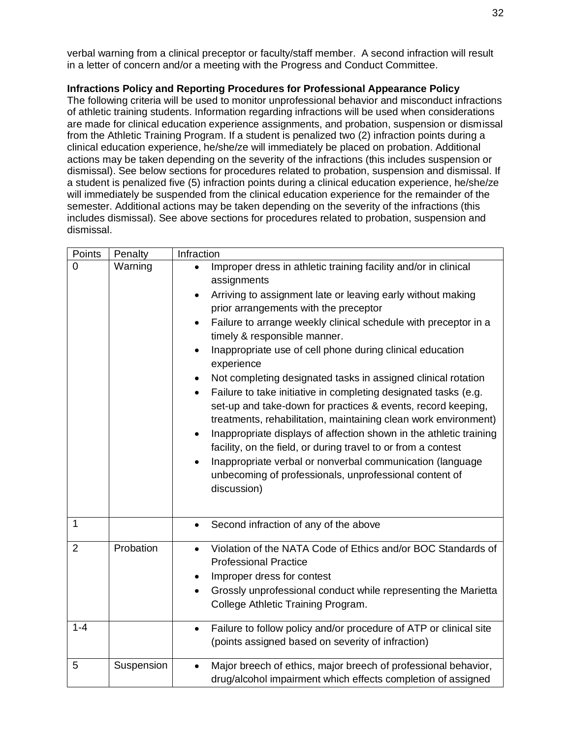verbal warning from a clinical preceptor or faculty/staff member. A second infraction will result in a letter of concern and/or a meeting with the Progress and Conduct Committee.

**Infractions Policy and Reporting Procedures for Professional Appearance Policy**
The following criteria will be used to monitor unprofessional behavior and misconduct infractions of athletic training students. Information regarding infractions will be used when considerations are made for clinical education experience assignments, and probation, suspension or dismissal from the Athletic Training Program. If a student is penalized two (2) infraction points during a clinical education experience, he/she/ze will immediately be placed on probation. Additional actions may be taken depending on the severity of the infractions (this includes suspension or dismissal). See below sections for procedures related to probation, suspension and dismissal. If a student is penalized five (5) infraction points during a clinical education experience, he/she/ze will immediately be suspended from the clinical education experience for the remainder of the semester. Additional actions may be taken depending on the severity of the infractions (this includes dismissal). See above sections for procedures related to probation, suspension and dismissal.

| Points | Penalty | Infraction |
|---|---|---|
| 0 | Warning | • Improper dress in athletic training facility and/or in clinical assignments<br>• Arriving to assignment late or leaving early without making prior arrangements with the preceptor<br>• Failure to arrange weekly clinical schedule with preceptor in a timely & responsible manner.<br>• Inappropriate use of cell phone during clinical education experience<br>• Not completing designated tasks in assigned clinical rotation<br>• Failure to take initiative in completing designated tasks (e.g. set-up and take-down for practices & events, record keeping, treatments, rehabilitation, maintaining clean work environment)<br>• Inappropriate displays of affection shown in the athletic training facility, on the field, or during travel to or from a contest<br>• Inappropriate verbal or nonverbal communication (language unbecoming of professionals, unprofessional content of discussion) |
| 1 | | • Second infraction of any of the above |
| 2 | Probation | • Violation of the NATA Code of Ethics and/or BOC Standards of Professional Practice<br>• Improper dress for contest<br>• Grossly unprofessional conduct while representing the Marietta College Athletic Training Program. |
| 1-4 | | • Failure to follow policy and/or procedure of ATP or clinical site (points assigned based on severity of infraction) |
| 5 | Suspension | • Major breech of ethics, major breech of professional behavior, drug/alcohol impairment which effects completion of assigned |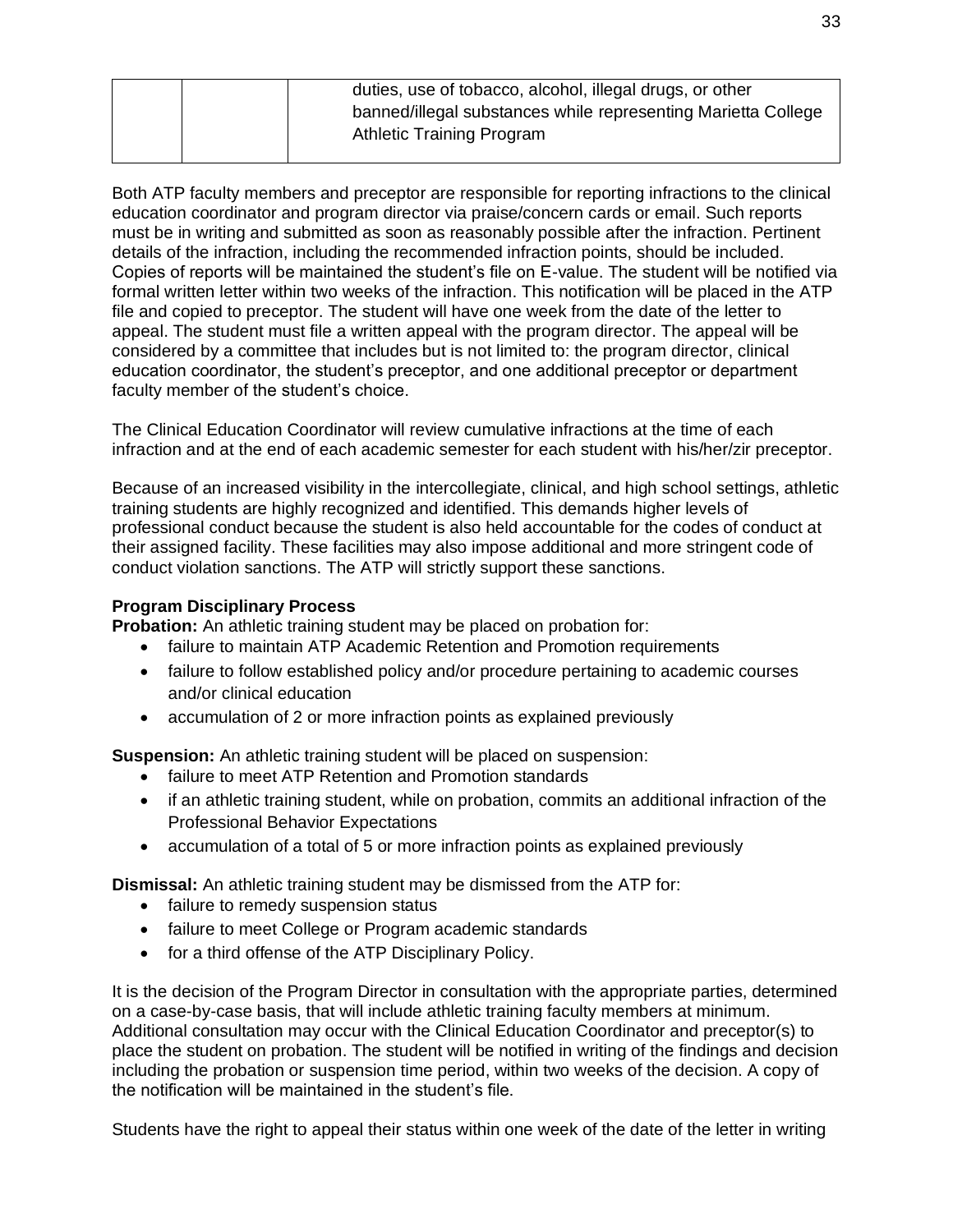|  |  | duties, use of tobacco, alcohol, illegal drugs, or other banned/illegal substances while representing Marietta College Athletic Training Program |
| --- | --- | --- |

Both ATP faculty members and preceptor are responsible for reporting infractions to the clinical education coordinator and program director via praise/concern cards or email. Such reports must be in writing and submitted as soon as reasonably possible after the infraction. Pertinent details of the infraction, including the recommended infraction points, should be included. Copies of reports will be maintained the student's file on E-value. The student will be notified via formal written letter within two weeks of the infraction. This notification will be placed in the ATP file and copied to preceptor. The student will have one week from the date of the letter to appeal. The student must file a written appeal with the program director. The appeal will be considered by a committee that includes but is not limited to: the program director, clinical education coordinator, the student's preceptor, and one additional preceptor or department faculty member of the student's choice.

The Clinical Education Coordinator will review cumulative infractions at the time of each infraction and at the end of each academic semester for each student with his/her/zir preceptor.

Because of an increased visibility in the intercollegiate, clinical, and high school settings, athletic training students are highly recognized and identified. This demands higher levels of professional conduct because the student is also held accountable for the codes of conduct at their assigned facility. These facilities may also impose additional and more stringent code of conduct violation sanctions. The ATP will strictly support these sanctions.

**Program Disciplinary Process**

**Probation:** An athletic training student may be placed on probation for:

- failure to maintain ATP Academic Retention and Promotion requirements
- failure to follow established policy and/or procedure pertaining to academic courses and/or clinical education
- accumulation of 2 or more infraction points as explained previously

**Suspension:** An athletic training student will be placed on suspension:

- failure to meet ATP Retention and Promotion standards
- if an athletic training student, while on probation, commits an additional infraction of the Professional Behavior Expectations
- accumulation of a total of 5 or more infraction points as explained previously

**Dismissal:** An athletic training student may be dismissed from the ATP for:

- failure to remedy suspension status
- failure to meet College or Program academic standards
- for a third offense of the ATP Disciplinary Policy.

It is the decision of the Program Director in consultation with the appropriate parties, determined on a case-by-case basis, that will include athletic training faculty members at minimum. Additional consultation may occur with the Clinical Education Coordinator and preceptor(s) to place the student on probation. The student will be notified in writing of the findings and decision including the probation or suspension time period, within two weeks of the decision. A copy of the notification will be maintained in the student's file.

Students have the right to appeal their status within one week of the date of the letter in writing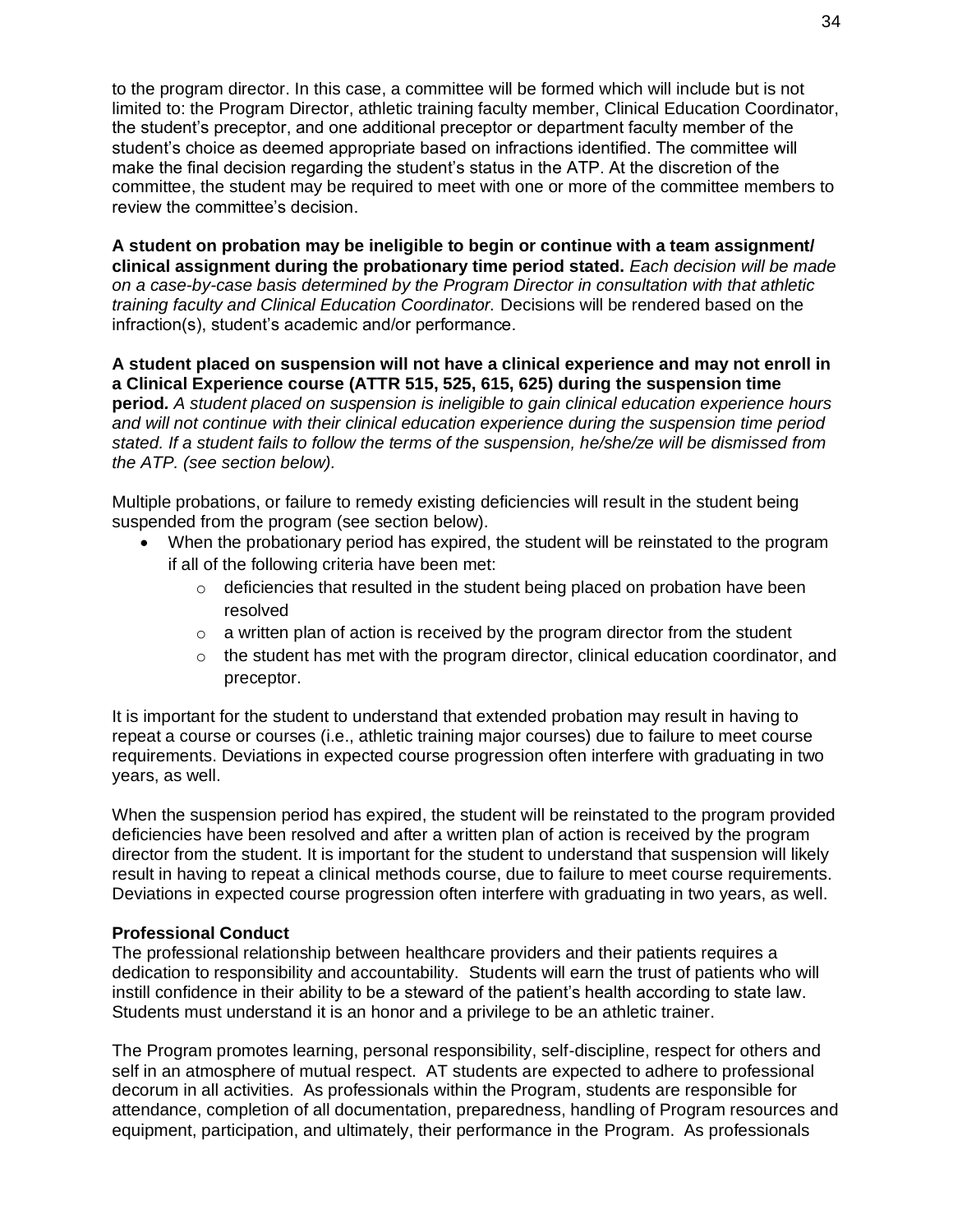to the program director. In this case, a committee will be formed which will include but is not limited to: the Program Director, athletic training faculty member, Clinical Education Coordinator, the student's preceptor, and one additional preceptor or department faculty member of the student's choice as deemed appropriate based on infractions identified. The committee will make the final decision regarding the student's status in the ATP. At the discretion of the committee, the student may be required to meet with one or more of the committee members to review the committee's decision.

**A student on probation may be ineligible to begin or continue with a team assignment/ clinical assignment during the probationary time period stated.** *Each decision will be made on a case-by-case basis determined by the Program Director in consultation with that athletic training faculty and Clinical Education Coordinator.* Decisions will be rendered based on the infraction(s), student's academic and/or performance.

**A student placed on suspension will not have a clinical experience and may not enroll in a Clinical Experience course (ATTR 515, 525, 615, 625) during the suspension time period.** *A student placed on suspension is ineligible to gain clinical education experience hours and will not continue with their clinical education experience during the suspension time period stated. If a student fails to follow the terms of the suspension, he/she/ze will be dismissed from the ATP. (see section below).*

Multiple probations, or failure to remedy existing deficiencies will result in the student being suspended from the program (see section below).

- When the probationary period has expired, the student will be reinstated to the program if all of the following criteria have been met:
  - deficiencies that resulted in the student being placed on probation have been resolved
  - a written plan of action is received by the program director from the student
  - the student has met with the program director, clinical education coordinator, and preceptor.

It is important for the student to understand that extended probation may result in having to repeat a course or courses (i.e., athletic training major courses) due to failure to meet course requirements. Deviations in expected course progression often interfere with graduating in two years, as well.

When the suspension period has expired, the student will be reinstated to the program provided deficiencies have been resolved and after a written plan of action is received by the program director from the student. It is important for the student to understand that suspension will likely result in having to repeat a clinical methods course, due to failure to meet course requirements. Deviations in expected course progression often interfere with graduating in two years, as well.

**Professional Conduct**

The professional relationship between healthcare providers and their patients requires a dedication to responsibility and accountability. Students will earn the trust of patients who will instill confidence in their ability to be a steward of the patient's health according to state law. Students must understand it is an honor and a privilege to be an athletic trainer.

The Program promotes learning, personal responsibility, self-discipline, respect for others and self in an atmosphere of mutual respect. AT students are expected to adhere to professional decorum in all activities. As professionals within the Program, students are responsible for attendance, completion of all documentation, preparedness, handling of Program resources and equipment, participation, and ultimately, their performance in the Program. As professionals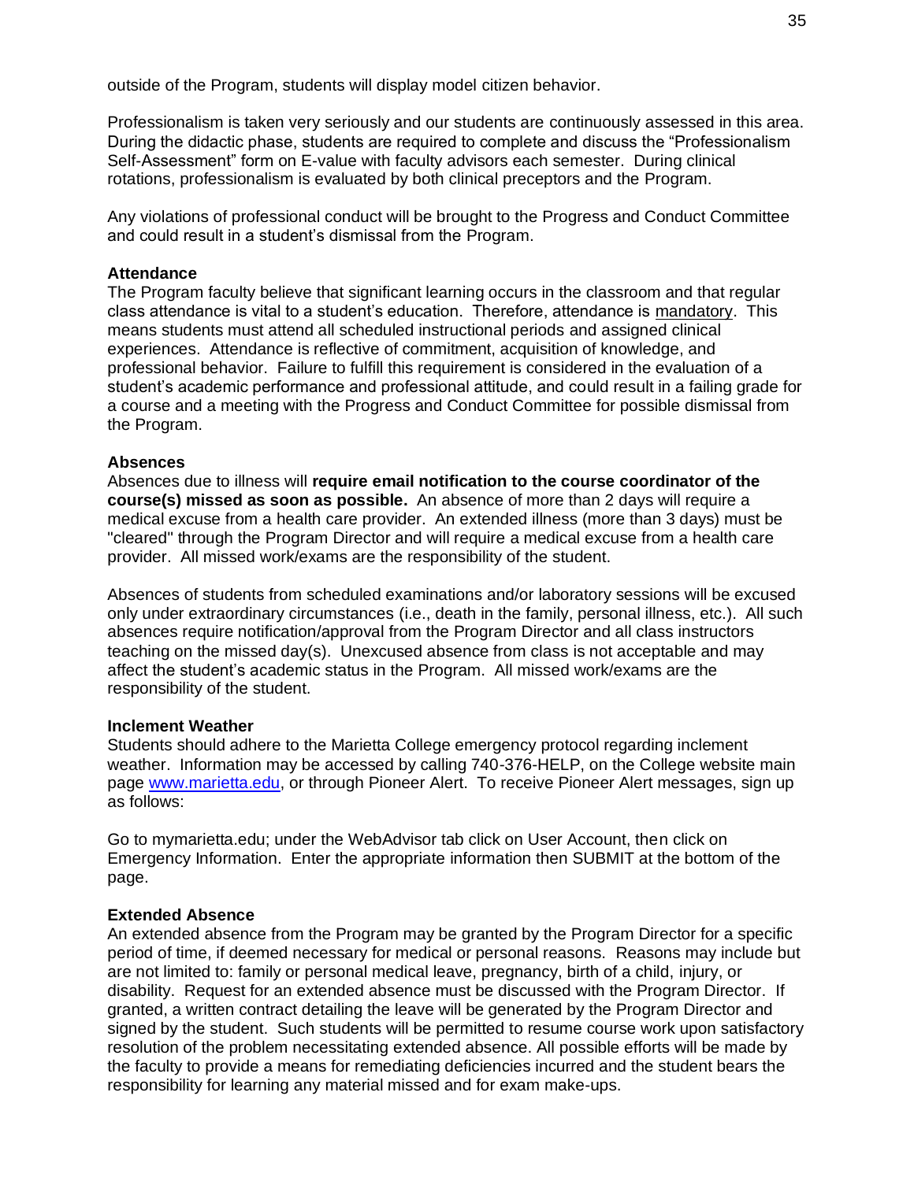outside of the Program, students will display model citizen behavior.

Professionalism is taken very seriously and our students are continuously assessed in this area. During the didactic phase, students are required to complete and discuss the "Professionalism Self-Assessment" form on E-value with faculty advisors each semester. During clinical rotations, professionalism is evaluated by both clinical preceptors and the Program.

Any violations of professional conduct will be brought to the Progress and Conduct Committee and could result in a student's dismissal from the Program.

**Attendance**

The Program faculty believe that significant learning occurs in the classroom and that regular class attendance is vital to a student's education. Therefore, attendance is mandatory. This means students must attend all scheduled instructional periods and assigned clinical experiences. Attendance is reflective of commitment, acquisition of knowledge, and professional behavior. Failure to fulfill this requirement is considered in the evaluation of a student's academic performance and professional attitude, and could result in a failing grade for a course and a meeting with the Progress and Conduct Committee for possible dismissal from the Program.

**Absences**

Absences due to illness will **require email notification to the course coordinator of the course(s) missed as soon as possible.** An absence of more than 2 days will require a medical excuse from a health care provider. An extended illness (more than 3 days) must be "cleared" through the Program Director and will require a medical excuse from a health care provider. All missed work/exams are the responsibility of the student.

Absences of students from scheduled examinations and/or laboratory sessions will be excused only under extraordinary circumstances (i.e., death in the family, personal illness, etc.). All such absences require notification/approval from the Program Director and all class instructors teaching on the missed day(s). Unexcused absence from class is not acceptable and may affect the student's academic status in the Program. All missed work/exams are the responsibility of the student.

**Inclement Weather**

Students should adhere to the Marietta College emergency protocol regarding inclement weather. Information may be accessed by calling 740-376-HELP, on the College website main page www.marietta.edu, or through Pioneer Alert. To receive Pioneer Alert messages, sign up as follows:

Go to mymarietta.edu; under the WebAdvisor tab click on User Account, then click on Emergency Information. Enter the appropriate information then SUBMIT at the bottom of the page.

**Extended Absence**

An extended absence from the Program may be granted by the Program Director for a specific period of time, if deemed necessary for medical or personal reasons. Reasons may include but are not limited to: family or personal medical leave, pregnancy, birth of a child, injury, or disability. Request for an extended absence must be discussed with the Program Director. If granted, a written contract detailing the leave will be generated by the Program Director and signed by the student. Such students will be permitted to resume course work upon satisfactory resolution of the problem necessitating extended absence. All possible efforts will be made by the faculty to provide a means for remediating deficiencies incurred and the student bears the responsibility for learning any material missed and for exam make-ups.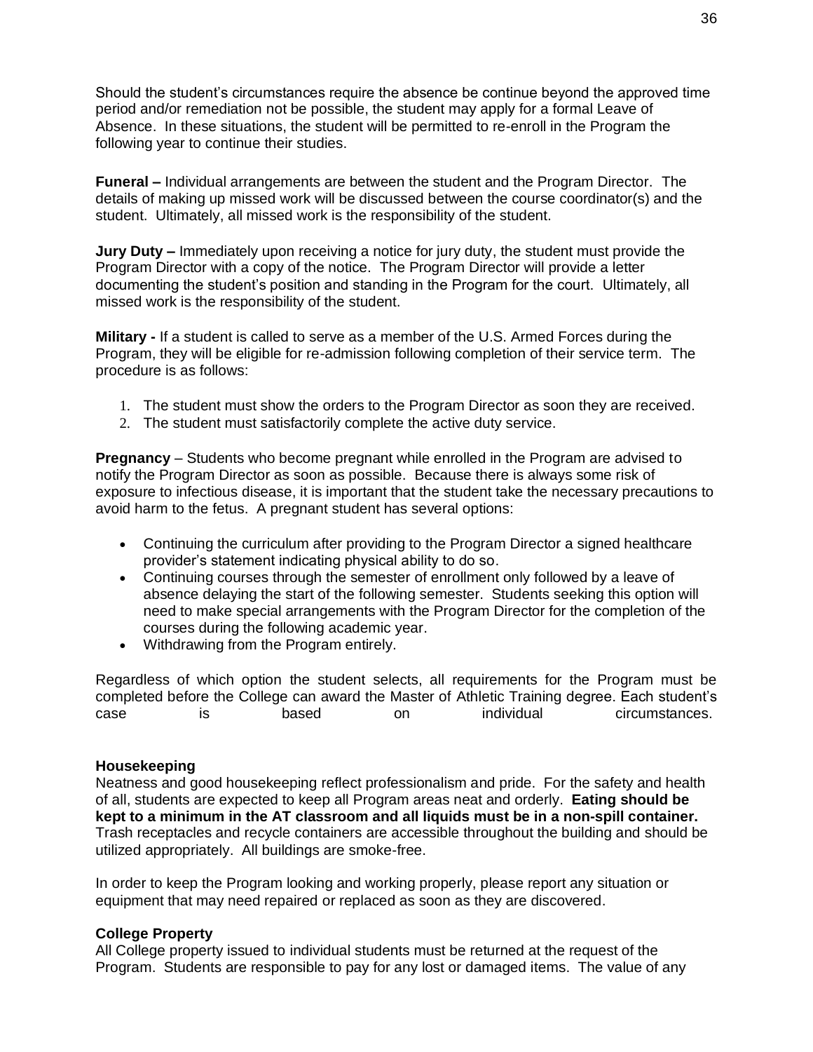Should the student's circumstances require the absence be continue beyond the approved time period and/or remediation not be possible, the student may apply for a formal Leave of Absence. In these situations, the student will be permitted to re-enroll in the Program the following year to continue their studies.

**Funeral –** Individual arrangements are between the student and the Program Director. The details of making up missed work will be discussed between the course coordinator(s) and the student. Ultimately, all missed work is the responsibility of the student.

**Jury Duty –** Immediately upon receiving a notice for jury duty, the student must provide the Program Director with a copy of the notice. The Program Director will provide a letter documenting the student's position and standing in the Program for the court. Ultimately, all missed work is the responsibility of the student.

**Military -** If a student is called to serve as a member of the U.S. Armed Forces during the Program, they will be eligible for re-admission following completion of their service term. The procedure is as follows:

1. The student must show the orders to the Program Director as soon they are received.
2. The student must satisfactorily complete the active duty service.

**Pregnancy** – Students who become pregnant while enrolled in the Program are advised to notify the Program Director as soon as possible. Because there is always some risk of exposure to infectious disease, it is important that the student take the necessary precautions to avoid harm to the fetus. A pregnant student has several options:

- Continuing the curriculum after providing to the Program Director a signed healthcare provider's statement indicating physical ability to do so.
- Continuing courses through the semester of enrollment only followed by a leave of absence delaying the start of the following semester. Students seeking this option will need to make special arrangements with the Program Director for the completion of the courses during the following academic year.
- Withdrawing from the Program entirely.

Regardless of which option the student selects, all requirements for the Program must be completed before the College can award the Master of Athletic Training degree. Each student's case is based on individual circumstances.

### Housekeeping

Neatness and good housekeeping reflect professionalism and pride. For the safety and health of all, students are expected to keep all Program areas neat and orderly. **Eating should be kept to a minimum in the AT classroom and all liquids must be in a non-spill container.** Trash receptacles and recycle containers are accessible throughout the building and should be utilized appropriately. All buildings are smoke-free.

In order to keep the Program looking and working properly, please report any situation or equipment that may need repaired or replaced as soon as they are discovered.

### College Property

All College property issued to individual students must be returned at the request of the Program. Students are responsible to pay for any lost or damaged items. The value of any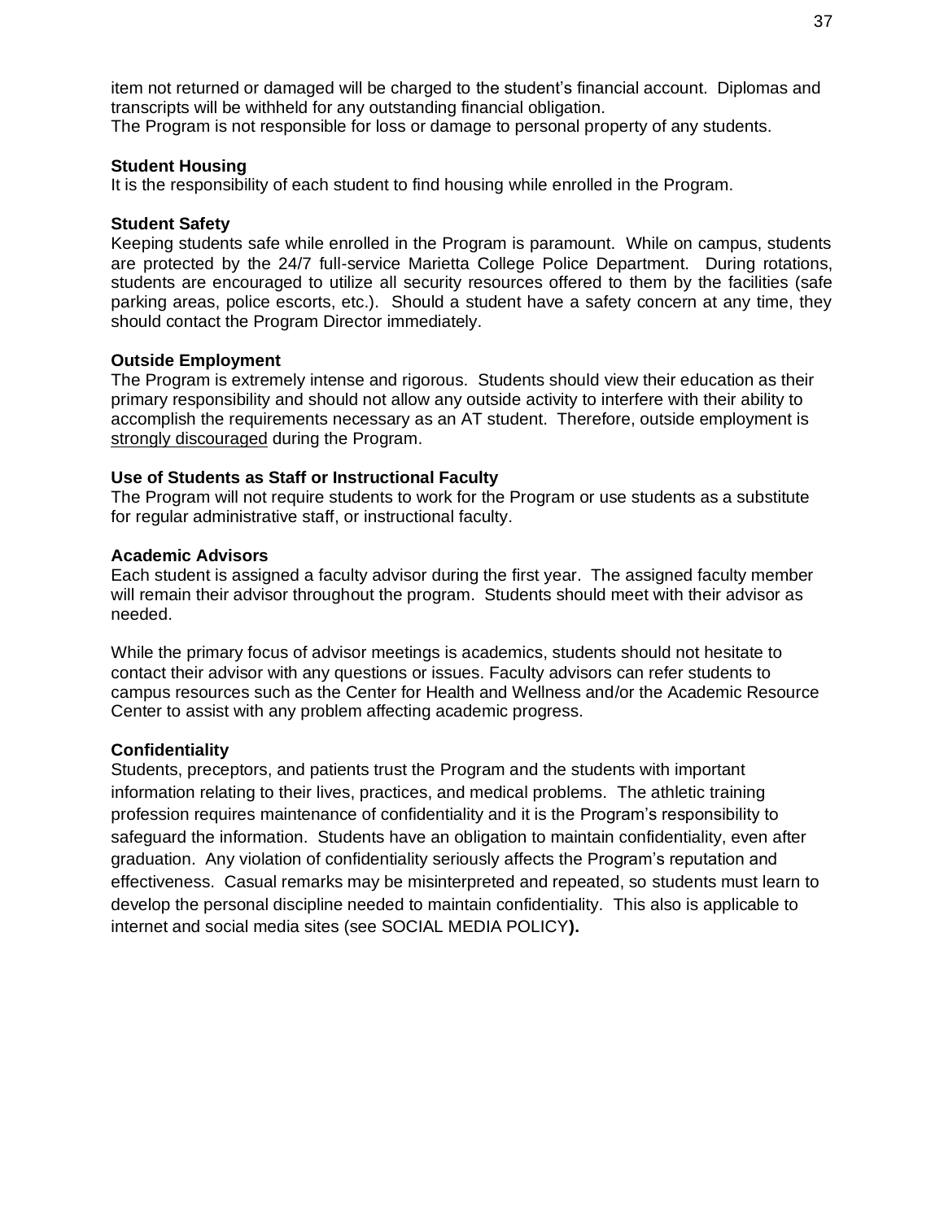item not returned or damaged will be charged to the student's financial account. Diplomas and transcripts will be withheld for any outstanding financial obligation.
The Program is not responsible for loss or damage to personal property of any students.

**Student Housing**
It is the responsibility of each student to find housing while enrolled in the Program.

**Student Safety**
Keeping students safe while enrolled in the Program is paramount. While on campus, students are protected by the 24/7 full-service Marietta College Police Department. During rotations, students are encouraged to utilize all security resources offered to them by the facilities (safe parking areas, police escorts, etc.). Should a student have a safety concern at any time, they should contact the Program Director immediately.

**Outside Employment**
The Program is extremely intense and rigorous. Students should view their education as their primary responsibility and should not allow any outside activity to interfere with their ability to accomplish the requirements necessary as an AT student. Therefore, outside employment is <u>strongly discouraged</u> during the Program.

**Use of Students as Staff or Instructional Faculty**
The Program will not require students to work for the Program or use students as a substitute for regular administrative staff, or instructional faculty.

**Academic Advisors**
Each student is assigned a faculty advisor during the first year. The assigned faculty member will remain their advisor throughout the program. Students should meet with their advisor as needed.

While the primary focus of advisor meetings is academics, students should not hesitate to contact their advisor with any questions or issues. Faculty advisors can refer students to campus resources such as the Center for Health and Wellness and/or the Academic Resource Center to assist with any problem affecting academic progress.

**Confidentiality**
Students, preceptors, and patients trust the Program and the students with important information relating to their lives, practices, and medical problems. The athletic training profession requires maintenance of confidentiality and it is the Program's responsibility to safeguard the information. Students have an obligation to maintain confidentiality, even after graduation. Any violation of confidentiality seriously affects the Program's reputation and effectiveness. Casual remarks may be misinterpreted and repeated, so students must learn to develop the personal discipline needed to maintain confidentiality. This also is applicable to internet and social media sites (see SOCIAL MEDIA POLICY**).**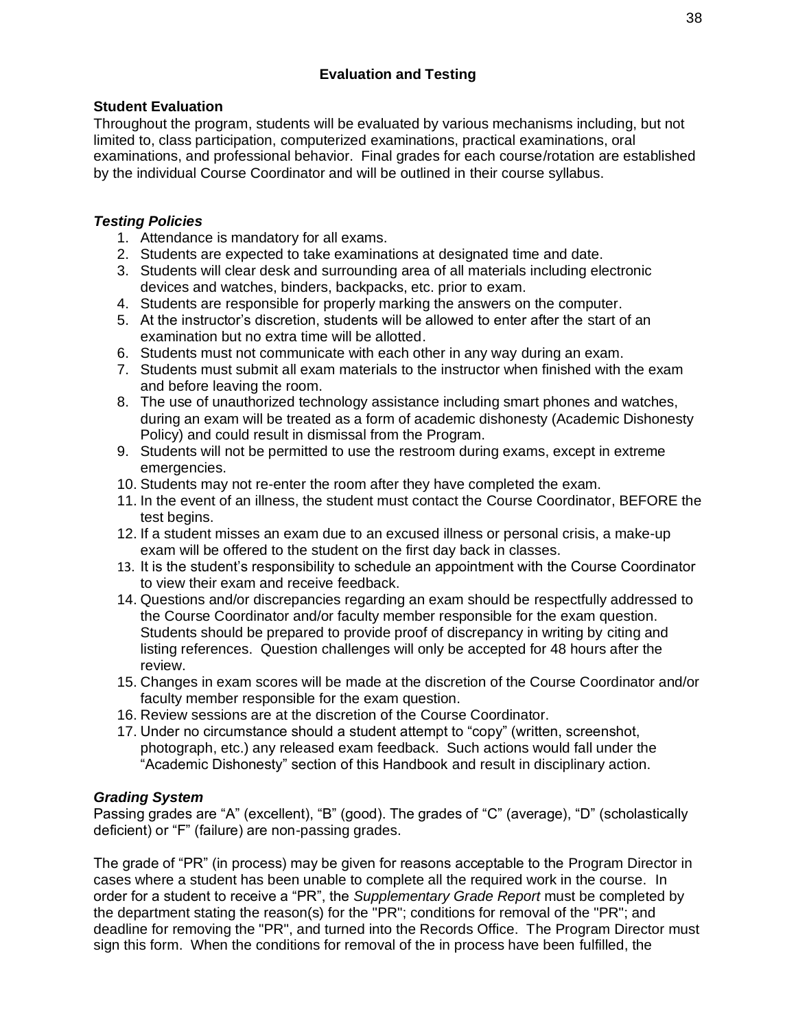## Evaluation and Testing

**Student Evaluation**

Throughout the program, students will be evaluated by various mechanisms including, but not limited to, class participation, computerized examinations, practical examinations, oral examinations, and professional behavior. Final grades for each course/rotation are established by the individual Course Coordinator and will be outlined in their course syllabus.

***Testing Policies***

1. Attendance is mandatory for all exams.
2. Students are expected to take examinations at designated time and date.
3. Students will clear desk and surrounding area of all materials including electronic devices and watches, binders, backpacks, etc. prior to exam.
4. Students are responsible for properly marking the answers on the computer.
5. At the instructor's discretion, students will be allowed to enter after the start of an examination but no extra time will be allotted.
6. Students must not communicate with each other in any way during an exam.
7. Students must submit all exam materials to the instructor when finished with the exam and before leaving the room.
8. The use of unauthorized technology assistance including smart phones and watches, during an exam will be treated as a form of academic dishonesty (Academic Dishonesty Policy) and could result in dismissal from the Program.
9. Students will not be permitted to use the restroom during exams, except in extreme emergencies.
10. Students may not re-enter the room after they have completed the exam.
11. In the event of an illness, the student must contact the Course Coordinator, BEFORE the test begins.
12. If a student misses an exam due to an excused illness or personal crisis, a make-up exam will be offered to the student on the first day back in classes.
13. It is the student's responsibility to schedule an appointment with the Course Coordinator to view their exam and receive feedback.
14. Questions and/or discrepancies regarding an exam should be respectfully addressed to the Course Coordinator and/or faculty member responsible for the exam question. Students should be prepared to provide proof of discrepancy in writing by citing and listing references. Question challenges will only be accepted for 48 hours after the review.
15. Changes in exam scores will be made at the discretion of the Course Coordinator and/or faculty member responsible for the exam question.
16. Review sessions are at the discretion of the Course Coordinator.
17. Under no circumstance should a student attempt to "copy" (written, screenshot, photograph, etc.) any released exam feedback. Such actions would fall under the "Academic Dishonesty" section of this Handbook and result in disciplinary action.

***Grading System***

Passing grades are "A" (excellent), "B" (good). The grades of "C" (average), "D" (scholastically deficient) or "F" (failure) are non-passing grades.

The grade of "PR" (in process) may be given for reasons acceptable to the Program Director in cases where a student has been unable to complete all the required work in the course. In order for a student to receive a "PR", the *Supplementary Grade Report* must be completed by the department stating the reason(s) for the "PR"; conditions for removal of the "PR"; and deadline for removing the "PR", and turned into the Records Office. The Program Director must sign this form. When the conditions for removal of the in process have been fulfilled, the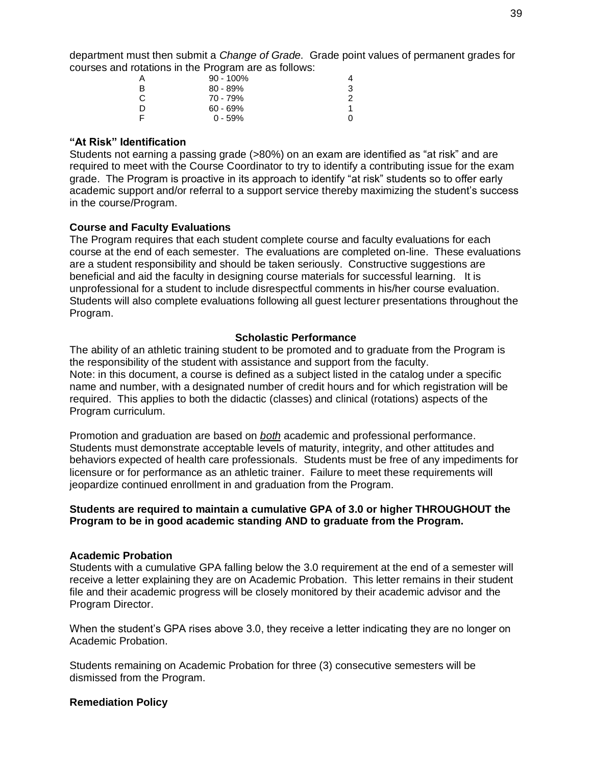department must then submit a *Change of Grade.* Grade point values of permanent grades for courses and rotations in the Program are as follows:

| | | |
|---|---|---|
| A | 90 - 100% | 4 |
| B | 80 - 89% | 3 |
| C | 70 - 79% | 2 |
| D | 60 - 69% | 1 |
| F | 0 - 59% | 0 |

### "At Risk" Identification

Students not earning a passing grade (>80%) on an exam are identified as "at risk" and are required to meet with the Course Coordinator to try to identify a contributing issue for the exam grade. The Program is proactive in its approach to identify "at risk" students so to offer early academic support and/or referral to a support service thereby maximizing the student's success in the course/Program.

### Course and Faculty Evaluations

The Program requires that each student complete course and faculty evaluations for each course at the end of each semester. The evaluations are completed on-line. These evaluations are a student responsibility and should be taken seriously. Constructive suggestions are beneficial and aid the faculty in designing course materials for successful learning. It is unprofessional for a student to include disrespectful comments in his/her course evaluation. Students will also complete evaluations following all guest lecturer presentations throughout the Program.

## Scholastic Performance

The ability of an athletic training student to be promoted and to graduate from the Program is the responsibility of the student with assistance and support from the faculty.
Note: in this document, a course is defined as a subject listed in the catalog under a specific name and number, with a designated number of credit hours and for which registration will be required. This applies to both the didactic (classes) and clinical (rotations) aspects of the Program curriculum.

Promotion and graduation are based on ***both*** academic and professional performance. Students must demonstrate acceptable levels of maturity, integrity, and other attitudes and behaviors expected of health care professionals. Students must be free of any impediments for licensure or for performance as an athletic trainer. Failure to meet these requirements will jeopardize continued enrollment in and graduation from the Program.

**Students are required to maintain a cumulative GPA of 3.0 or higher THROUGHOUT the Program to be in good academic standing AND to graduate from the Program.**

### Academic Probation

Students with a cumulative GPA falling below the 3.0 requirement at the end of a semester will receive a letter explaining they are on Academic Probation. This letter remains in their student file and their academic progress will be closely monitored by their academic advisor and the Program Director.

When the student's GPA rises above 3.0, they receive a letter indicating they are no longer on Academic Probation.

Students remaining on Academic Probation for three (3) consecutive semesters will be dismissed from the Program.

### Remediation Policy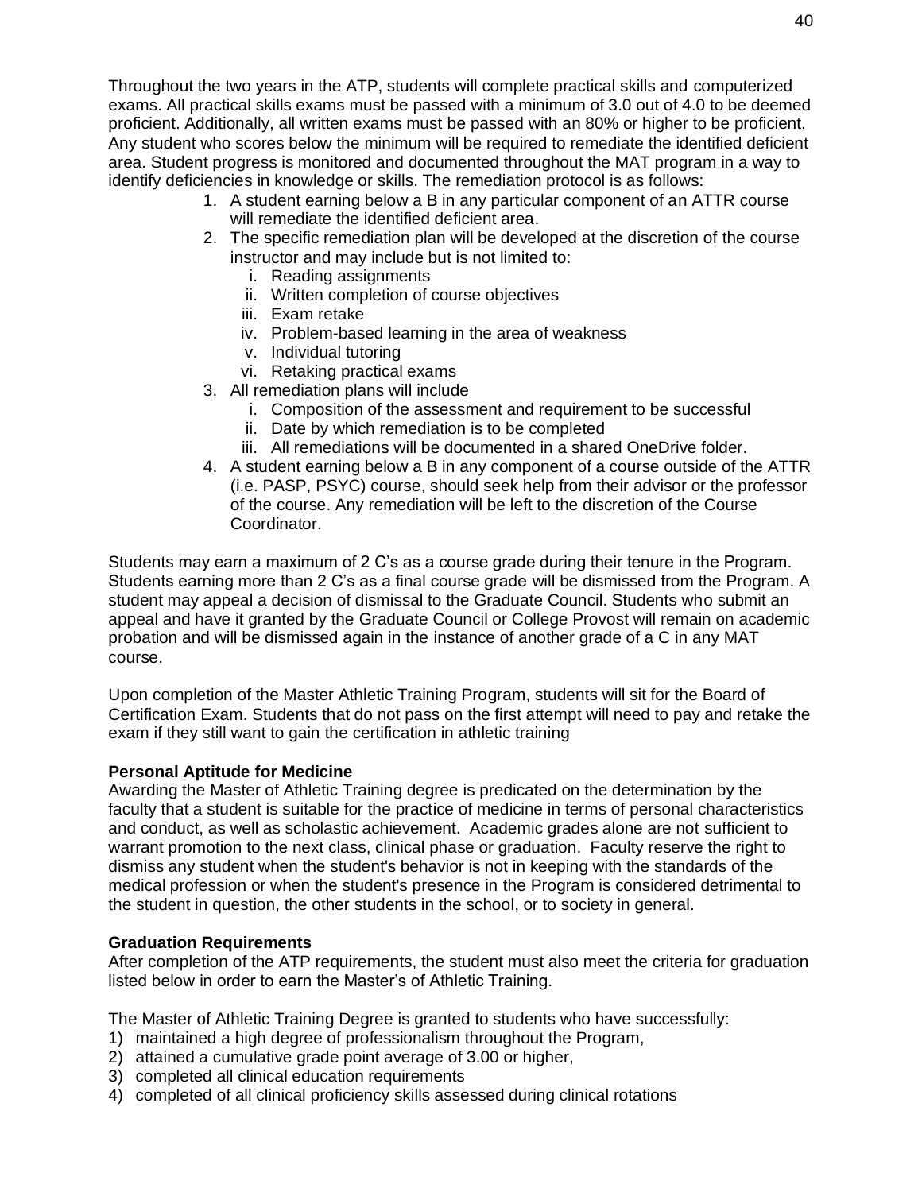Throughout the two years in the ATP, students will complete practical skills and computerized exams. All practical skills exams must be passed with a minimum of 3.0 out of 4.0 to be deemed proficient. Additionally, all written exams must be passed with an 80% or higher to be proficient. Any student who scores below the minimum will be required to remediate the identified deficient area. Student progress is monitored and documented throughout the MAT program in a way to identify deficiencies in knowledge or skills. The remediation protocol is as follows:

1. A student earning below a B in any particular component of an ATTR course will remediate the identified deficient area.
2. The specific remediation plan will be developed at the discretion of the course instructor and may include but is not limited to:
   i. Reading assignments
   ii. Written completion of course objectives
   iii. Exam retake
   iv. Problem-based learning in the area of weakness
   v. Individual tutoring
   vi. Retaking practical exams
3. All remediation plans will include
   i. Composition of the assessment and requirement to be successful
   ii. Date by which remediation is to be completed
   iii. All remediations will be documented in a shared OneDrive folder.
4. A student earning below a B in any component of a course outside of the ATTR (i.e. PASP, PSYC) course, should seek help from their advisor or the professor of the course. Any remediation will be left to the discretion of the Course Coordinator.

Students may earn a maximum of 2 C's as a course grade during their tenure in the Program. Students earning more than 2 C's as a final course grade will be dismissed from the Program. A student may appeal a decision of dismissal to the Graduate Council. Students who submit an appeal and have it granted by the Graduate Council or College Provost will remain on academic probation and will be dismissed again in the instance of another grade of a C in any MAT course.

Upon completion of the Master Athletic Training Program, students will sit for the Board of Certification Exam. Students that do not pass on the first attempt will need to pay and retake the exam if they still want to gain the certification in athletic training

**Personal Aptitude for Medicine**

Awarding the Master of Athletic Training degree is predicated on the determination by the faculty that a student is suitable for the practice of medicine in terms of personal characteristics and conduct, as well as scholastic achievement. Academic grades alone are not sufficient to warrant promotion to the next class, clinical phase or graduation. Faculty reserve the right to dismiss any student when the student's behavior is not in keeping with the standards of the medical profession or when the student's presence in the Program is considered detrimental to the student in question, the other students in the school, or to society in general.

**Graduation Requirements**

After completion of the ATP requirements, the student must also meet the criteria for graduation listed below in order to earn the Master's of Athletic Training.

The Master of Athletic Training Degree is granted to students who have successfully:

1) maintained a high degree of professionalism throughout the Program,
2) attained a cumulative grade point average of 3.00 or higher,
3) completed all clinical education requirements
4) completed of all clinical proficiency skills assessed during clinical rotations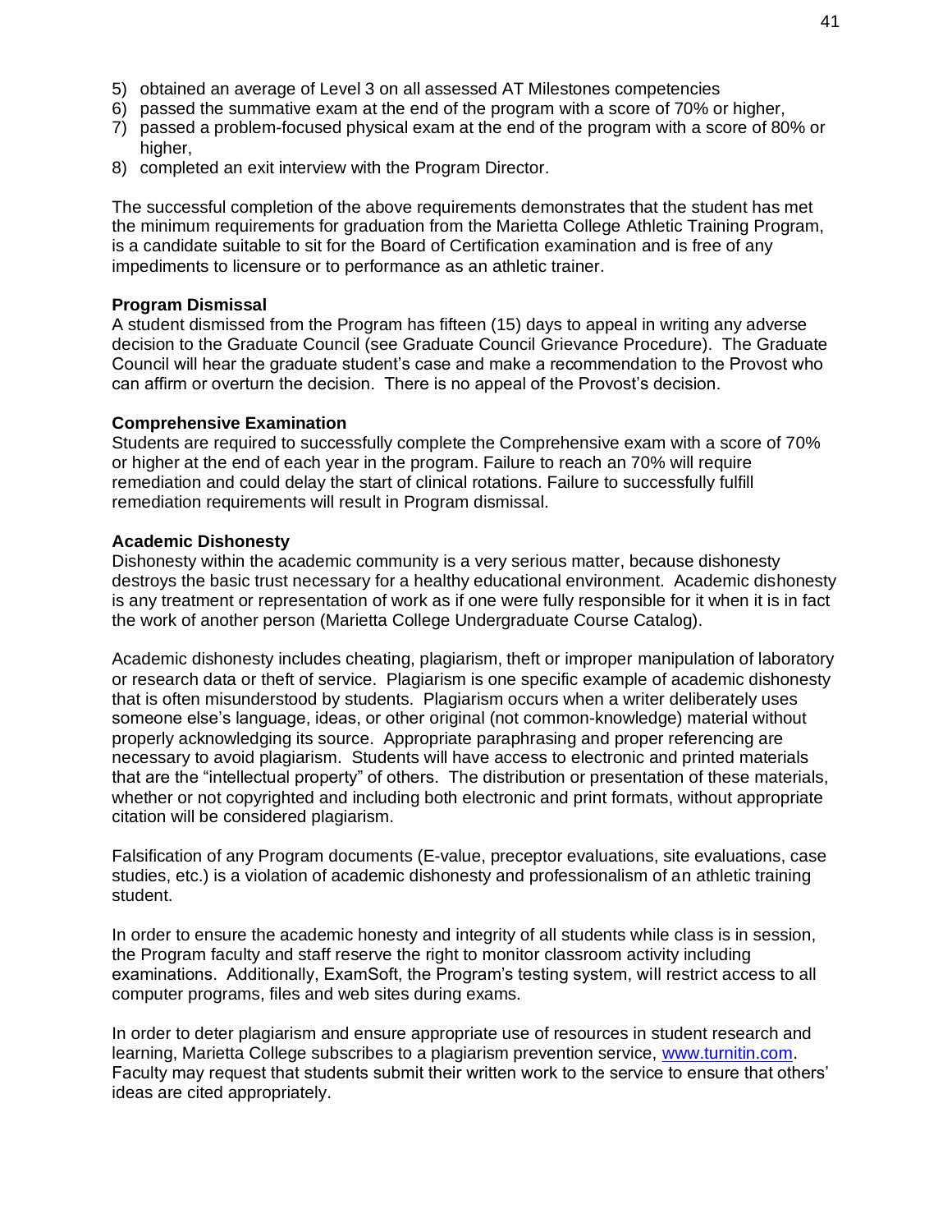5) obtained an average of Level 3 on all assessed AT Milestones competencies
6) passed the summative exam at the end of the program with a score of 70% or higher,
7) passed a problem-focused physical exam at the end of the program with a score of 80% or higher,
8) completed an exit interview with the Program Director.

The successful completion of the above requirements demonstrates that the student has met the minimum requirements for graduation from the Marietta College Athletic Training Program, is a candidate suitable to sit for the Board of Certification examination and is free of any impediments to licensure or to performance as an athletic trainer.

**Program Dismissal**

A student dismissed from the Program has fifteen (15) days to appeal in writing any adverse decision to the Graduate Council (see Graduate Council Grievance Procedure). The Graduate Council will hear the graduate student's case and make a recommendation to the Provost who can affirm or overturn the decision. There is no appeal of the Provost's decision.

**Comprehensive Examination**

Students are required to successfully complete the Comprehensive exam with a score of 70% or higher at the end of each year in the program. Failure to reach an 70% will require remediation and could delay the start of clinical rotations. Failure to successfully fulfill remediation requirements will result in Program dismissal.

**Academic Dishonesty**

Dishonesty within the academic community is a very serious matter, because dishonesty destroys the basic trust necessary for a healthy educational environment. Academic dishonesty is any treatment or representation of work as if one were fully responsible for it when it is in fact the work of another person (Marietta College Undergraduate Course Catalog).

Academic dishonesty includes cheating, plagiarism, theft or improper manipulation of laboratory or research data or theft of service. Plagiarism is one specific example of academic dishonesty that is often misunderstood by students. Plagiarism occurs when a writer deliberately uses someone else's language, ideas, or other original (not common-knowledge) material without properly acknowledging its source. Appropriate paraphrasing and proper referencing are necessary to avoid plagiarism. Students will have access to electronic and printed materials that are the "intellectual property" of others. The distribution or presentation of these materials, whether or not copyrighted and including both electronic and print formats, without appropriate citation will be considered plagiarism.

Falsification of any Program documents (E-value, preceptor evaluations, site evaluations, case studies, etc.) is a violation of academic dishonesty and professionalism of an athletic training student.

In order to ensure the academic honesty and integrity of all students while class is in session, the Program faculty and staff reserve the right to monitor classroom activity including examinations. Additionally, ExamSoft, the Program's testing system, will restrict access to all computer programs, files and web sites during exams.

In order to deter plagiarism and ensure appropriate use of resources in student research and learning, Marietta College subscribes to a plagiarism prevention service, www.turnitin.com. Faculty may request that students submit their written work to the service to ensure that others' ideas are cited appropriately.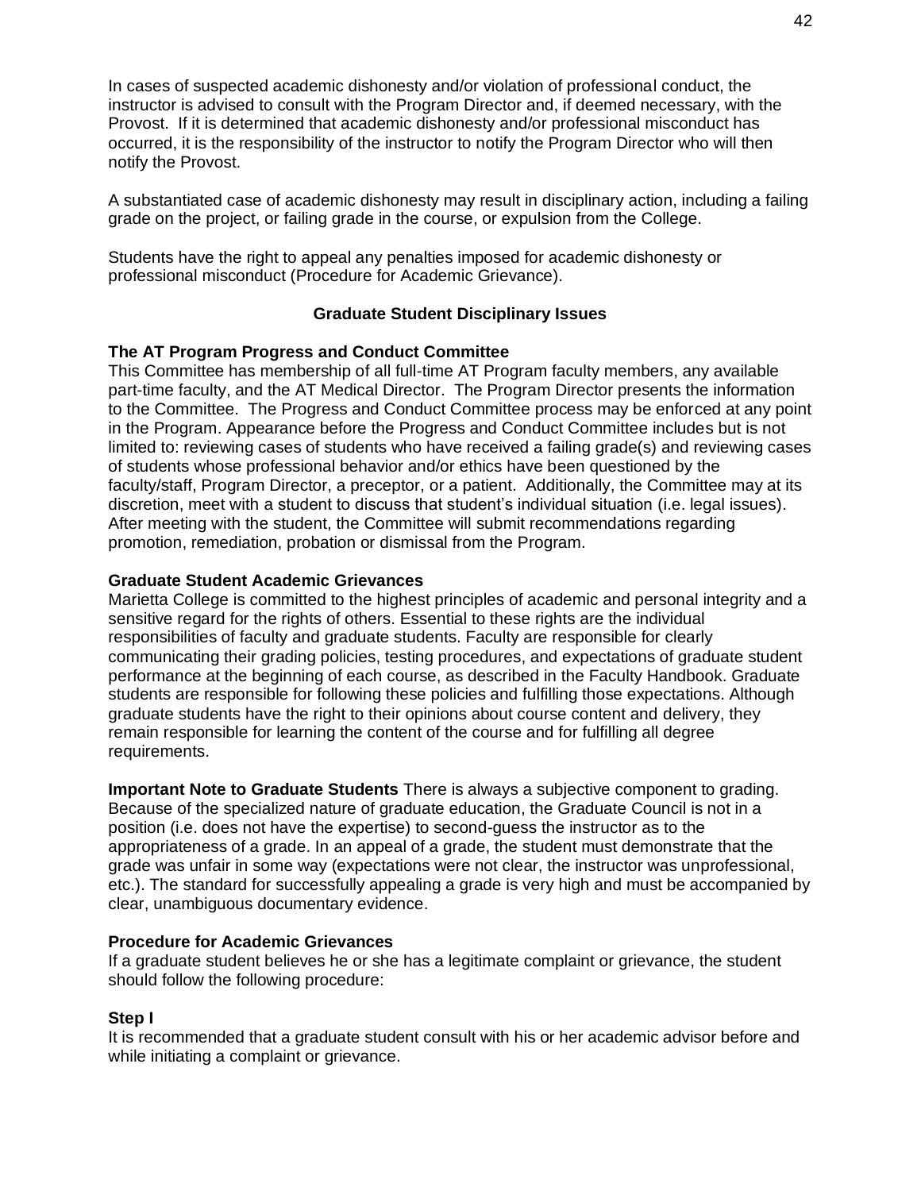In cases of suspected academic dishonesty and/or violation of professional conduct, the instructor is advised to consult with the Program Director and, if deemed necessary, with the Provost. If it is determined that academic dishonesty and/or professional misconduct has occurred, it is the responsibility of the instructor to notify the Program Director who will then notify the Provost.

A substantiated case of academic dishonesty may result in disciplinary action, including a failing grade on the project, or failing grade in the course, or expulsion from the College.

Students have the right to appeal any penalties imposed for academic dishonesty or professional misconduct (Procedure for Academic Grievance).

## Graduate Student Disciplinary Issues

### The AT Program Progress and Conduct Committee

This Committee has membership of all full-time AT Program faculty members, any available part-time faculty, and the AT Medical Director. The Program Director presents the information to the Committee. The Progress and Conduct Committee process may be enforced at any point in the Program. Appearance before the Progress and Conduct Committee includes but is not limited to: reviewing cases of students who have received a failing grade(s) and reviewing cases of students whose professional behavior and/or ethics have been questioned by the faculty/staff, Program Director, a preceptor, or a patient. Additionally, the Committee may at its discretion, meet with a student to discuss that student's individual situation (i.e. legal issues). After meeting with the student, the Committee will submit recommendations regarding promotion, remediation, probation or dismissal from the Program.

### Graduate Student Academic Grievances

Marietta College is committed to the highest principles of academic and personal integrity and a sensitive regard for the rights of others. Essential to these rights are the individual responsibilities of faculty and graduate students. Faculty are responsible for clearly communicating their grading policies, testing procedures, and expectations of graduate student performance at the beginning of each course, as described in the Faculty Handbook. Graduate students are responsible for following these policies and fulfilling those expectations. Although graduate students have the right to their opinions about course content and delivery, they remain responsible for learning the content of the course and for fulfilling all degree requirements.

**Important Note to Graduate Students** There is always a subjective component to grading. Because of the specialized nature of graduate education, the Graduate Council is not in a position (i.e. does not have the expertise) to second-guess the instructor as to the appropriateness of a grade. In an appeal of a grade, the student must demonstrate that the grade was unfair in some way (expectations were not clear, the instructor was unprofessional, etc.). The standard for successfully appealing a grade is very high and must be accompanied by clear, unambiguous documentary evidence.

### Procedure for Academic Grievances

If a graduate student believes he or she has a legitimate complaint or grievance, the student should follow the following procedure:

#### Step I

It is recommended that a graduate student consult with his or her academic advisor before and while initiating a complaint or grievance.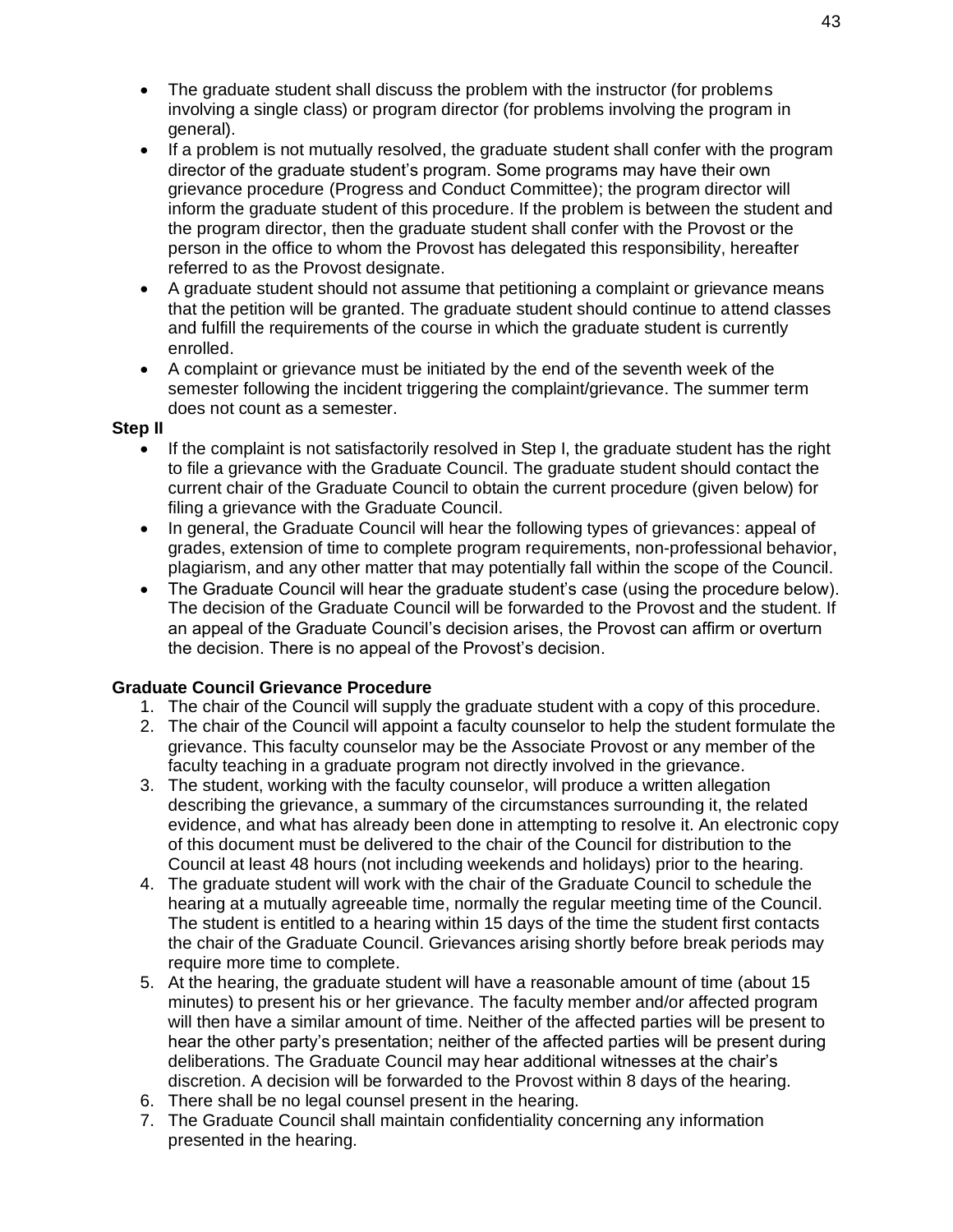- The graduate student shall discuss the problem with the instructor (for problems involving a single class) or program director (for problems involving the program in general).
- If a problem is not mutually resolved, the graduate student shall confer with the program director of the graduate student's program. Some programs may have their own grievance procedure (Progress and Conduct Committee); the program director will inform the graduate student of this procedure. If the problem is between the student and the program director, then the graduate student shall confer with the Provost or the person in the office to whom the Provost has delegated this responsibility, hereafter referred to as the Provost designate.
- A graduate student should not assume that petitioning a complaint or grievance means that the petition will be granted. The graduate student should continue to attend classes and fulfill the requirements of the course in which the graduate student is currently enrolled.
- A complaint or grievance must be initiated by the end of the seventh week of the semester following the incident triggering the complaint/grievance. The summer term does not count as a semester.

**Step II**

- If the complaint is not satisfactorily resolved in Step I, the graduate student has the right to file a grievance with the Graduate Council. The graduate student should contact the current chair of the Graduate Council to obtain the current procedure (given below) for filing a grievance with the Graduate Council.
- In general, the Graduate Council will hear the following types of grievances: appeal of grades, extension of time to complete program requirements, non-professional behavior, plagiarism, and any other matter that may potentially fall within the scope of the Council.
- The Graduate Council will hear the graduate student's case (using the procedure below). The decision of the Graduate Council will be forwarded to the Provost and the student. If an appeal of the Graduate Council's decision arises, the Provost can affirm or overturn the decision. There is no appeal of the Provost's decision.

**Graduate Council Grievance Procedure**

1. The chair of the Council will supply the graduate student with a copy of this procedure.
2. The chair of the Council will appoint a faculty counselor to help the student formulate the grievance. This faculty counselor may be the Associate Provost or any member of the faculty teaching in a graduate program not directly involved in the grievance.
3. The student, working with the faculty counselor, will produce a written allegation describing the grievance, a summary of the circumstances surrounding it, the related evidence, and what has already been done in attempting to resolve it. An electronic copy of this document must be delivered to the chair of the Council for distribution to the Council at least 48 hours (not including weekends and holidays) prior to the hearing.
4. The graduate student will work with the chair of the Graduate Council to schedule the hearing at a mutually agreeable time, normally the regular meeting time of the Council. The student is entitled to a hearing within 15 days of the time the student first contacts the chair of the Graduate Council. Grievances arising shortly before break periods may require more time to complete.
5. At the hearing, the graduate student will have a reasonable amount of time (about 15 minutes) to present his or her grievance. The faculty member and/or affected program will then have a similar amount of time. Neither of the affected parties will be present to hear the other party's presentation; neither of the affected parties will be present during deliberations. The Graduate Council may hear additional witnesses at the chair's discretion. A decision will be forwarded to the Provost within 8 days of the hearing.
6. There shall be no legal counsel present in the hearing.
7. The Graduate Council shall maintain confidentiality concerning any information presented in the hearing.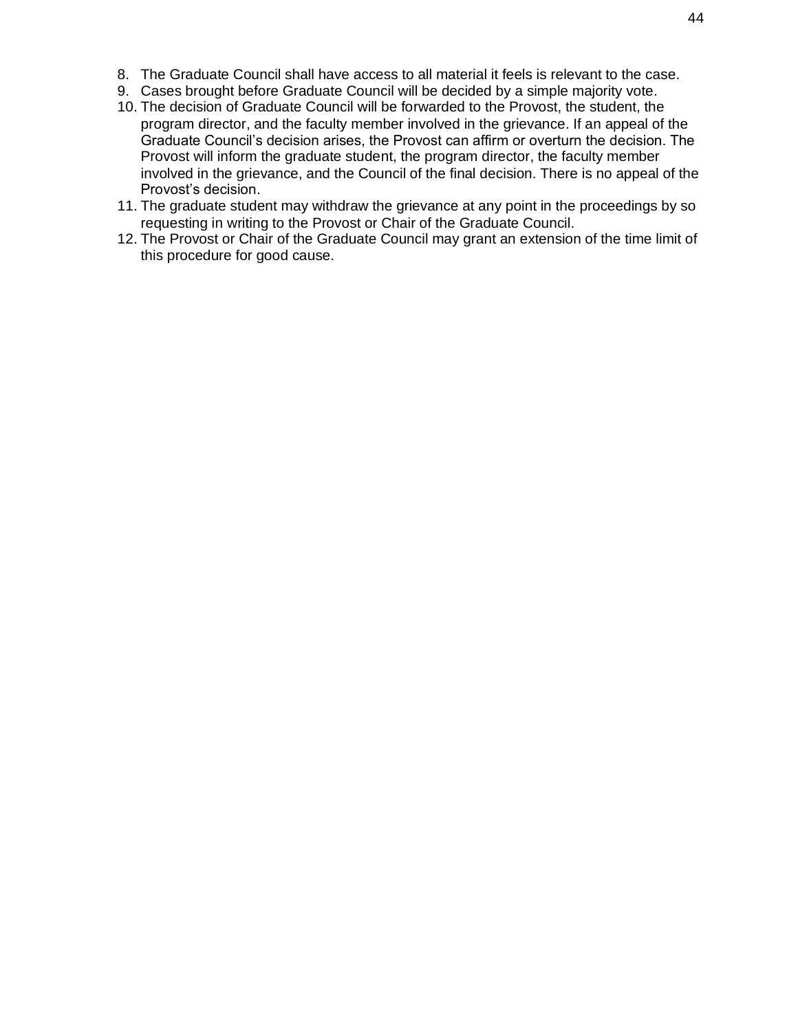8. The Graduate Council shall have access to all material it feels is relevant to the case.
9. Cases brought before Graduate Council will be decided by a simple majority vote.
10. The decision of Graduate Council will be forwarded to the Provost, the student, the program director, and the faculty member involved in the grievance. If an appeal of the Graduate Council's decision arises, the Provost can affirm or overturn the decision. The Provost will inform the graduate student, the program director, the faculty member involved in the grievance, and the Council of the final decision. There is no appeal of the Provost's decision.
11. The graduate student may withdraw the grievance at any point in the proceedings by so requesting in writing to the Provost or Chair of the Graduate Council.
12. The Provost or Chair of the Graduate Council may grant an extension of the time limit of this procedure for good cause.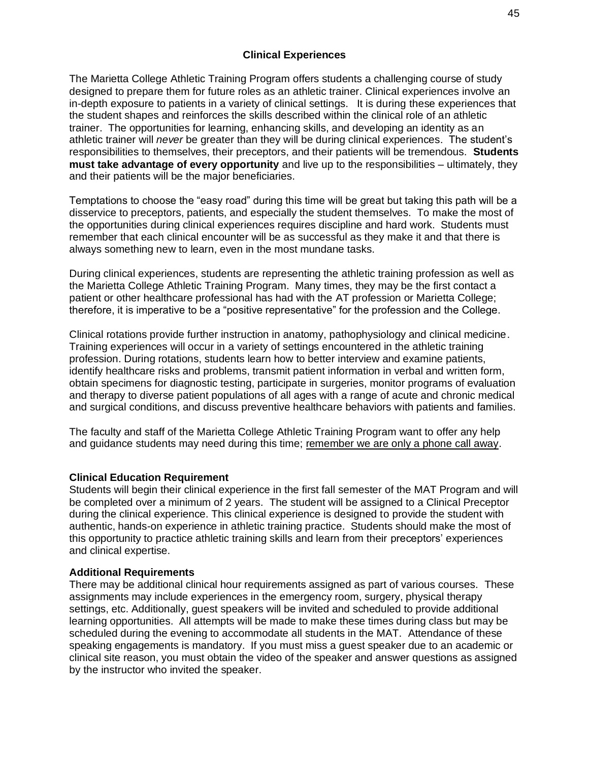## Clinical Experiences

The Marietta College Athletic Training Program offers students a challenging course of study designed to prepare them for future roles as an athletic trainer. Clinical experiences involve an in-depth exposure to patients in a variety of clinical settings. It is during these experiences that the student shapes and reinforces the skills described within the clinical role of an athletic trainer. The opportunities for learning, enhancing skills, and developing an identity as an athletic trainer will *never* be greater than they will be during clinical experiences. The student's responsibilities to themselves, their preceptors, and their patients will be tremendous. **Students must take advantage of every opportunity** and live up to the responsibilities – ultimately, they and their patients will be the major beneficiaries.

Temptations to choose the "easy road" during this time will be great but taking this path will be a disservice to preceptors, patients, and especially the student themselves. To make the most of the opportunities during clinical experiences requires discipline and hard work. Students must remember that each clinical encounter will be as successful as they make it and that there is always something new to learn, even in the most mundane tasks.

During clinical experiences, students are representing the athletic training profession as well as the Marietta College Athletic Training Program. Many times, they may be the first contact a patient or other healthcare professional has had with the AT profession or Marietta College; therefore, it is imperative to be a "positive representative" for the profession and the College.

Clinical rotations provide further instruction in anatomy, pathophysiology and clinical medicine. Training experiences will occur in a variety of settings encountered in the athletic training profession. During rotations, students learn how to better interview and examine patients, identify healthcare risks and problems, transmit patient information in verbal and written form, obtain specimens for diagnostic testing, participate in surgeries, monitor programs of evaluation and therapy to diverse patient populations of all ages with a range of acute and chronic medical and surgical conditions, and discuss preventive healthcare behaviors with patients and families.

The faculty and staff of the Marietta College Athletic Training Program want to offer any help and guidance students may need during this time; remember we are only a phone call away.

### Clinical Education Requirement

Students will begin their clinical experience in the first fall semester of the MAT Program and will be completed over a minimum of 2 years. The student will be assigned to a Clinical Preceptor during the clinical experience. This clinical experience is designed to provide the student with authentic, hands-on experience in athletic training practice. Students should make the most of this opportunity to practice athletic training skills and learn from their preceptors' experiences and clinical expertise.

### Additional Requirements

There may be additional clinical hour requirements assigned as part of various courses. These assignments may include experiences in the emergency room, surgery, physical therapy settings, etc. Additionally, guest speakers will be invited and scheduled to provide additional learning opportunities. All attempts will be made to make these times during class but may be scheduled during the evening to accommodate all students in the MAT. Attendance of these speaking engagements is mandatory. If you must miss a guest speaker due to an academic or clinical site reason, you must obtain the video of the speaker and answer questions as assigned by the instructor who invited the speaker.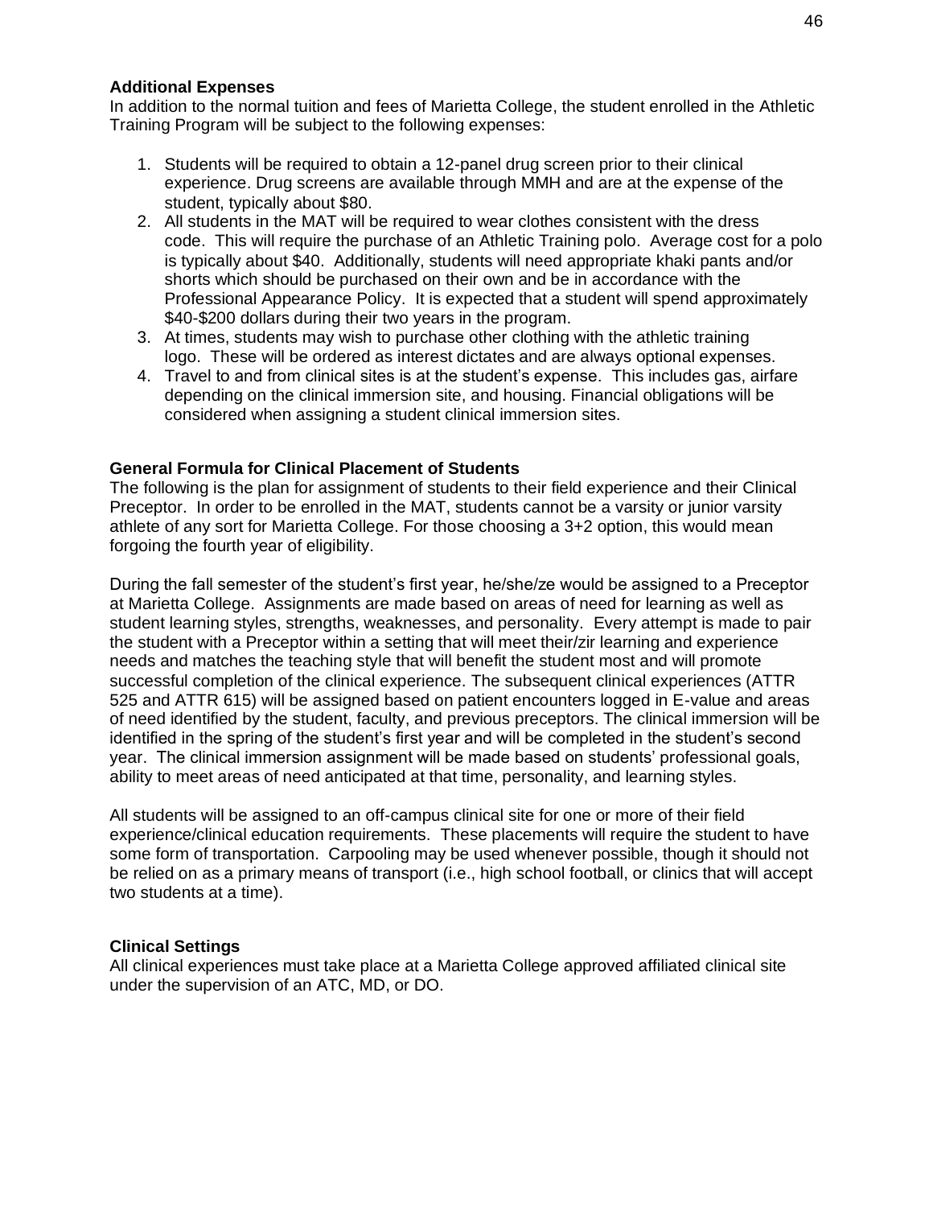### Additional Expenses

In addition to the normal tuition and fees of Marietta College, the student enrolled in the Athletic Training Program will be subject to the following expenses:

1. Students will be required to obtain a 12-panel drug screen prior to their clinical experience. Drug screens are available through MMH and are at the expense of the student, typically about $80.
2. All students in the MAT will be required to wear clothes consistent with the dress code. This will require the purchase of an Athletic Training polo. Average cost for a polo is typically about $40. Additionally, students will need appropriate khaki pants and/or shorts which should be purchased on their own and be in accordance with the Professional Appearance Policy. It is expected that a student will spend approximately $40-$200 dollars during their two years in the program.
3. At times, students may wish to purchase other clothing with the athletic training logo. These will be ordered as interest dictates and are always optional expenses.
4. Travel to and from clinical sites is at the student's expense. This includes gas, airfare depending on the clinical immersion site, and housing. Financial obligations will be considered when assigning a student clinical immersion sites.

### General Formula for Clinical Placement of Students

The following is the plan for assignment of students to their field experience and their Clinical Preceptor. In order to be enrolled in the MAT, students cannot be a varsity or junior varsity athlete of any sort for Marietta College. For those choosing a 3+2 option, this would mean forgoing the fourth year of eligibility.

During the fall semester of the student's first year, he/she/ze would be assigned to a Preceptor at Marietta College. Assignments are made based on areas of need for learning as well as student learning styles, strengths, weaknesses, and personality. Every attempt is made to pair the student with a Preceptor within a setting that will meet their/zir learning and experience needs and matches the teaching style that will benefit the student most and will promote successful completion of the clinical experience. The subsequent clinical experiences (ATTR 525 and ATTR 615) will be assigned based on patient encounters logged in E-value and areas of need identified by the student, faculty, and previous preceptors. The clinical immersion will be identified in the spring of the student's first year and will be completed in the student's second year. The clinical immersion assignment will be made based on students' professional goals, ability to meet areas of need anticipated at that time, personality, and learning styles.

All students will be assigned to an off-campus clinical site for one or more of their field experience/clinical education requirements. These placements will require the student to have some form of transportation. Carpooling may be used whenever possible, though it should not be relied on as a primary means of transport (i.e., high school football, or clinics that will accept two students at a time).

### Clinical Settings

All clinical experiences must take place at a Marietta College approved affiliated clinical site under the supervision of an ATC, MD, or DO.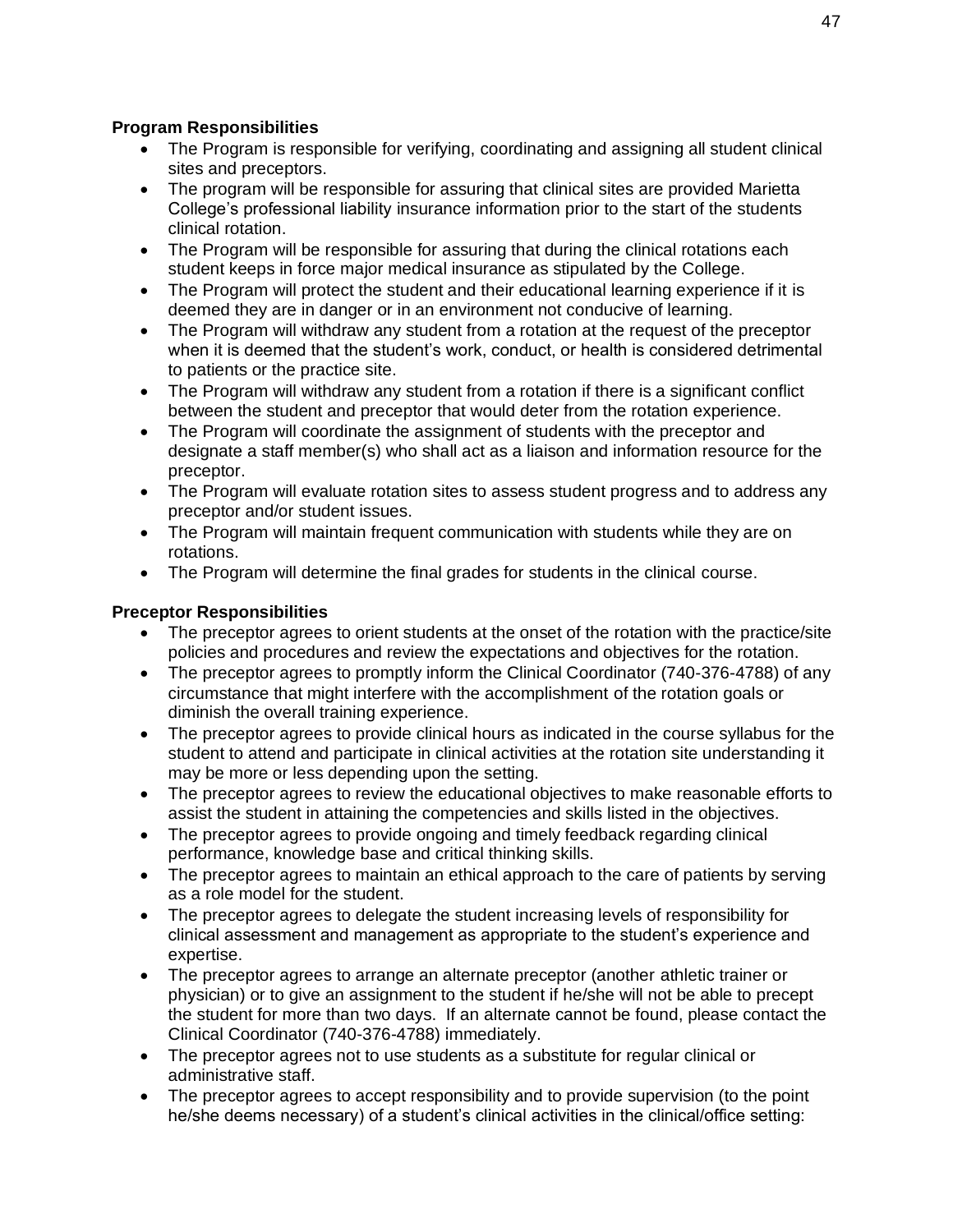**Program Responsibilities**

- The Program is responsible for verifying, coordinating and assigning all student clinical sites and preceptors.
- The program will be responsible for assuring that clinical sites are provided Marietta College's professional liability insurance information prior to the start of the students clinical rotation.
- The Program will be responsible for assuring that during the clinical rotations each student keeps in force major medical insurance as stipulated by the College.
- The Program will protect the student and their educational learning experience if it is deemed they are in danger or in an environment not conducive of learning.
- The Program will withdraw any student from a rotation at the request of the preceptor when it is deemed that the student's work, conduct, or health is considered detrimental to patients or the practice site.
- The Program will withdraw any student from a rotation if there is a significant conflict between the student and preceptor that would deter from the rotation experience.
- The Program will coordinate the assignment of students with the preceptor and designate a staff member(s) who shall act as a liaison and information resource for the preceptor.
- The Program will evaluate rotation sites to assess student progress and to address any preceptor and/or student issues.
- The Program will maintain frequent communication with students while they are on rotations.
- The Program will determine the final grades for students in the clinical course.

**Preceptor Responsibilities**

- The preceptor agrees to orient students at the onset of the rotation with the practice/site policies and procedures and review the expectations and objectives for the rotation.
- The preceptor agrees to promptly inform the Clinical Coordinator (740-376-4788) of any circumstance that might interfere with the accomplishment of the rotation goals or diminish the overall training experience.
- The preceptor agrees to provide clinical hours as indicated in the course syllabus for the student to attend and participate in clinical activities at the rotation site understanding it may be more or less depending upon the setting.
- The preceptor agrees to review the educational objectives to make reasonable efforts to assist the student in attaining the competencies and skills listed in the objectives.
- The preceptor agrees to provide ongoing and timely feedback regarding clinical performance, knowledge base and critical thinking skills.
- The preceptor agrees to maintain an ethical approach to the care of patients by serving as a role model for the student.
- The preceptor agrees to delegate the student increasing levels of responsibility for clinical assessment and management as appropriate to the student's experience and expertise.
- The preceptor agrees to arrange an alternate preceptor (another athletic trainer or physician) or to give an assignment to the student if he/she will not be able to precept the student for more than two days. If an alternate cannot be found, please contact the Clinical Coordinator (740-376-4788) immediately.
- The preceptor agrees not to use students as a substitute for regular clinical or administrative staff.
- The preceptor agrees to accept responsibility and to provide supervision (to the point he/she deems necessary) of a student's clinical activities in the clinical/office setting: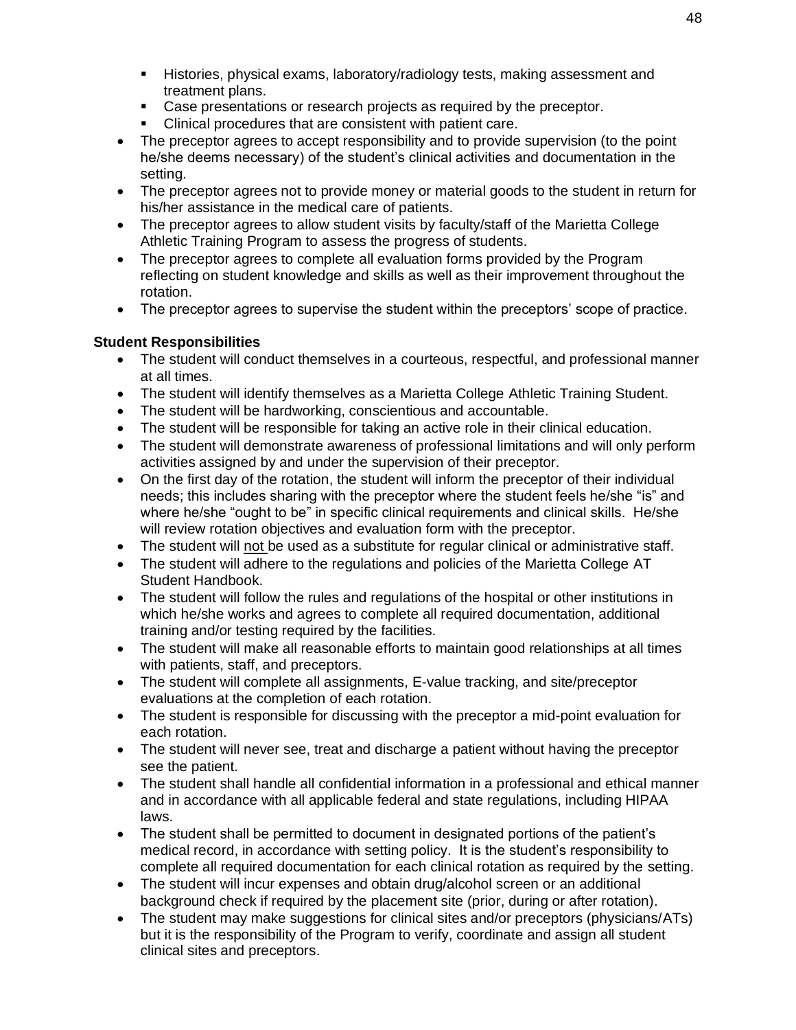- Histories, physical exams, laboratory/radiology tests, making assessment and treatment plans.
  - Case presentations or research projects as required by the preceptor.
  - Clinical procedures that are consistent with patient care.
- The preceptor agrees to accept responsibility and to provide supervision (to the point he/she deems necessary) of the student's clinical activities and documentation in the setting.
- The preceptor agrees not to provide money or material goods to the student in return for his/her assistance in the medical care of patients.
- The preceptor agrees to allow student visits by faculty/staff of the Marietta College Athletic Training Program to assess the progress of students.
- The preceptor agrees to complete all evaluation forms provided by the Program reflecting on student knowledge and skills as well as their improvement throughout the rotation.
- The preceptor agrees to supervise the student within the preceptors' scope of practice.

**Student Responsibilities**

- The student will conduct themselves in a courteous, respectful, and professional manner at all times.
- The student will identify themselves as a Marietta College Athletic Training Student.
- The student will be hardworking, conscientious and accountable.
- The student will be responsible for taking an active role in their clinical education.
- The student will demonstrate awareness of professional limitations and will only perform activities assigned by and under the supervision of their preceptor.
- On the first day of the rotation, the student will inform the preceptor of their individual needs; this includes sharing with the preceptor where the student feels he/she "is" and where he/she "ought to be" in specific clinical requirements and clinical skills. He/she will review rotation objectives and evaluation form with the preceptor.
- The student will <u>not</u> be used as a substitute for regular clinical or administrative staff.
- The student will adhere to the regulations and policies of the Marietta College AT Student Handbook.
- The student will follow the rules and regulations of the hospital or other institutions in which he/she works and agrees to complete all required documentation, additional training and/or testing required by the facilities.
- The student will make all reasonable efforts to maintain good relationships at all times with patients, staff, and preceptors.
- The student will complete all assignments, E-value tracking, and site/preceptor evaluations at the completion of each rotation.
- The student is responsible for discussing with the preceptor a mid-point evaluation for each rotation.
- The student will never see, treat and discharge a patient without having the preceptor see the patient.
- The student shall handle all confidential information in a professional and ethical manner and in accordance with all applicable federal and state regulations, including HIPAA laws.
- The student shall be permitted to document in designated portions of the patient's medical record, in accordance with setting policy. It is the student's responsibility to complete all required documentation for each clinical rotation as required by the setting.
- The student will incur expenses and obtain drug/alcohol screen or an additional background check if required by the placement site (prior, during or after rotation).
- The student may make suggestions for clinical sites and/or preceptors (physicians/ATs) but it is the responsibility of the Program to verify, coordinate and assign all student clinical sites and preceptors.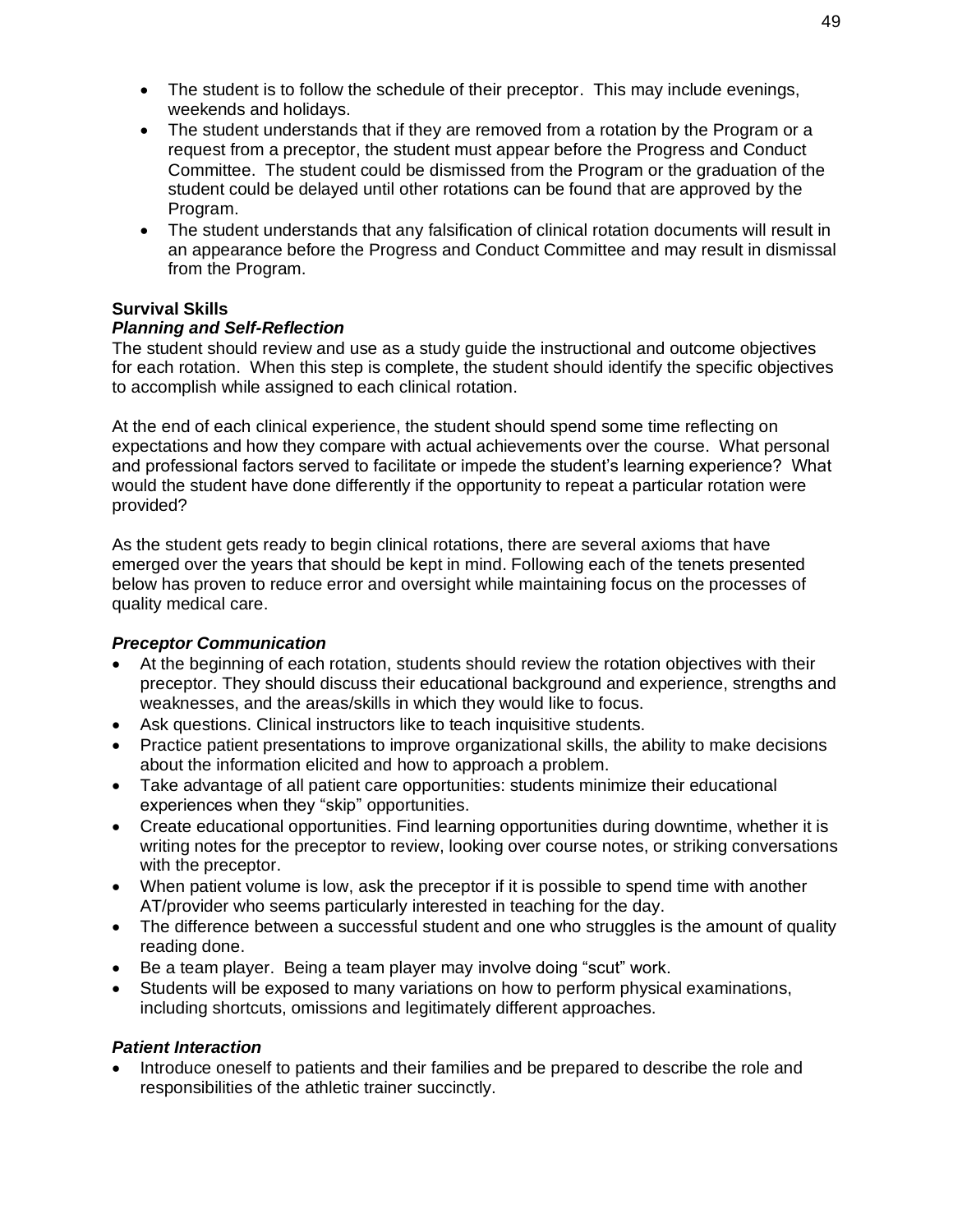- The student is to follow the schedule of their preceptor. This may include evenings, weekends and holidays.
- The student understands that if they are removed from a rotation by the Program or a request from a preceptor, the student must appear before the Progress and Conduct Committee. The student could be dismissed from the Program or the graduation of the student could be delayed until other rotations can be found that are approved by the Program.
- The student understands that any falsification of clinical rotation documents will result in an appearance before the Progress and Conduct Committee and may result in dismissal from the Program.

**Survival Skills**

***Planning and Self-Reflection***

The student should review and use as a study guide the instructional and outcome objectives for each rotation. When this step is complete, the student should identify the specific objectives to accomplish while assigned to each clinical rotation.

At the end of each clinical experience, the student should spend some time reflecting on expectations and how they compare with actual achievements over the course. What personal and professional factors served to facilitate or impede the student's learning experience? What would the student have done differently if the opportunity to repeat a particular rotation were provided?

As the student gets ready to begin clinical rotations, there are several axioms that have emerged over the years that should be kept in mind. Following each of the tenets presented below has proven to reduce error and oversight while maintaining focus on the processes of quality medical care.

***Preceptor Communication***

- At the beginning of each rotation, students should review the rotation objectives with their preceptor. They should discuss their educational background and experience, strengths and weaknesses, and the areas/skills in which they would like to focus.
- Ask questions. Clinical instructors like to teach inquisitive students.
- Practice patient presentations to improve organizational skills, the ability to make decisions about the information elicited and how to approach a problem.
- Take advantage of all patient care opportunities: students minimize their educational experiences when they "skip" opportunities.
- Create educational opportunities. Find learning opportunities during downtime, whether it is writing notes for the preceptor to review, looking over course notes, or striking conversations with the preceptor.
- When patient volume is low, ask the preceptor if it is possible to spend time with another AT/provider who seems particularly interested in teaching for the day.
- The difference between a successful student and one who struggles is the amount of quality reading done.
- Be a team player. Being a team player may involve doing "scut" work.
- Students will be exposed to many variations on how to perform physical examinations, including shortcuts, omissions and legitimately different approaches.

***Patient Interaction***

- Introduce oneself to patients and their families and be prepared to describe the role and responsibilities of the athletic trainer succinctly.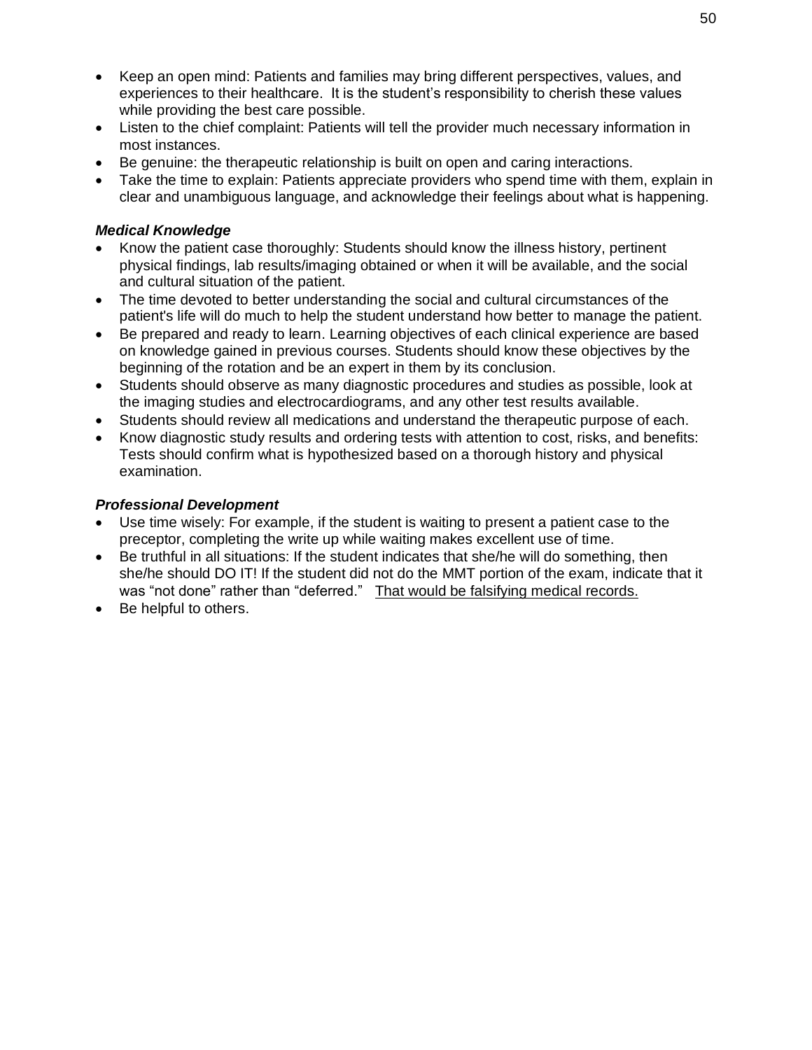- Keep an open mind: Patients and families may bring different perspectives, values, and experiences to their healthcare. It is the student's responsibility to cherish these values while providing the best care possible.
- Listen to the chief complaint: Patients will tell the provider much necessary information in most instances.
- Be genuine: the therapeutic relationship is built on open and caring interactions.
- Take the time to explain: Patients appreciate providers who spend time with them, explain in clear and unambiguous language, and acknowledge their feelings about what is happening.

***Medical Knowledge***

- Know the patient case thoroughly: Students should know the illness history, pertinent physical findings, lab results/imaging obtained or when it will be available, and the social and cultural situation of the patient.
- The time devoted to better understanding the social and cultural circumstances of the patient's life will do much to help the student understand how better to manage the patient.
- Be prepared and ready to learn. Learning objectives of each clinical experience are based on knowledge gained in previous courses. Students should know these objectives by the beginning of the rotation and be an expert in them by its conclusion.
- Students should observe as many diagnostic procedures and studies as possible, look at the imaging studies and electrocardiograms, and any other test results available.
- Students should review all medications and understand the therapeutic purpose of each.
- Know diagnostic study results and ordering tests with attention to cost, risks, and benefits: Tests should confirm what is hypothesized based on a thorough history and physical examination.

***Professional Development***

- Use time wisely: For example, if the student is waiting to present a patient case to the preceptor, completing the write up while waiting makes excellent use of time.
- Be truthful in all situations: If the student indicates that she/he will do something, then she/he should DO IT! If the student did not do the MMT portion of the exam, indicate that it was "not done" rather than "deferred." <u>That would be falsifying medical records.</u>
- Be helpful to others.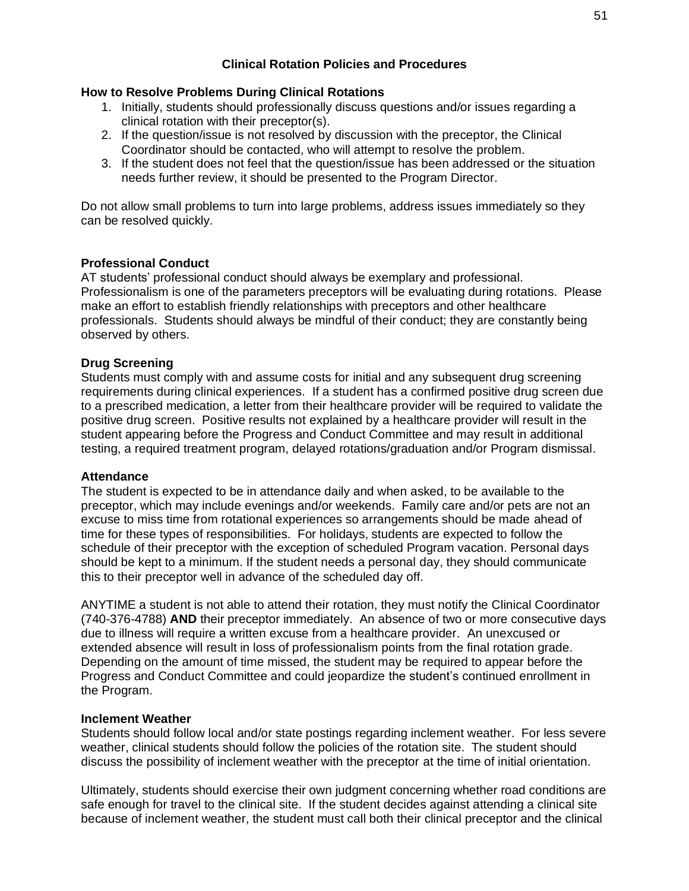## Clinical Rotation Policies and Procedures

### How to Resolve Problems During Clinical Rotations

1. Initially, students should professionally discuss questions and/or issues regarding a clinical rotation with their preceptor(s).
2. If the question/issue is not resolved by discussion with the preceptor, the Clinical Coordinator should be contacted, who will attempt to resolve the problem.
3. If the student does not feel that the question/issue has been addressed or the situation needs further review, it should be presented to the Program Director.

Do not allow small problems to turn into large problems, address issues immediately so they can be resolved quickly.

### Professional Conduct

AT students' professional conduct should always be exemplary and professional. Professionalism is one of the parameters preceptors will be evaluating during rotations. Please make an effort to establish friendly relationships with preceptors and other healthcare professionals. Students should always be mindful of their conduct; they are constantly being observed by others.

### Drug Screening

Students must comply with and assume costs for initial and any subsequent drug screening requirements during clinical experiences. If a student has a confirmed positive drug screen due to a prescribed medication, a letter from their healthcare provider will be required to validate the positive drug screen. Positive results not explained by a healthcare provider will result in the student appearing before the Progress and Conduct Committee and may result in additional testing, a required treatment program, delayed rotations/graduation and/or Program dismissal.

### Attendance

The student is expected to be in attendance daily and when asked, to be available to the preceptor, which may include evenings and/or weekends. Family care and/or pets are not an excuse to miss time from rotational experiences so arrangements should be made ahead of time for these types of responsibilities. For holidays, students are expected to follow the schedule of their preceptor with the exception of scheduled Program vacation. Personal days should be kept to a minimum. If the student needs a personal day, they should communicate this to their preceptor well in advance of the scheduled day off.

ANYTIME a student is not able to attend their rotation, they must notify the Clinical Coordinator (740-376-4788) **AND** their preceptor immediately. An absence of two or more consecutive days due to illness will require a written excuse from a healthcare provider. An unexcused or extended absence will result in loss of professionalism points from the final rotation grade. Depending on the amount of time missed, the student may be required to appear before the Progress and Conduct Committee and could jeopardize the student's continued enrollment in the Program.

### Inclement Weather

Students should follow local and/or state postings regarding inclement weather. For less severe weather, clinical students should follow the policies of the rotation site. The student should discuss the possibility of inclement weather with the preceptor at the time of initial orientation.

Ultimately, students should exercise their own judgment concerning whether road conditions are safe enough for travel to the clinical site. If the student decides against attending a clinical site because of inclement weather, the student must call both their clinical preceptor and the clinical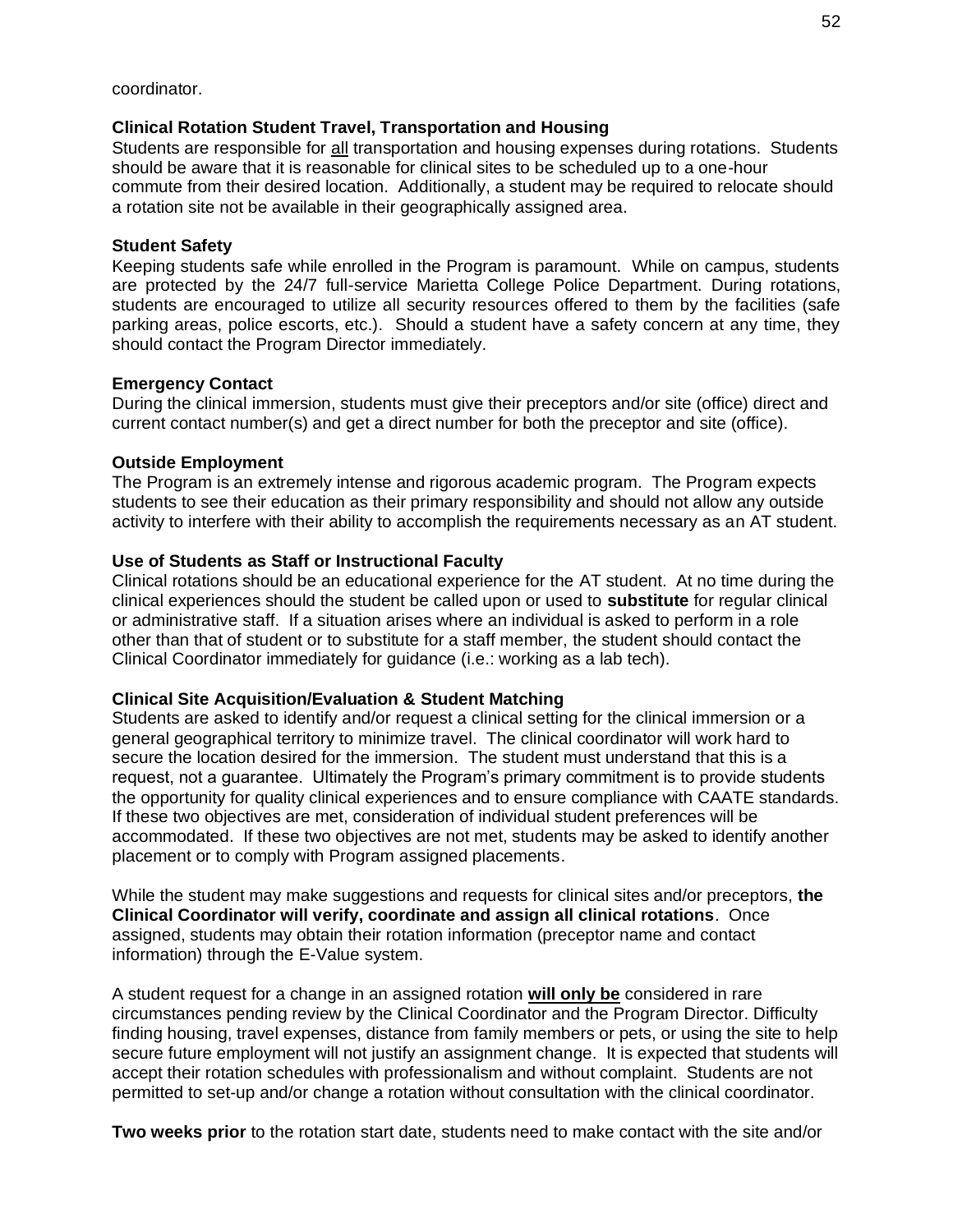coordinator.

**Clinical Rotation Student Travel, Transportation and Housing**

Students are responsible for <u>all</u> transportation and housing expenses during rotations. Students should be aware that it is reasonable for clinical sites to be scheduled up to a one-hour commute from their desired location. Additionally, a student may be required to relocate should a rotation site not be available in their geographically assigned area.

**Student Safety**

Keeping students safe while enrolled in the Program is paramount. While on campus, students are protected by the 24/7 full-service Marietta College Police Department. During rotations, students are encouraged to utilize all security resources offered to them by the facilities (safe parking areas, police escorts, etc.). Should a student have a safety concern at any time, they should contact the Program Director immediately.

**Emergency Contact**

During the clinical immersion, students must give their preceptors and/or site (office) direct and current contact number(s) and get a direct number for both the preceptor and site (office).

**Outside Employment**

The Program is an extremely intense and rigorous academic program. The Program expects students to see their education as their primary responsibility and should not allow any outside activity to interfere with their ability to accomplish the requirements necessary as an AT student.

**Use of Students as Staff or Instructional Faculty**

Clinical rotations should be an educational experience for the AT student. At no time during the clinical experiences should the student be called upon or used to **substitute** for regular clinical or administrative staff. If a situation arises where an individual is asked to perform in a role other than that of student or to substitute for a staff member, the student should contact the Clinical Coordinator immediately for guidance (i.e.: working as a lab tech).

**Clinical Site Acquisition/Evaluation & Student Matching**

Students are asked to identify and/or request a clinical setting for the clinical immersion or a general geographical territory to minimize travel. The clinical coordinator will work hard to secure the location desired for the immersion. The student must understand that this is a request, not a guarantee. Ultimately the Program's primary commitment is to provide students the opportunity for quality clinical experiences and to ensure compliance with CAATE standards. If these two objectives are met, consideration of individual student preferences will be accommodated. If these two objectives are not met, students may be asked to identify another placement or to comply with Program assigned placements.

While the student may make suggestions and requests for clinical sites and/or preceptors, **the Clinical Coordinator will verify, coordinate and assign all clinical rotations**. Once assigned, students may obtain their rotation information (preceptor name and contact information) through the E-Value system.

A student request for a change in an assigned rotation **<u>will only be</u>** considered in rare circumstances pending review by the Clinical Coordinator and the Program Director. Difficulty finding housing, travel expenses, distance from family members or pets, or using the site to help secure future employment will not justify an assignment change. It is expected that students will accept their rotation schedules with professionalism and without complaint. Students are not permitted to set-up and/or change a rotation without consultation with the clinical coordinator.

**Two weeks prior** to the rotation start date, students need to make contact with the site and/or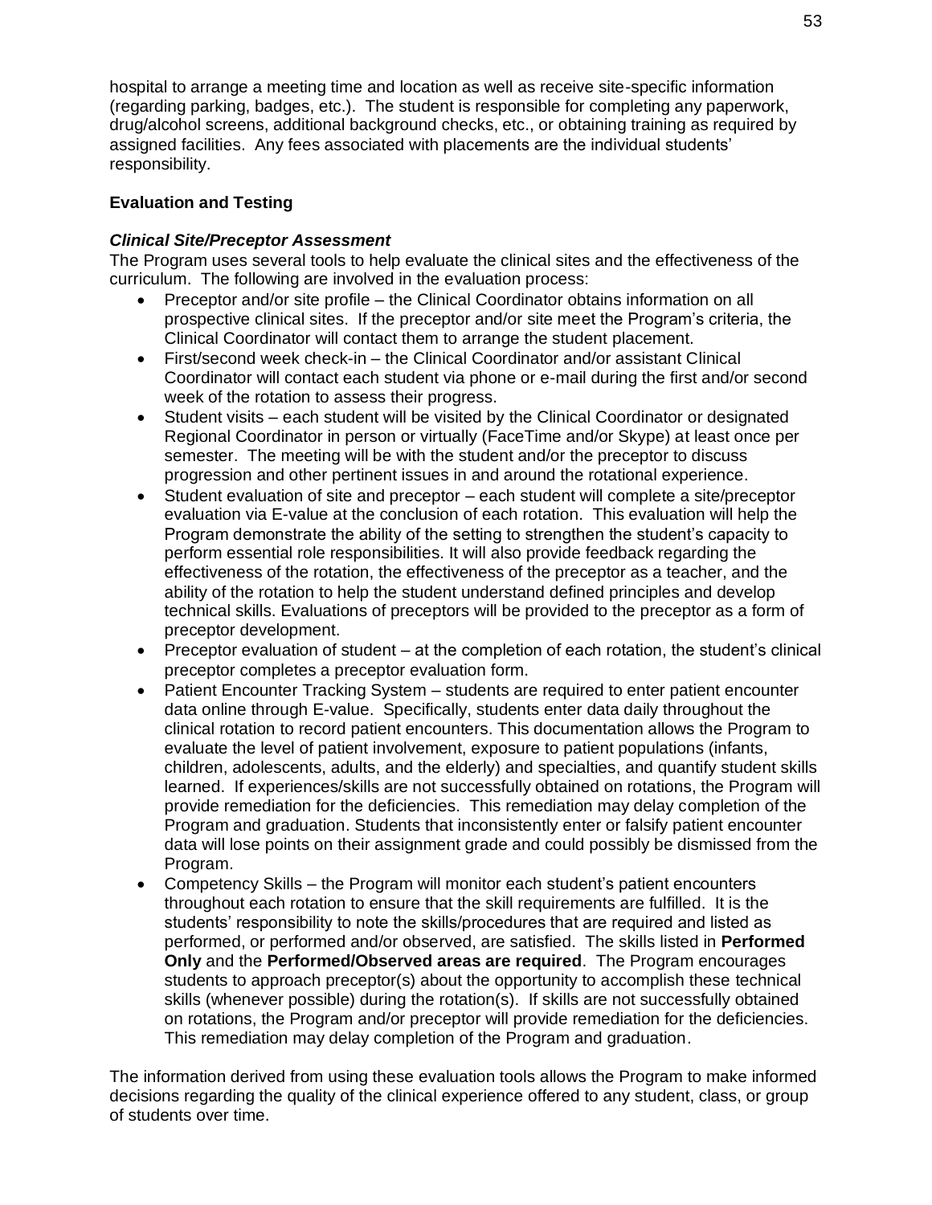hospital to arrange a meeting time and location as well as receive site-specific information (regarding parking, badges, etc.). The student is responsible for completing any paperwork, drug/alcohol screens, additional background checks, etc., or obtaining training as required by assigned facilities. Any fees associated with placements are the individual students' responsibility.

**Evaluation and Testing**

***Clinical Site/Preceptor Assessment***

The Program uses several tools to help evaluate the clinical sites and the effectiveness of the curriculum. The following are involved in the evaluation process:

- Preceptor and/or site profile – the Clinical Coordinator obtains information on all prospective clinical sites. If the preceptor and/or site meet the Program's criteria, the Clinical Coordinator will contact them to arrange the student placement.
- First/second week check-in – the Clinical Coordinator and/or assistant Clinical Coordinator will contact each student via phone or e-mail during the first and/or second week of the rotation to assess their progress.
- Student visits – each student will be visited by the Clinical Coordinator or designated Regional Coordinator in person or virtually (FaceTime and/or Skype) at least once per semester. The meeting will be with the student and/or the preceptor to discuss progression and other pertinent issues in and around the rotational experience.
- Student evaluation of site and preceptor – each student will complete a site/preceptor evaluation via E-value at the conclusion of each rotation. This evaluation will help the Program demonstrate the ability of the setting to strengthen the student's capacity to perform essential role responsibilities. It will also provide feedback regarding the effectiveness of the rotation, the effectiveness of the preceptor as a teacher, and the ability of the rotation to help the student understand defined principles and develop technical skills. Evaluations of preceptors will be provided to the preceptor as a form of preceptor development.
- Preceptor evaluation of student – at the completion of each rotation, the student's clinical preceptor completes a preceptor evaluation form.
- Patient Encounter Tracking System – students are required to enter patient encounter data online through E-value. Specifically, students enter data daily throughout the clinical rotation to record patient encounters. This documentation allows the Program to evaluate the level of patient involvement, exposure to patient populations (infants, children, adolescents, adults, and the elderly) and specialties, and quantify student skills learned. If experiences/skills are not successfully obtained on rotations, the Program will provide remediation for the deficiencies. This remediation may delay completion of the Program and graduation. Students that inconsistently enter or falsify patient encounter data will lose points on their assignment grade and could possibly be dismissed from the Program.
- Competency Skills – the Program will monitor each student's patient encounters throughout each rotation to ensure that the skill requirements are fulfilled. It is the students' responsibility to note the skills/procedures that are required and listed as performed, or performed and/or observed, are satisfied. The skills listed in **Performed Only** and the **Performed/Observed areas are required**. The Program encourages students to approach preceptor(s) about the opportunity to accomplish these technical skills (whenever possible) during the rotation(s). If skills are not successfully obtained on rotations, the Program and/or preceptor will provide remediation for the deficiencies. This remediation may delay completion of the Program and graduation.

The information derived from using these evaluation tools allows the Program to make informed decisions regarding the quality of the clinical experience offered to any student, class, or group of students over time.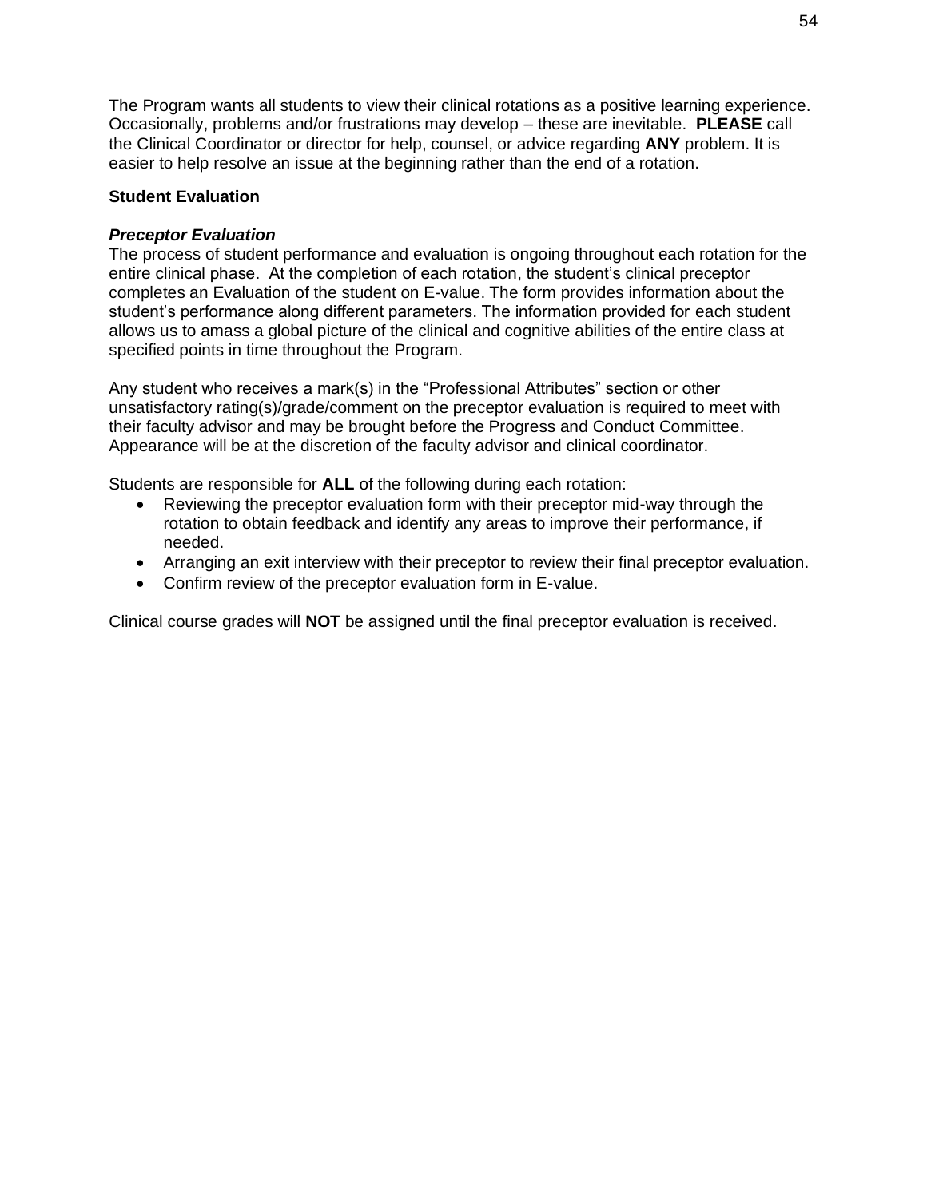The Program wants all students to view their clinical rotations as a positive learning experience. Occasionally, problems and/or frustrations may develop – these are inevitable. **PLEASE** call the Clinical Coordinator or director for help, counsel, or advice regarding **ANY** problem. It is easier to help resolve an issue at the beginning rather than the end of a rotation.

**Student Evaluation**

***Preceptor Evaluation***

The process of student performance and evaluation is ongoing throughout each rotation for the entire clinical phase. At the completion of each rotation, the student's clinical preceptor completes an Evaluation of the student on E-value. The form provides information about the student's performance along different parameters. The information provided for each student allows us to amass a global picture of the clinical and cognitive abilities of the entire class at specified points in time throughout the Program.

Any student who receives a mark(s) in the "Professional Attributes" section or other unsatisfactory rating(s)/grade/comment on the preceptor evaluation is required to meet with their faculty advisor and may be brought before the Progress and Conduct Committee. Appearance will be at the discretion of the faculty advisor and clinical coordinator.

Students are responsible for **ALL** of the following during each rotation:

- Reviewing the preceptor evaluation form with their preceptor mid-way through the rotation to obtain feedback and identify any areas to improve their performance, if needed.
- Arranging an exit interview with their preceptor to review their final preceptor evaluation.
- Confirm review of the preceptor evaluation form in E-value.

Clinical course grades will **NOT** be assigned until the final preceptor evaluation is received.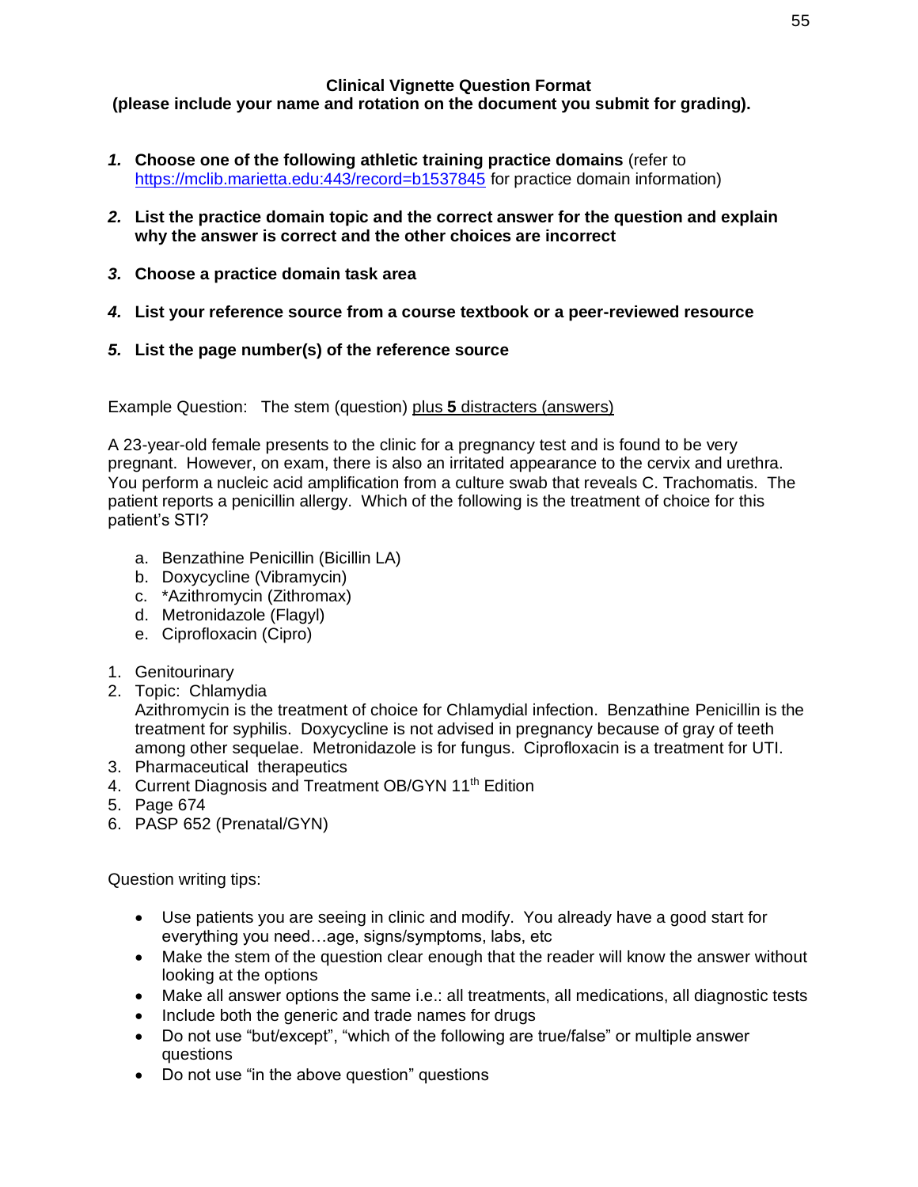**Clinical Vignette Question Format**
**(please include your name and rotation on the document you submit for grading).**

1. ***Choose one of the following athletic training practice domains*** (refer to https://mclib.marietta.edu:443/record=b1537845 for practice domain information)

2. ***List the practice domain topic and the correct answer for the question and explain why the answer is correct and the other choices are incorrect***

3. ***Choose a practice domain task area***

4. ***List your reference source from a course textbook or a peer-reviewed resource***

5. ***List the page number(s) of the reference source***

Example Question: The stem (question) plus **5** distracters (answers)

A 23-year-old female presents to the clinic for a pregnancy test and is found to be very pregnant. However, on exam, there is also an irritated appearance to the cervix and urethra. You perform a nucleic acid amplification from a culture swab that reveals C. Trachomatis. The patient reports a penicillin allergy. Which of the following is the treatment of choice for this patient's STI?

a. Benzathine Penicillin (Bicillin LA)
b. Doxycycline (Vibramycin)
c. *Azithromycin (Zithromax)
d. Metronidazole (Flagyl)
e. Ciprofloxacin (Cipro)

1. Genitourinary
2. Topic: Chlamydia
   Azithromycin is the treatment of choice for Chlamydial infection. Benzathine Penicillin is the treatment for syphilis. Doxycycline is not advised in pregnancy because of gray of teeth among other sequelae. Metronidazole is for fungus. Ciprofloxacin is a treatment for UTI.
3. Pharmaceutical therapeutics
4. Current Diagnosis and Treatment OB/GYN 11th Edition
5. Page 674
6. PASP 652 (Prenatal/GYN)

Question writing tips:

- Use patients you are seeing in clinic and modify. You already have a good start for everything you need…age, signs/symptoms, labs, etc
- Make the stem of the question clear enough that the reader will know the answer without looking at the options
- Make all answer options the same i.e.: all treatments, all medications, all diagnostic tests
- Include both the generic and trade names for drugs
- Do not use "but/except", "which of the following are true/false" or multiple answer questions
- Do not use "in the above question" questions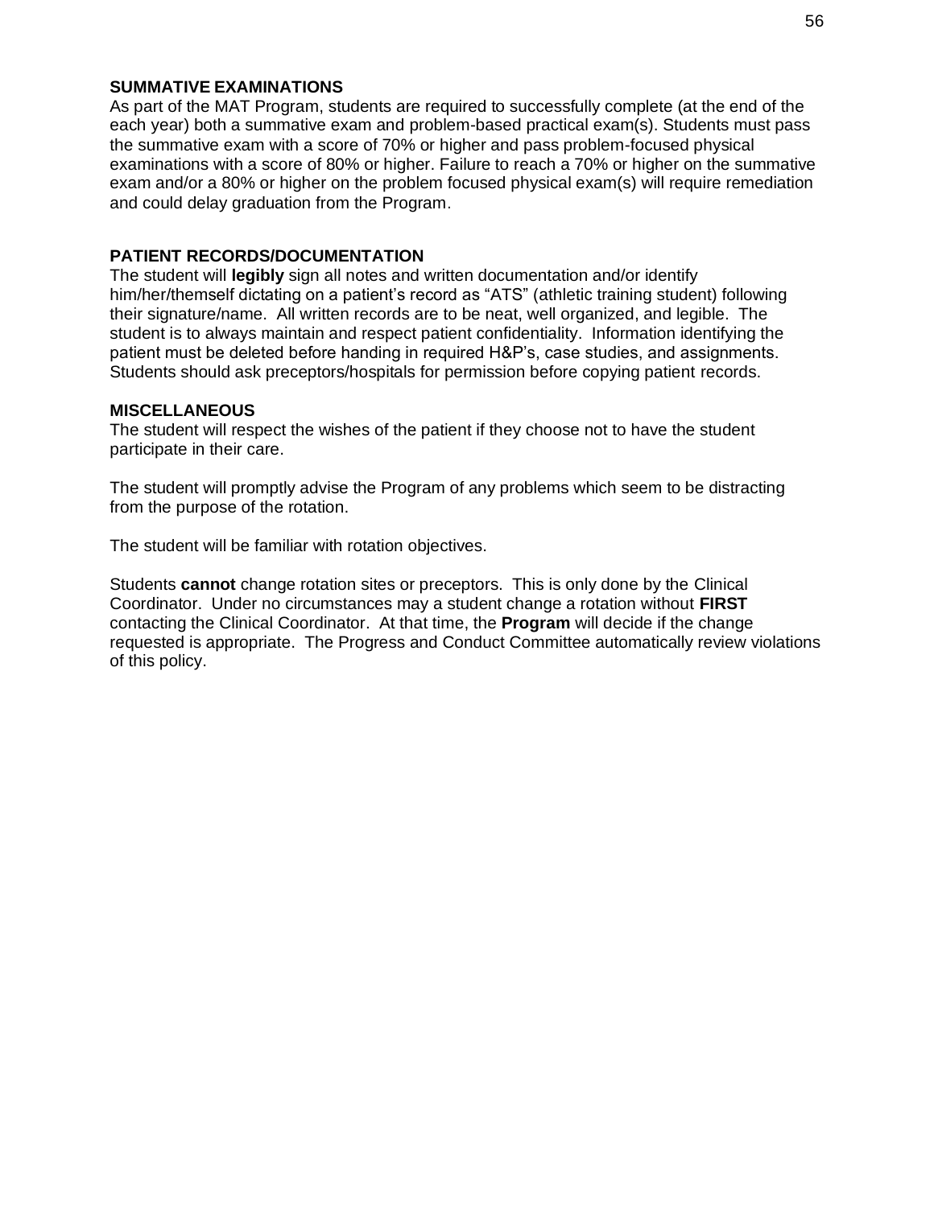**SUMMATIVE EXAMINATIONS**

As part of the MAT Program, students are required to successfully complete (at the end of the each year) both a summative exam and problem-based practical exam(s). Students must pass the summative exam with a score of 70% or higher and pass problem-focused physical examinations with a score of 80% or higher. Failure to reach a 70% or higher on the summative exam and/or a 80% or higher on the problem focused physical exam(s) will require remediation and could delay graduation from the Program.

**PATIENT RECORDS/DOCUMENTATION**

The student will **legibly** sign all notes and written documentation and/or identify him/her/themself dictating on a patient's record as "ATS" (athletic training student) following their signature/name. All written records are to be neat, well organized, and legible. The student is to always maintain and respect patient confidentiality. Information identifying the patient must be deleted before handing in required H&P's, case studies, and assignments. Students should ask preceptors/hospitals for permission before copying patient records.

**MISCELLANEOUS**

The student will respect the wishes of the patient if they choose not to have the student participate in their care.

The student will promptly advise the Program of any problems which seem to be distracting from the purpose of the rotation.

The student will be familiar with rotation objectives.

Students **cannot** change rotation sites or preceptors. This is only done by the Clinical Coordinator. Under no circumstances may a student change a rotation without **FIRST** contacting the Clinical Coordinator. At that time, the **Program** will decide if the change requested is appropriate. The Progress and Conduct Committee automatically review violations of this policy.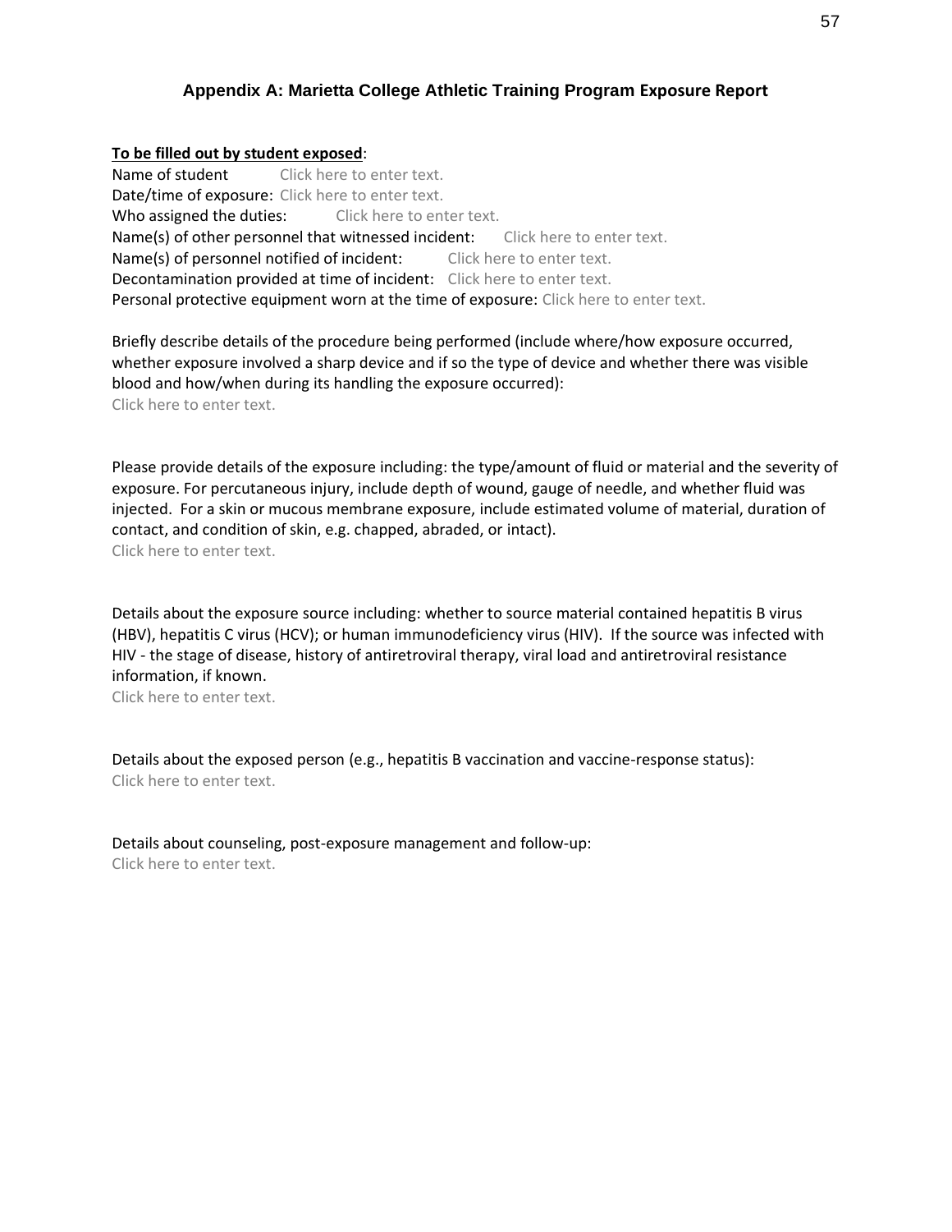### Appendix A: Marietta College Athletic Training Program Exposure Report

**To be filled out by student exposed**:

Name of student Click here to enter text.
Date/time of exposure: Click here to enter text.
Who assigned the duties: Click here to enter text.
Name(s) of other personnel that witnessed incident: Click here to enter text.
Name(s) of personnel notified of incident: Click here to enter text.
Decontamination provided at time of incident: Click here to enter text.
Personal protective equipment worn at the time of exposure: Click here to enter text.

Briefly describe details of the procedure being performed (include where/how exposure occurred, whether exposure involved a sharp device and if so the type of device and whether there was visible blood and how/when during its handling the exposure occurred):
Click here to enter text.

Please provide details of the exposure including: the type/amount of fluid or material and the severity of exposure. For percutaneous injury, include depth of wound, gauge of needle, and whether fluid was injected. For a skin or mucous membrane exposure, include estimated volume of material, duration of contact, and condition of skin, e.g. chapped, abraded, or intact).
Click here to enter text.

Details about the exposure source including: whether to source material contained hepatitis B virus (HBV), hepatitis C virus (HCV); or human immunodeficiency virus (HIV). If the source was infected with HIV - the stage of disease, history of antiretroviral therapy, viral load and antiretroviral resistance information, if known.
Click here to enter text.

Details about the exposed person (e.g., hepatitis B vaccination and vaccine-response status):
Click here to enter text.

Details about counseling, post-exposure management and follow-up:
Click here to enter text.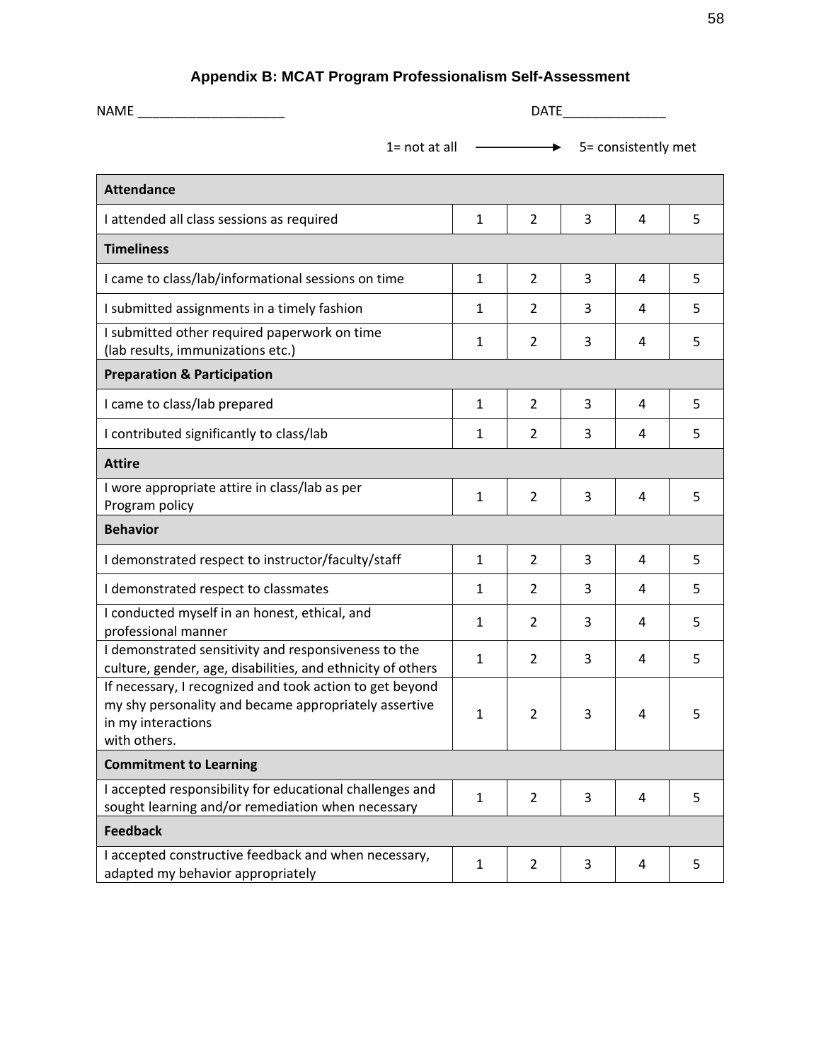## Appendix B: MCAT Program Professionalism Self-Assessment

NAME ____________________ DATE______________

1= not at all ⟶ 5= consistently met

| **Attendance** | | | | | |
|---|---|---|---|---|---|
| I attended all class sessions as required | 1 | 2 | 3 | 4 | 5 |
| **Timeliness** | | | | | |
| I came to class/lab/informational sessions on time | 1 | 2 | 3 | 4 | 5 |
| I submitted assignments in a timely fashion | 1 | 2 | 3 | 4 | 5 |
| I submitted other required paperwork on time (lab results, immunizations etc.) | 1 | 2 | 3 | 4 | 5 |
| **Preparation & Participation** | | | | | |
| I came to class/lab prepared | 1 | 2 | 3 | 4 | 5 |
| I contributed significantly to class/lab | 1 | 2 | 3 | 4 | 5 |
| **Attire** | | | | | |
| I wore appropriate attire in class/lab as per Program policy | 1 | 2 | 3 | 4 | 5 |
| **Behavior** | | | | | |
| I demonstrated respect to instructor/faculty/staff | 1 | 2 | 3 | 4 | 5 |
| I demonstrated respect to classmates | 1 | 2 | 3 | 4 | 5 |
| I conducted myself in an honest, ethical, and professional manner | 1 | 2 | 3 | 4 | 5 |
| I demonstrated sensitivity and responsiveness to the culture, gender, age, disabilities, and ethnicity of others | 1 | 2 | 3 | 4 | 5 |
| If necessary, I recognized and took action to get beyond my shy personality and became appropriately assertive in my interactions with others. | 1 | 2 | 3 | 4 | 5 |
| **Commitment to Learning** | | | | | |
| I accepted responsibility for educational challenges and sought learning and/or remediation when necessary | 1 | 2 | 3 | 4 | 5 |
| **Feedback** | | | | | |
| I accepted constructive feedback and when necessary, adapted my behavior appropriately | 1 | 2 | 3 | 4 | 5 |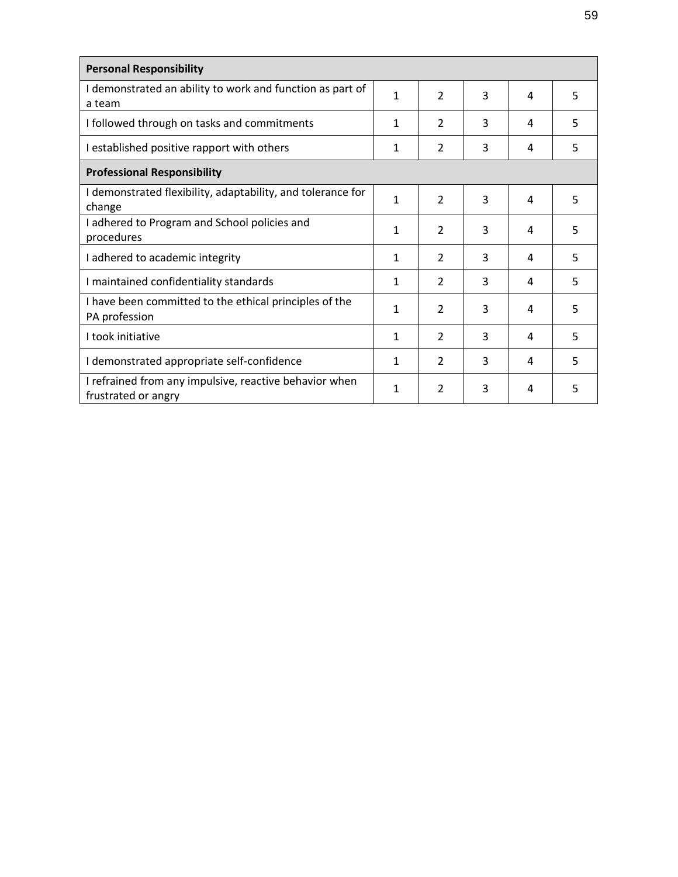| | | | | | |
|---|---|---|---|---|---|
| **Personal Responsibility** | | | | | |
| I demonstrated an ability to work and function as part of a team | 1 | 2 | 3 | 4 | 5 |
| I followed through on tasks and commitments | 1 | 2 | 3 | 4 | 5 |
| I established positive rapport with others | 1 | 2 | 3 | 4 | 5 |
| **Professional Responsibility** | | | | | |
| I demonstrated flexibility, adaptability, and tolerance for change | 1 | 2 | 3 | 4 | 5 |
| I adhered to Program and School policies and procedures | 1 | 2 | 3 | 4 | 5 |
| I adhered to academic integrity | 1 | 2 | 3 | 4 | 5 |
| I maintained confidentiality standards | 1 | 2 | 3 | 4 | 5 |
| I have been committed to the ethical principles of the PA profession | 1 | 2 | 3 | 4 | 5 |
| I took initiative | 1 | 2 | 3 | 4 | 5 |
| I demonstrated appropriate self-confidence | 1 | 2 | 3 | 4 | 5 |
| I refrained from any impulsive, reactive behavior when frustrated or angry | 1 | 2 | 3 | 4 | 5 |